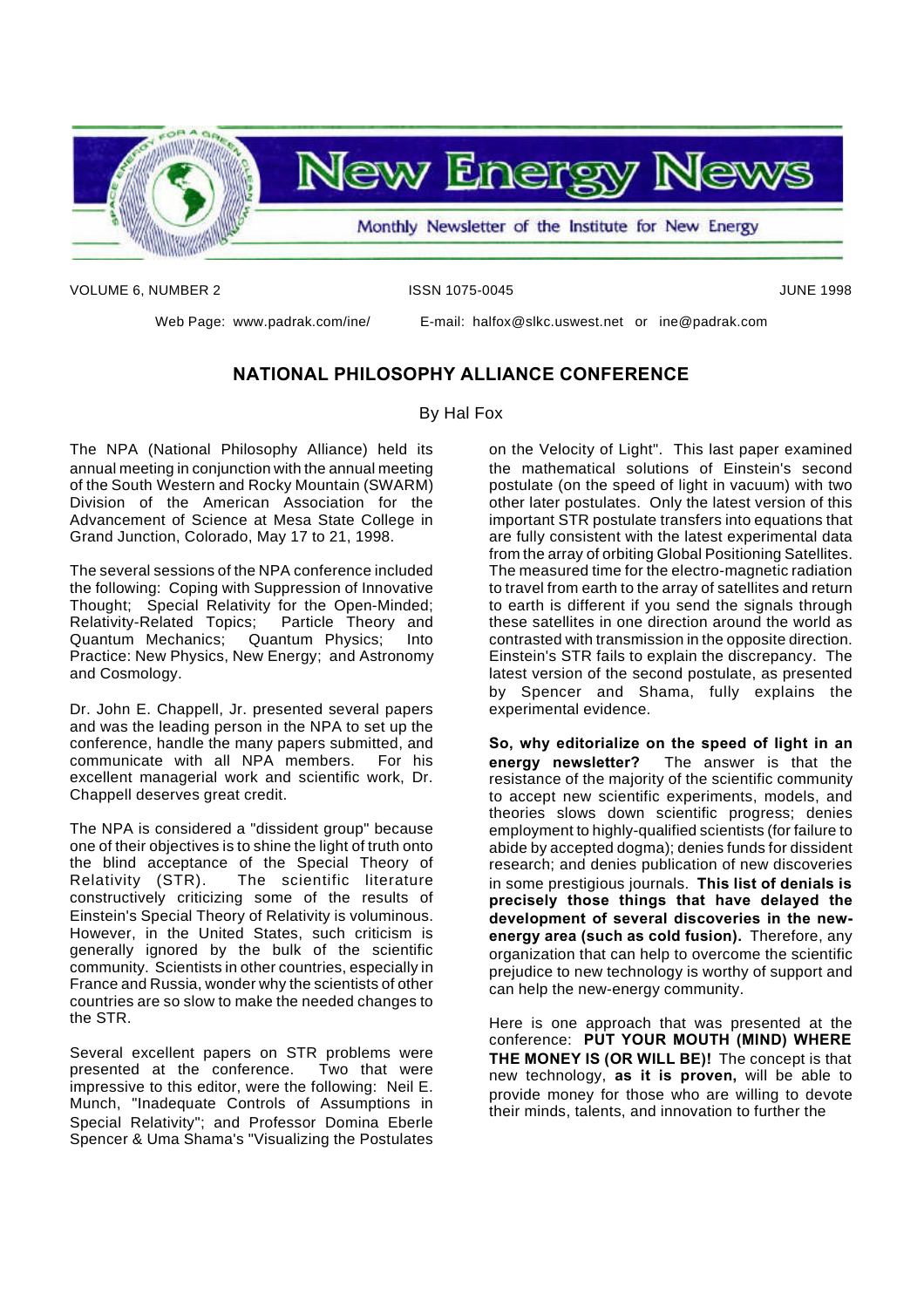# New Energy News

Monthly Newsletter of the Institute for New Energy

VOLUME 6, NUMBER 2 ISSN 1075-0045 JUNE 1998

Web Page: www.padrak.com/ine/ E-mail: halfox@slkc.uswest.net or ine@padrak.com

## NATIONAL PHILOSOPHY ALLIANCE CONFERENCE

By Hal Fox

The NPA (National Philosophy Alliance) held its annual meeting in conjunction with the annual meeting of the South Western and Rocky Mountain (SWARM) Division of the American Association for the Advancement of Science at Mesa State College in Grand Junction, Colorado, May 17 to 21, 1998.

The several sessions of the NPA conference included the following: Coping with Suppression of Innovative Thought; Special Relativity for the Open-Minded; Relativity-Related Topics; Particle Theory and Quantum Mechanics; Quantum Physics; Into Practice: New Physics, New Energy; and Astronomy and Cosmology.

Dr. John E. Chappell, Jr. presented several papers and was the leading person in the NPA to set up the conference, handle the many papers submitted, and communicate with all NPA members. For his excellent managerial work and scientific work, Dr. Chappell deserves great credit.

The NPA is considered a "dissident group" because one of their objectives is to shine the light of truth onto the blind acceptance of the Special Theory of Relativity (STR). The scientific literature constructively criticizing some of the results of Einstein's Special Theory of Relativity is voluminous. However, in the United States, such criticism is generally ignored by the bulk of the scientific community. Scientists in other countries, especially in France and Russia, wonder why the scientists of other countries are so slow to make the needed changes to the STR.

Several excellent papers on STR problems were presented at the conference. Two that were impressive to this editor, were the following: Neil E. Munch, "Inadequate Controls of Assumptions in Special Relativity"; and Professor Domina Eberle Spencer & Uma Shama's "Visualizing the Postulates on the Velocity of Light". This last paper examined the mathematical solutions of Einstein's second postulate (on the speed of light in vacuum) with two other later postulates. Only the latest version of this important STR postulate transfers into equations that are fully consistent with the latest experimental data from the array of orbiting Global Positioning Satellites. The measured time for the electro-magnetic radiation to travel from earth to the array of satellites and return to earth is different if you send the signals through these satellites in one direction around the world as contrasted with transmission in the opposite direction. Einstein's STR fails to explain the discrepancy. The latest version of the second postulate, as presented by Spencer and Shama, fully explains the experimental evidence.

**So, why editorialize on the speed of light in an energy newsletter?** The answer is that the resistance of the majority of the scientific community to accept new scientific experiments, models, and theories slows down scientific progress; denies employment to highly-qualified scientists (for failure to abide by accepted dogma); denies funds for dissident research; and denies publication of new discoveries in some prestigious journals. **This list of denials is precisely those things that have delayed the development of several discoveries in the new-energy area (such as cold fusion).** Therefore, any organization that can help to overcome the scientific prejudice to new technology is worthy of support and can help the new-energy community.

Here is one approach that was presented at the conference: **PUT YOUR MOUTH (MIND) WHERE THE MONEY IS (OR WILL BE)!** The concept is that new technology, **as it is proven,** will be able to provide money for those who are willing to devote their minds, talents, and innovation to further the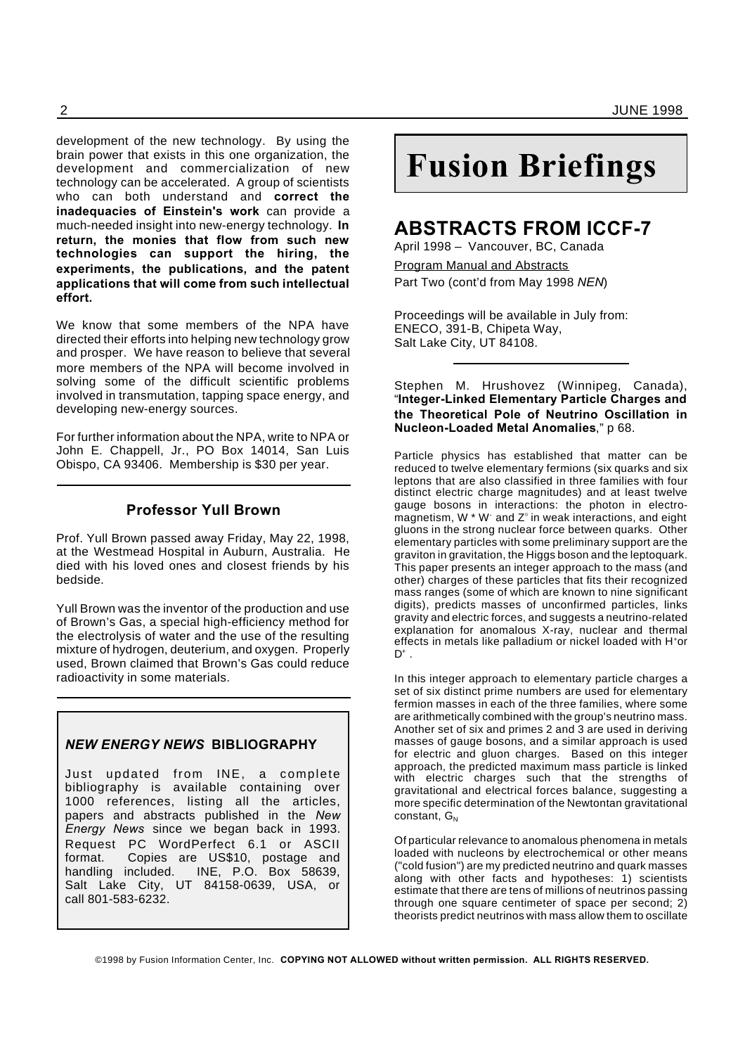development of the new technology. By using the brain power that exists in this one organization, the development and commercialization of new technology can be accelerated. A group of scientists who can both understand and **correct the inadequacies of Einstein's work** can provide a much-needed insight into new-energy technology. **In return, the monies that flow from such new technologies can support the hiring, the experiments, the publications, and the patent applications that will come from such intellectual effort.**

We know that some members of the NPA have directed their efforts into helping new technology grow and prosper. We have reason to believe that several more members of the NPA will become involved in solving some of the difficult scientific problems involved in transmutation, tapping space energy, and developing new-energy sources.

For further information about the NPA, write to NPA or John E. Chappell, Jr., PO Box 14014, San Luis Obispo, CA 93406. Membership is $30 per year.

### Professor Yull Brown

Prof. Yull Brown passed away Friday, May 22, 1998, at the Westmead Hospital in Auburn, Australia. He died with his loved ones and closest friends by his bedside.

Yull Brown was the inventor of the production and use of Brown's Gas, a special high-efficiency method for the electrolysis of water and the use of the resulting mixture of hydrogen, deuterium, and oxygen. Properly used, Brown claimed that Brown's Gas could reduce radioactivity in some materials.

### *NEW ENERGY NEWS* BIBLIOGRAPHY

Just updated from INE, a complete bibliography is available containing over 1000 references, listing all the articles, papers and abstracts published in the *New Energy News* since we began back in 1993. Request PC WordPerfect 6.1 or ASCII format. Copies are US$10, postage and handling included. INE, P.O. Box 58639, Salt Lake City, UT 84158-0639, USA, or call 801-583-6232.

# Fusion Briefings

## ABSTRACTS FROM ICCF-7

April 1998 – Vancouver, BC, Canada

Program Manual and Abstracts

Part Two (cont'd from May 1998 *NEN*)

Proceedings will be available in July from: ENECO, 391-B, Chipeta Way, Salt Lake City, UT 84108.

Stephen M. Hrushovez (Winnipeg, Canada), "**Integer-Linked Elementary Particle Charges and the Theoretical Pole of Neutrino Oscillation in Nucleon-Loaded Metal Anomalies**," p 68.

Particle physics has established that matter can be reduced to twelve elementary fermions (six quarks and six leptons that are also classified in three families with four distinct electric charge magnitudes) and at least twelve gauge bosons in interactions: the photon in electromagnetism, $W * W^-$ and $Z^\circ$ in weak interactions, and eight gluons in the strong nuclear force between quarks. Other elementary particles with some preliminary support are the graviton in gravitation, the Higgs boson and the leptoquark. This paper presents an integer approach to the mass (and other) charges of these particles that fits their recognized mass ranges (some of which are known to nine significant digits), predicts masses of unconfirmed particles, links gravity and electric forces, and suggests a neutrino-related explanation for anomalous X-ray, nuclear and thermal effects in metals like palladium or nickel loaded with $H^+$or $D^+$ .

In this integer approach to elementary particle charges a set of six distinct prime numbers are used for elementary fermion masses in each of the three families, where some are arithmetically combined with the group's neutrino mass. Another set of six and primes 2 and 3 are used in deriving masses of gauge bosons, and a similar approach is used for electric and gluon charges. Based on this integer approach, the predicted maximum mass particle is linked with electric charges such that the strengths of gravitational and electrical forces balance, suggesting a more specific determination of the Newtontan gravitational constant, $G_N$

Of particular relevance to anomalous phenomena in metals loaded with nucleons by electrochemical or other means ("cold fusion") are my predicted neutrino and quark masses along with other facts and hypotheses: 1) scientists estimate that there are tens of millions of neutrinos passing through one square centimeter of space per second; 2) theorists predict neutrinos with mass allow them to oscillate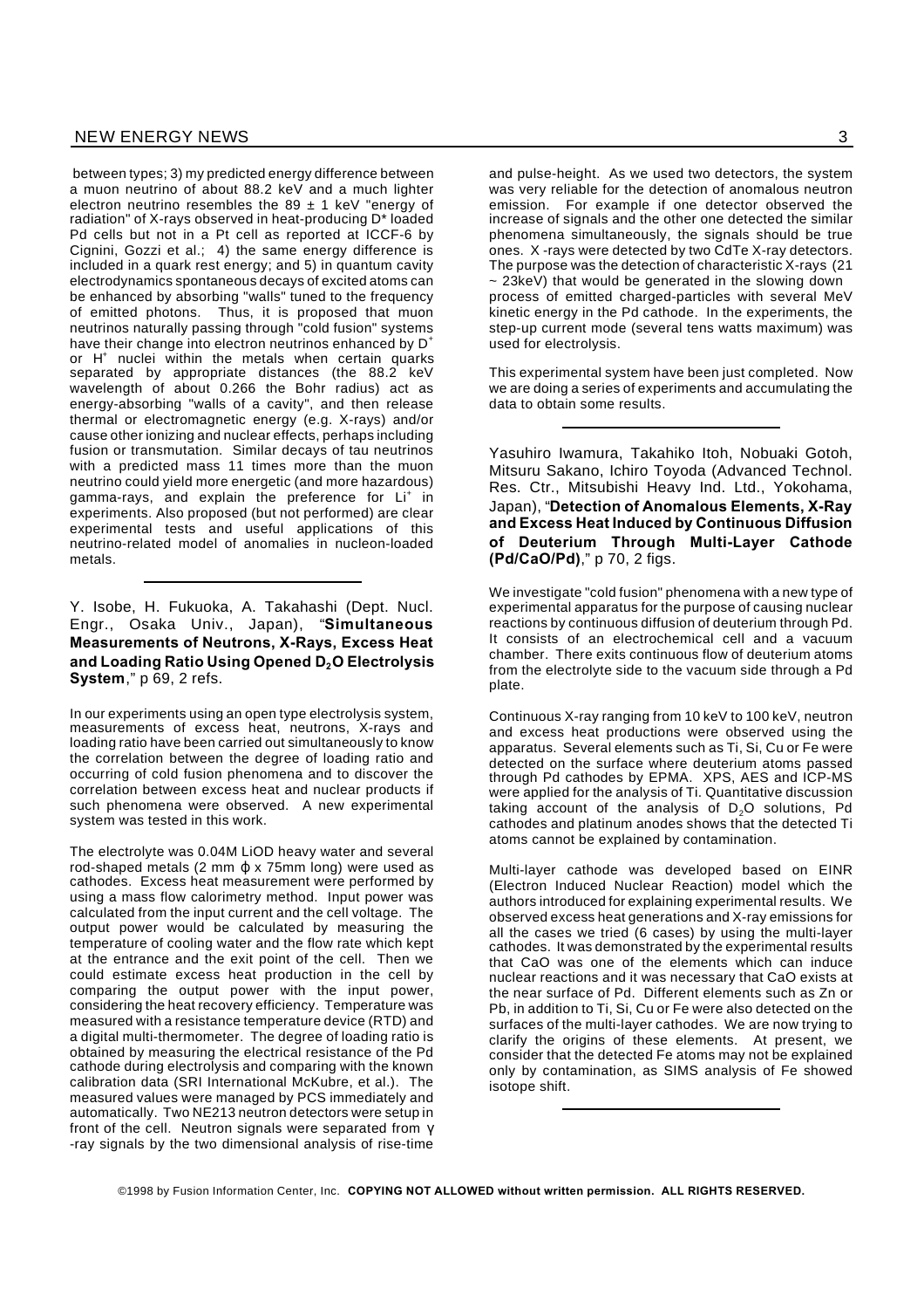between types; 3) my predicted energy difference between a muon neutrino of about 88.2 keV and a much lighter electron neutrino resembles the 89 ± 1 keV "energy of radiation" of X-rays observed in heat-producing D* loaded Pd cells but not in a Pt cell as reported at ICCF-6 by Cignini, Gozzi et al.; 4) the same energy difference is included in a quark rest energy; and 5) in quantum cavity electrodynamics spontaneous decays of excited atoms can be enhanced by absorbing "walls" tuned to the frequency of emitted photons. Thus, it is proposed that muon neutrinos naturally passing through "cold fusion" systems have their change into electron neutrinos enhanced by $D^+$ or $H^+$ nuclei within the metals when certain quarks separated by appropriate distances (the 88.2 keV wavelength of about 0.266 the Bohr radius) act as energy-absorbing "walls of a cavity", and then release thermal or electromagnetic energy (e.g. X-rays) and/or cause other ionizing and nuclear effects, perhaps including fusion or transmutation. Similar decays of tau neutrinos with a predicted mass 11 times more than the muon neutrino could yield more energetic (and more hazardous) gamma-rays, and explain the preference for $Li^+$ in experiments. Also proposed (but not performed) are clear experimental tests and useful applications of this neutrino-related model of anomalies in nucleon-loaded metals.

---

Y. Isobe, H. Fukuoka, A. Takahashi (Dept. Nucl. Engr., Osaka Univ., Japan), "**Simultaneous Measurements of Neutrons, X-Rays, Excess Heat and Loading Ratio Using Opened $D_2O$ Electrolysis System**," p 69, 2 refs.

In our experiments using an open type electrolysis system, measurements of excess heat, neutrons, X-rays and loading ratio have been carried out simultaneously to know the correlation between the degree of loading ratio and occurring of cold fusion phenomena and to discover the correlation between excess heat and nuclear products if such phenomena were observed. A new experimental system was tested in this work.

The electrolyte was 0.04M LiOD heavy water and several rod-shaped metals (2 mm ϕ x 75mm long) were used as cathodes. Excess heat measurement were performed by using a mass flow calorimetry method. Input power was calculated from the input current and the cell voltage. The output power would be calculated by measuring the temperature of cooling water and the flow rate which kept at the entrance and the exit point of the cell. Then we could estimate excess heat production in the cell by comparing the output power with the input power, considering the heat recovery efficiency. Temperature was measured with a resistance temperature device (RTD) and a digital multi-thermometer. The degree of loading ratio is obtained by measuring the electrical resistance of the Pd cathode during electrolysis and comparing with the known calibration data (SRI International McKubre, et al.). The measured values were managed by PCS immediately and automatically. Two NE213 neutron detectors were setup in front of the cell. Neutron signals were separated from γ -ray signals by the two dimensional analysis of rise-time and pulse-height. As we used two detectors, the system was very reliable for the detection of anomalous neutron emission. For example if one detector observed the increase of signals and the other one detected the similar phenomena simultaneously, the signals should be true ones. X -rays were detected by two CdTe X-ray detectors. The purpose was the detection of characteristic X-rays (21 ~ 23keV) that would be generated in the slowing down process of emitted charged-particles with several MeV kinetic energy in the Pd cathode. In the experiments, the step-up current mode (several tens watts maximum) was used for electrolysis.

This experimental system have been just completed. Now we are doing a series of experiments and accumulating the data to obtain some results.

---

Yasuhiro Iwamura, Takahiko Itoh, Nobuaki Gotoh, Mitsuru Sakano, Ichiro Toyoda (Advanced Technol. Res. Ctr., Mitsubishi Heavy Ind. Ltd., Yokohama, Japan), "**Detection of Anomalous Elements, X-Ray and Excess Heat Induced by Continuous Diffusion of Deuterium Through Multi-Layer Cathode (Pd/CaO/Pd)**," p 70, 2 figs.

We investigate "cold fusion" phenomena with a new type of experimental apparatus for the purpose of causing nuclear reactions by continuous diffusion of deuterium through Pd. It consists of an electrochemical cell and a vacuum chamber. There exits continuous flow of deuterium atoms from the electrolyte side to the vacuum side through a Pd plate.

Continuous X-ray ranging from 10 keV to 100 keV, neutron and excess heat productions were observed using the apparatus. Several elements such as Ti, Si, Cu or Fe were detected on the surface where deuterium atoms passed through Pd cathodes by EPMA. XPS, AES and ICP-MS were applied for the analysis of Ti. Quantitative discussion taking account of the analysis of $D_2O$ solutions, Pd cathodes and platinum anodes shows that the detected Ti atoms cannot be explained by contamination.

Multi-layer cathode was developed based on EINR (Electron Induced Nuclear Reaction) model which the authors introduced for explaining experimental results. We observed excess heat generations and X-ray emissions for all the cases we tried (6 cases) by using the multi-layer cathodes. It was demonstrated by the experimental results that CaO was one of the elements which can induce nuclear reactions and it was necessary that CaO exists at the near surface of Pd. Different elements such as Zn or Pb, in addition to Ti, Si, Cu or Fe were also detected on the surfaces of the multi-layer cathodes. We are now trying to clarify the origins of these elements. At present, we consider that the detected Fe atoms may not be explained only by contamination, as SIMS analysis of Fe showed isotope shift.

---

©1998 by Fusion Information Center, Inc. **COPYING NOT ALLOWED without written permission. ALL RIGHTS RESERVED.**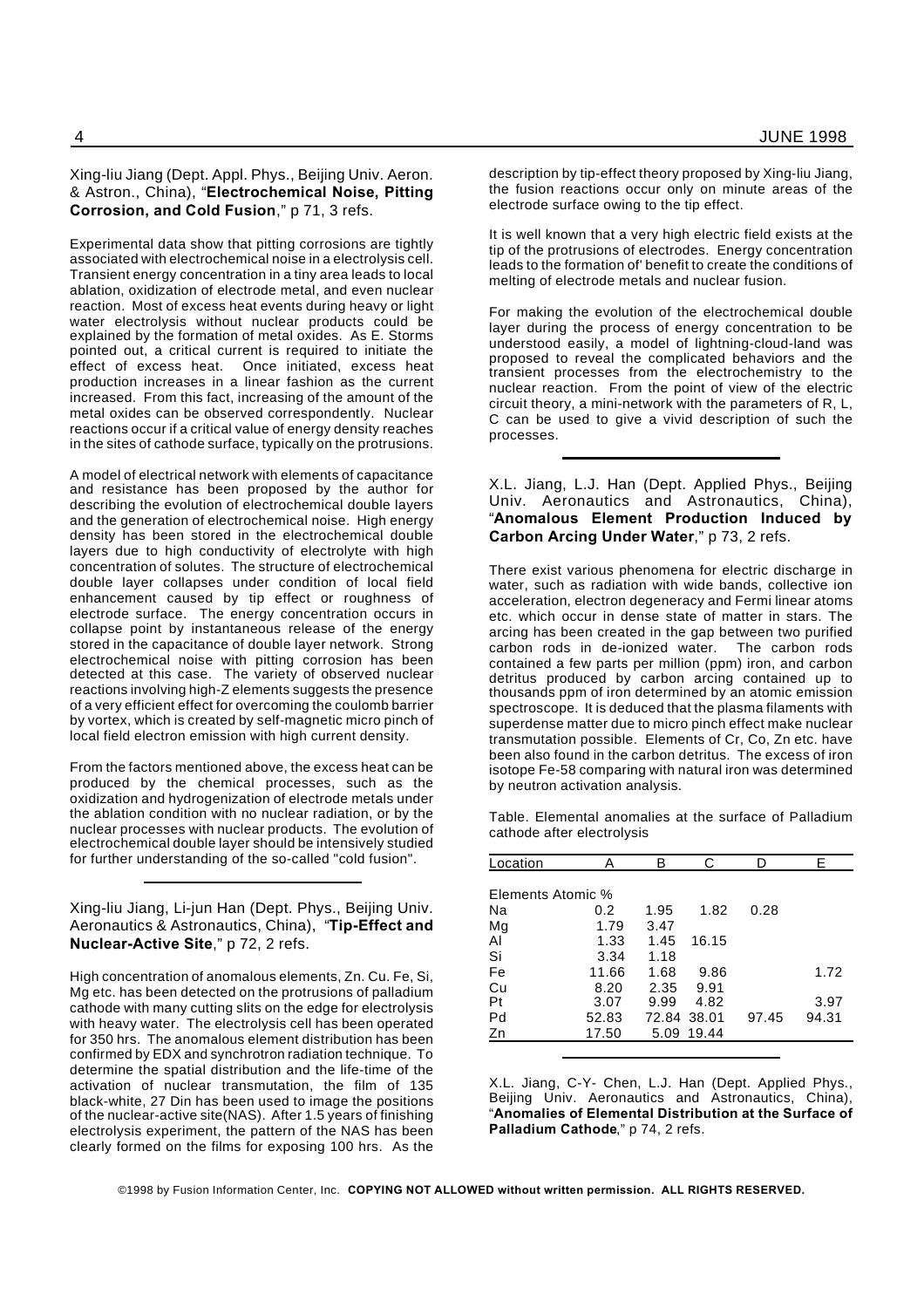Xing-liu Jiang (Dept. Appl. Phys., Beijing Univ. Aeron. & Astron., China), "**Electrochemical Noise, Pitting Corrosion, and Cold Fusion**," p 71, 3 refs.

Experimental data show that pitting corrosions are tightly associated with electrochemical noise in a electrolysis cell. Transient energy concentration in a tiny area leads to local ablation, oxidization of electrode metal, and even nuclear reaction. Most of excess heat events during heavy or light water electrolysis without nuclear products could be explained by the formation of metal oxides. As E. Storms pointed out, a critical current is required to initiate the effect of excess heat. Once initiated, excess heat production increases in a linear fashion as the current increased. From this fact, increasing of the amount of the metal oxides can be observed correspondently. Nuclear reactions occur if a critical value of energy density reaches in the sites of cathode surface, typically on the protrusions.

A model of electrical network with elements of capacitance and resistance has been proposed by the author for describing the evolution of electrochemical double layers and the generation of electrochemical noise. High energy density has been stored in the electrochemical double layers due to high conductivity of electrolyte with high concentration of solutes. The structure of electrochemical double layer collapses under condition of local field enhancement caused by tip effect or roughness of electrode surface. The energy concentration occurs in collapse point by instantaneous release of the energy stored in the capacitance of double layer network. Strong electrochemical noise with pitting corrosion has been detected at this case. The variety of observed nuclear reactions involving high-Z elements suggests the presence of a very efficient effect for overcoming the coulomb barrier by vortex, which is created by self-magnetic micro pinch of local field electron emission with high current density.

From the factors mentioned above, the excess heat can be produced by the chemical processes, such as the oxidization and hydrogenization of electrode metals under the ablation condition with no nuclear radiation, or by the nuclear processes with nuclear products. The evolution of electrochemical double layer should be intensively studied for further understanding of the so-called "cold fusion".

---

Xing-liu Jiang, Li-jun Han (Dept. Phys., Beijing Univ. Aeronautics & Astronautics, China), "**Tip-Effect and Nuclear-Active Site**," p 72, 2 refs.

High concentration of anomalous elements, Zn. Cu. Fe, Si, Mg etc. has been detected on the protrusions of palladium cathode with many cutting slits on the edge for electrolysis with heavy water. The electrolysis cell has been operated for 350 hrs. The anomalous element distribution has been confirmed by EDX and synchrotron radiation technique. To determine the spatial distribution and the life-time of the activation of nuclear transmutation, the film of 135 black-white, 27 Din has been used to image the positions of the nuclear-active site(NAS). After 1.5 years of finishing electrolysis experiment, the pattern of the NAS has been clearly formed on the films for exposing 100 hrs. As the description by tip-effect theory proposed by Xing-liu Jiang, the fusion reactions occur only on minute areas of the electrode surface owing to the tip effect.

It is well known that a very high electric field exists at the tip of the protrusions of electrodes. Energy concentration leads to the formation of' benefit to create the conditions of melting of electrode metals and nuclear fusion.

For making the evolution of the electrochemical double layer during the process of energy concentration to be understood easily, a model of lightning-cloud-land was proposed to reveal the complicated behaviors and the transient processes from the electrochemistry to the nuclear reaction. From the point of view of the electric circuit theory, a mini-network with the parameters of R, L, C can be used to give a vivid description of such the processes.

---

X.L. Jiang, L.J. Han (Dept. Applied Phys., Beijing Univ. Aeronautics and Astronautics, China), "**Anomalous Element Production Induced by Carbon Arcing Under Water**," p 73, 2 refs.

There exist various phenomena for electric discharge in water, such as radiation with wide bands, collective ion acceleration, electron degeneracy and Fermi linear atoms etc. which occur in dense state of matter in stars. The arcing has been created in the gap between two purified carbon rods in de-ionized water. The carbon rods contained a few parts per million (ppm) iron, and carbon detritus produced by carbon arcing contained up to thousands ppm of iron determined by an atomic emission spectroscope. It is deduced that the plasma filaments with superdense matter due to micro pinch effect make nuclear transmutation possible. Elements of Cr, Co, Zn etc. have been also found in the carbon detritus. The excess of iron isotope Fe-58 comparing with natural iron was determined by neutron activation analysis.

Table. Elemental anomalies at the surface of Palladium cathode after electrolysis

| Location | A | B | C | D | E |
|---|---|---|---|---|---|
| Elements Atomic % | | | | | |
| Na | 0.2 | 1.95 | 1.82 | 0.28 | |
| Mg | 1.79 | 3.47 | | | |
| Al | 1.33 | 1.45 | 16.15 | | |
| Si | 3.34 | 1.18 | | | |
| Fe | 11.66 | 1.68 | 9.86 | | 1.72 |
| Cu | 8.20 | 2.35 | 9.91 | | |
| Pt | 3.07 | 9.99 | 4.82 | | 3.97 |
| Pd | 52.83 | 72.84 | 38.01 | 97.45 | 94.31 |
| Zn | 17.50 | 5.09 | 19.44 | | |

---

X.L. Jiang, C-Y- Chen, L.J. Han (Dept. Applied Phys., Beijing Univ. Aeronautics and Astronautics, China), "**Anomalies of Elemental Distribution at the Surface of Palladium Cathode**," p 74, 2 refs.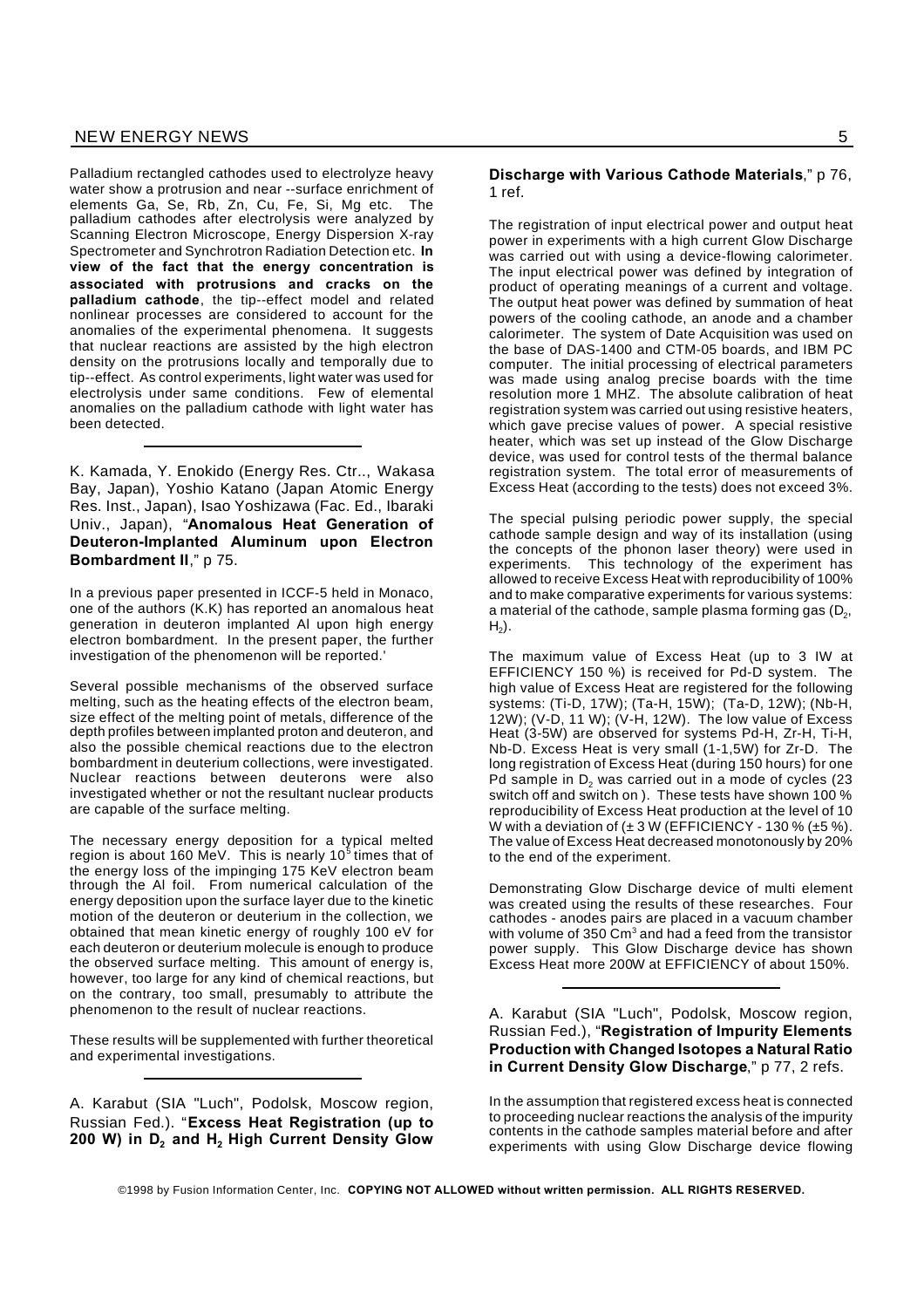Palladium rectangled cathodes used to electrolyze heavy water show a protrusion and near --surface enrichment of elements Ga, Se, Rb, Zn, Cu, Fe, Si, Mg etc. The palladium cathodes after electrolysis were analyzed by Scanning Electron Microscope, Energy Dispersion X-ray Spectrometer and Synchrotron Radiation Detection etc. **In view of the fact that the energy concentration is associated with protrusions and cracks on the palladium cathode**, the tip--effect model and related nonlinear processes are considered to account for the anomalies of the experimental phenomena. It suggests that nuclear reactions are assisted by the high electron density on the protrusions locally and temporally due to tip--effect. As control experiments, light water was used for electrolysis under same conditions. Few of elemental anomalies on the palladium cathode with light water has been detected.

---

K. Kamada, Y. Enokido (Energy Res. Ctr.., Wakasa Bay, Japan), Yoshio Katano (Japan Atomic Energy Res. Inst., Japan), Isao Yoshizawa (Fac. Ed., Ibaraki Univ., Japan), "**Anomalous Heat Generation of Deuteron-Implanted Aluminum upon Electron Bombardment II**," p 75.

In a previous paper presented in ICCF-5 held in Monaco, one of the authors (K.K) has reported an anomalous heat generation in deuteron implanted Al upon high energy electron bombardment. In the present paper, the further investigation of the phenomenon will be reported.'

Several possible mechanisms of the observed surface melting, such as the heating effects of the electron beam, size effect of the melting point of metals, difference of the depth profiles between implanted proton and deuteron, and also the possible chemical reactions due to the electron bombardment in deuterium collections, were investigated. Nuclear reactions between deuterons were also investigated whether or not the resultant nuclear products are capable of the surface melting.

The necessary energy deposition for a typical melted region is about 160 MeV. This is nearly $10^5$ times that of the energy loss of the impinging 175 KeV electron beam through the Al foil. From numerical calculation of the energy deposition upon the surface layer due to the kinetic motion of the deuteron or deuterium in the collection, we obtained that mean kinetic energy of roughly 100 eV for each deuteron or deuterium molecule is enough to produce the observed surface melting. This amount of energy is, however, too large for any kind of chemical reactions, but on the contrary, too small, presumably to attribute the phenomenon to the result of nuclear reactions.

These results will be supplemented with further theoretical and experimental investigations.

---

A. Karabut (SIA "Luch", Podolsk, Moscow region, Russian Fed.). "**Excess Heat Registration (up to 200 W) in $D_2$ and $H_2$ High Current Density Glow Discharge with Various Cathode Materials**," p 76, 1 ref.

The registration of input electrical power and output heat power in experiments with a high current Glow Discharge was carried out with using a device-flowing calorimeter. The input electrical power was defined by integration of product of operating meanings of a current and voltage. The output heat power was defined by summation of heat powers of the cooling cathode, an anode and a chamber calorimeter. The system of Date Acquisition was used on the base of DAS-1400 and CTM-05 boards, and IBM PC computer. The initial processing of electrical parameters was made using analog precise boards with the time resolution more 1 MHZ. The absolute calibration of heat registration system was carried out using resistive heaters, which gave precise values of power. A special resistive heater, which was set up instead of the Glow Discharge device, was used for control tests of the thermal balance registration system. The total error of measurements of Excess Heat (according to the tests) does not exceed 3%.

The special pulsing periodic power supply, the special cathode sample design and way of its installation (using the concepts of the phonon laser theory) were used in experiments. This technology of the experiment has allowed to receive Excess Heat with reproducibility of 100% and to make comparative experiments for various systems: a material of the cathode, sample plasma forming gas ($D_2$, $H_2$).

The maximum value of Excess Heat (up to 3 IW at EFFICIENCY 150 %) is received for Pd-D system. The high value of Excess Heat are registered for the following systems: (Ti-D, 17W); (Ta-H, 15W); (Ta-D, 12W); (Nb-H, 12W); (V-D, 11 W); (V-H, 12W). The low value of Excess Heat (3-5W) are observed for systems Pd-H, Zr-H, Ti-H, Nb-D. Excess Heat is very small (1-1,5W) for Zr-D. The long registration of Excess Heat (during 150 hours) for one Pd sample in $D_2$ was carried out in a mode of cycles (23 switch off and switch on ). These tests have shown 100 % reproducibility of Excess Heat production at the level of 10 W with a deviation of (± 3 W (EFFICIENCY - 130 % (±5 %). The value of Excess Heat decreased monotonously by 20% to the end of the experiment.

Demonstrating Glow Discharge device of multi element was created using the results of these researches. Four cathodes - anodes pairs are placed in a vacuum chamber with volume of 350 $Cm^3$ and had a feed from the transistor power supply. This Glow Discharge device has shown Excess Heat more 200W at EFFICIENCY of about 150%.

---

A. Karabut (SIA "Luch", Podolsk, Moscow region, Russian Fed.), "**Registration of Impurity Elements Production with Changed Isotopes a Natural Ratio in Current Density Glow Discharge**," p 77, 2 refs.

In the assumption that registered excess heat is connected to proceeding nuclear reactions the analysis of the impurity contents in the cathode samples material before and after experiments with using Glow Discharge device flowing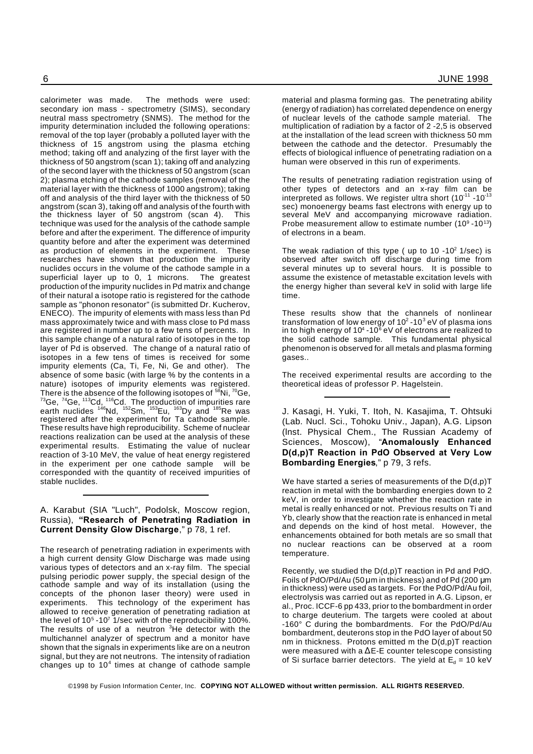calorimeter was made. The methods were used: secondary ion mass - spectrometry (SIMS), secondary neutral mass spectrometry (SNMS). The method for the impurity determination included the following operations: removal of the top layer (probably a polluted layer with the thickness of 15 angstrom using the plasma etching method; taking off and analyzing of the first layer with the thickness of 50 angstrom (scan 1); taking off and analyzing of the second layer with the thickness of 50 angstrom (scan 2); plasma etching of the cathode samples (removal of the material layer with the thickness of 1000 angstrom); taking off and analysis of the third layer with the thickness of 50 angstrom (scan 3), taking off and analysis of the fourth with the thickness layer of 50 angstrom (scan 4). This technique was used for the analysis of the cathode sample before and after the experiment. The difference of impurity quantity before and after the experiment was determined as production of elements in the experiment. These researches have shown that production the impurity nuclides occurs in the volume of the cathode sample in a superficial layer up to 0, 1 microns. The greatest production of the impurity nuclides in Pd matrix and change of their natural a isotope ratio is registered for the cathode sample as "phonon resonator" (is submitted Dr. Kucherov, ENECO). The impurity of elements with mass less than Pd mass approximately twice and with mass close to Pd mass are registered in number up to a few tens of percents. In this sample change of a natural ratio of isotopes in the top layer of Pd is observed. The change of a natural ratio of isotopes in a few tens of times is received for some impurity elements (Ca, Ti, Fe, Ni, Ge and other). The absence of some basic (with large % by the contents in a nature) isotopes of impurity elements was registered. There is the absence of the following isotopes of $^{58}$Ni, $^{70}$Ge, $^{73}$Ge, $^{74}$Ge, $^{113}$Cd, $^{116}$Cd. The production of impurities rare earth nuclides $^{146}$Nd, $^{152}$Sm, $^{153}$Eu, $^{163}$Dy and $^{185}$Re was registered after the experiment for Ta cathode sample. These results have high reproducibility. Scheme of nuclear reactions realization can be used at the analysis of these experimental results. Estimating the value of nuclear reaction of 3-10 MeV, the value of heat energy registered in the experiment per one cathode sample will be corresponded with the quantity of received impurities of stable nuclides.

---

A. Karabut (SIA "Luch", Podolsk, Moscow region, Russia), **"Research of Penetrating Radiation in Current Density Glow Discharge**," p 78, 1 ref.

The research of penetrating radiation in experiments with a high current density Glow Discharge was made using various types of detectors and an x-ray film. The special pulsing periodic power supply, the special design of the cathode sample and way of its installation (using the concepts of the phonon laser theory) were used in experiments. This technology of the experiment has allowed to receive generation of penetrating radiation at the level of $10^5$ -$10^7$ 1/sec with of the reproducibility 100%. The results of use of a neutron $^3$He detector with the multichannel analyzer of spectrum and a monitor have shown that the signals in experiments like are on a neutron signal, but they are not neutrons. The intensity of radiation changes up to $10^4$ times at change of cathode sample material and plasma forming gas. The penetrating ability (energy of radiation) has correlated dependence on energy of nuclear levels of the cathode sample material. The multiplication of radiation by a factor of 2 -2,5 is observed at the installation of the lead screen with thickness 50 mm between the cathode and the detector. Presumably the effects of biological influence of penetrating radiation on a human were observed in this run of experiments.

The results of penetrating radiation registration using of other types of detectors and an x-ray film can be interpreted as follows. We register ultra short ($10^{-11}$ -$10^{-13}$ sec) monoenergy beams fast electrons with energy up to several MeV and accompanying microwave radiation. Probe measurement allow to estimate number ($10^9$ -$10^{13}$) of electrons in a beam.

The weak radiation of this type ( up to 10 -$10^2$ 1/sec) is observed after switch off discharge during time from several minutes up to several hours. It is possible to assume the existence of metastable excitation levels with the energy higher than several keV in solid with large life time.

These results show that the channels of nonlinear transformation of low energy of $10^2$ -$10^3$ eV of plasma ions in to high energy of $10^4$ -$10^6$ eV of electrons are realized to the solid cathode sample. This fundamental physical phenomenon is observed for all metals and plasma forming gases..

The received experimental results are according to the theoretical ideas of professor P. Hagelstein.

---

J. Kasagi, H. Yuki, T. Itoh, N. Kasajima, T. Ohtsuki (Lab. Nucl. Sci., Tohoku Univ., Japan), A.G. Lipson (Inst. Physical Chem., The Russian Academy of Sciences, Moscow), "**Anomalously Enhanced D(d,p)T Reaction in PdO Observed at Very Low Bombarding Energies**," p 79, 3 refs.

We have started a series of measurements of the D(d,p)T reaction in metal with the bombarding energies down to 2 keV, in order to investigate whether the reaction rate in metal is really enhanced or not. Previous results on Ti and Yb, clearly show that the reaction rate is enhanced in metal and depends on the kind of host metal. However, the enhancements obtained for both metals are so small that no nuclear reactions can be observed at a room temperature.

Recently, we studied the D(d,p)T reaction in Pd and PdO. Foils of PdO/Pd/Au (50 μm in thickness) and of Pd (200 μm in thickness) were used as targets. For the PdO/Pd/Au foil, electrolysis was carried out as reported in A.G. Lipson, er al., Proc. ICCF-6 pp 433, prior to the bombardment in order to charge deuterium. The targets were cooled at about -160° C during the bombardments. For the PdO/Pd/Au bombardment, deuterons stop in the PdO layer of about 50 nm in thickness. Protons emitted m the D(d,p)T reaction were measured with a ΔE-E counter telescope consisting of Si surface barrier detectors. The yield at $E_d$ = 10 keV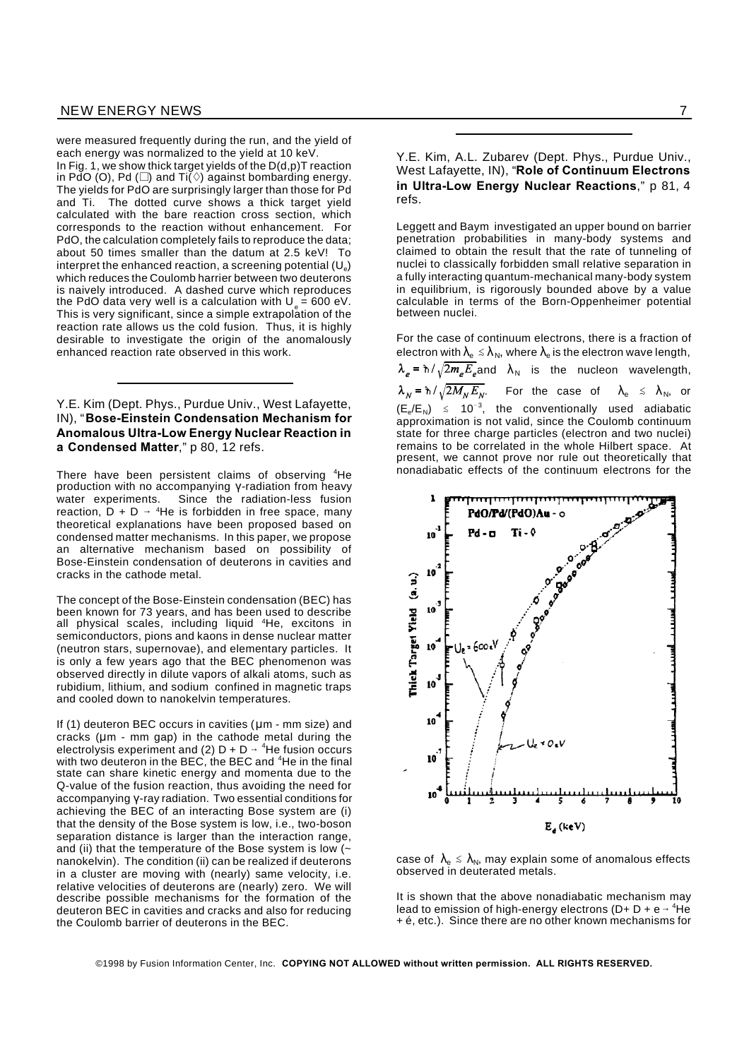were measured frequently during the run, and the yield of each energy was normalized to the yield at 10 keV.

In Fig. 1, we show thick target yields of the D(d,p)T reaction in PdO (O), Pd (□) and Ti(◊) against bombarding energy. The yields for PdO are surprisingly larger than those for Pd and Ti. The dotted curve shows a thick target yield calculated with the bare reaction cross section, which corresponds to the reaction without enhancement. For PdO, the calculation completely fails to reproduce the data; about 50 times smaller than the datum at 2.5 keV! To interpret the enhanced reaction, a screening potential ($U_e$) which reduces the Coulomb harrier between two deuterons is naively introduced. A dashed curve which reproduces the PdO data very well is a calculation with $U_e$ = 600 eV. This is very significant, since a simple extrapolation of the reaction rate allows us the cold fusion. Thus, it is highly desirable to investigate the origin of the anomalously enhanced reaction rate observed in this work.

---

Y.E. Kim (Dept. Phys., Purdue Univ., West Lafayette, IN), "**Bose-Einstein Condensation Mechanism for Anomalous Ultra-Low Energy Nuclear Reaction in a Condensed Matter**," p 80, 12 refs.

There have been persistent claims of observing $^4$He production with no accompanying γ-radiation from heavy water experiments. Since the radiation-less fusion reaction, D + D → $^4$He is forbidden in free space, many theoretical explanations have been proposed based on condensed matter mechanisms. In this paper, we propose an alternative mechanism based on possibility of Bose-Einstein condensation of deuterons in cavities and cracks in the cathode metal.

The concept of the Bose-Einstein condensation (BEC) has been known for 73 years, and has been used to describe all physical scales, including liquid $^4$He, excitons in semiconductors, pions and kaons in dense nuclear matter (neutron stars, supernovae), and elementary particles. It is only a few years ago that the BEC phenomenon was observed directly in dilute vapors of alkali atoms, such as rubidium, lithium, and sodium confined in magnetic traps and cooled down to nanokelvin temperatures.

If (1) deuteron BEC occurs in cavities (μm - mm size) and cracks (μm - mm gap) in the cathode metal during the electrolysis experiment and (2) D + D → $^4$He fusion occurs with two deuteron in the BEC, the BEC and $^4$He in the final state can share kinetic energy and momenta due to the Q-value of the fusion reaction, thus avoiding the need for accompanying γ-ray radiation. Two essential conditions for achieving the BEC of an interacting Bose system are (i) that the density of the Bose system is low, i.e., two-boson separation distance is larger than the interaction range, and (ii) that the temperature of the Bose system is low (~ nanokelvin). The condition (ii) can be realized if deuterons in a cluster are moving with (nearly) same velocity, i.e. relative velocities of deuterons are (nearly) zero. We will describe possible mechanisms for the formation of the deuteron BEC in cavities and cracks and also for reducing the Coulomb barrier of deuterons in the BEC.

---

Y.E. Kim, A.L. Zubarev (Dept. Phys., Purdue Univ., West Lafayette, IN), "**Role of Continuum Electrons in Ultra-Low Energy Nuclear Reactions**," p 81, 4 refs.

Leggett and Baym investigated an upper bound on barrier penetration probabilities in many-body systems and claimed to obtain the result that the rate of tunneling of nuclei to classically forbidden small relative separation in a fully interacting quantum-mechanical many-body system in equilibrium, is rigorously bounded above by a value calculable in terms of the Born-Oppenheimer potential between nuclei.

For the case of continuum electrons, there is a fraction of electron with $\lambda_e \lesssim \lambda_N$, where $\lambda_e$ is the electron wave length, $\lambda_e = \hbar/\sqrt{2m_e E_e}$ and $\lambda_N$ is the nucleon wavelength, $\lambda_N = \hbar/\sqrt{2M_N E_N}$. For the case of $\lambda_e \lesssim \lambda_N$, or $(E_e/E_N) \lesssim 10^{-3}$, the conventionally used adiabatic approximation is not valid, since the Coulomb continuum state for three charge particles (electron and two nuclei) remains to be correlated in the whole Hilbert space. At present, we cannot prove nor rule out theoretically that nonadiabatic effects of the continuum electrons for the case of $\lambda_e \lesssim \lambda_N$, may explain some of anomalous effects observed in deuterated metals.

It is shown that the above nonadiabatic mechanism may lead to emission of high-energy electrons (D+ D + e → $^4$He + é, etc.). Since there are no other known mechanisms for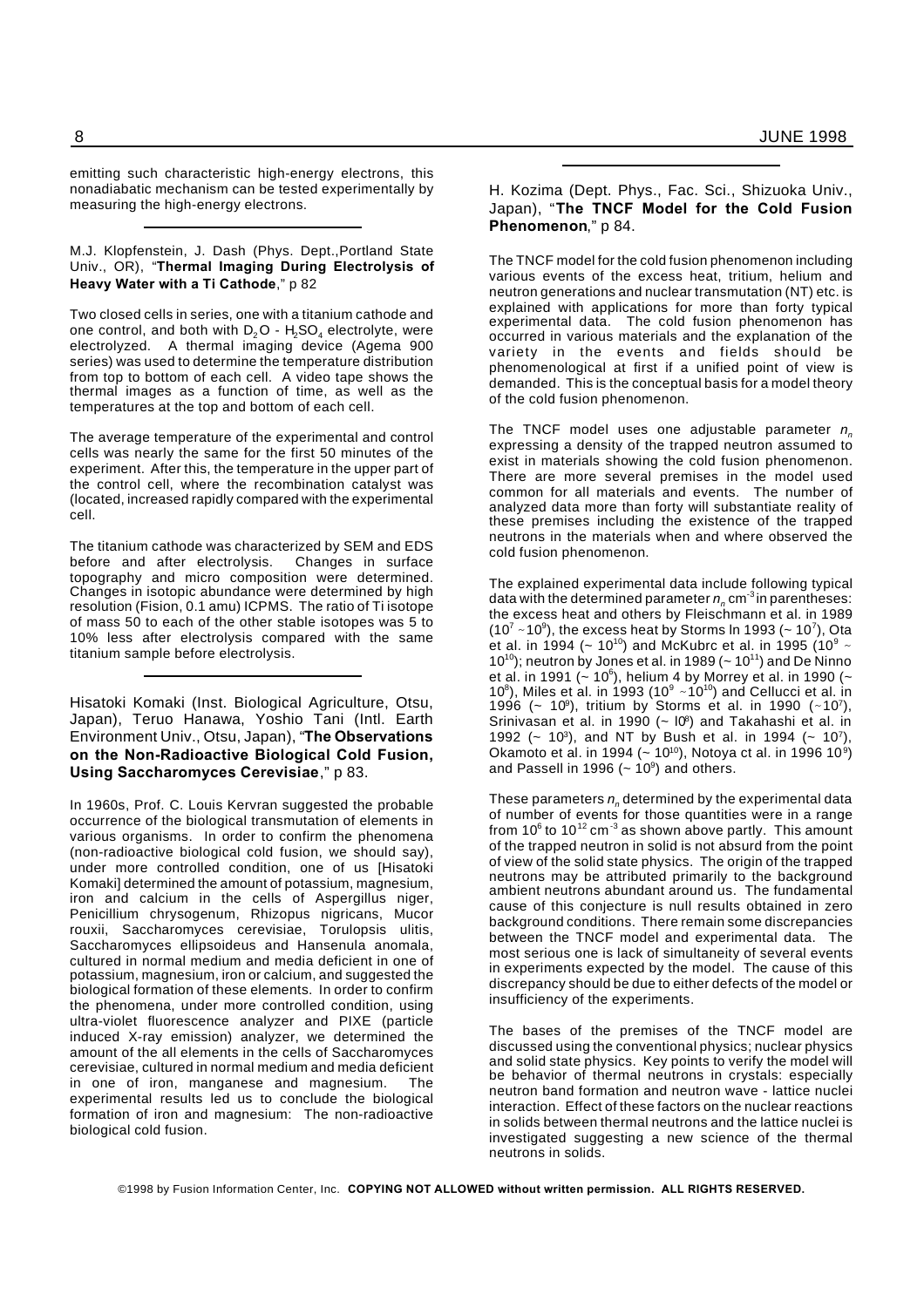emitting such characteristic high-energy electrons, this nonadiabatic mechanism can be tested experimentally by measuring the high-energy electrons.

---

M.J. Klopfenstein, J. Dash (Phys. Dept.,Portland State Univ., OR), "**Thermal Imaging During Electrolysis of Heavy Water with a Ti Cathode**," p 82

Two closed cells in series, one with a titanium cathode and one control, and both with $D_2O$ - $H_2SO_4$ electrolyte, were electrolyzed. A thermal imaging device (Agema 900 series) was used to determine the temperature distribution from top to bottom of each cell. A video tape shows the thermal images as a function of time, as well as the temperatures at the top and bottom of each cell.

The average temperature of the experimental and control cells was nearly the same for the first 50 minutes of the experiment. After this, the temperature in the upper part of the control cell, where the recombination catalyst was (located, increased rapidly compared with the experimental cell.

The titanium cathode was characterized by SEM and EDS before and after electrolysis. Changes in surface topography and micro composition were determined. Changes in isotopic abundance were determined by high resolution (Fision, 0.1 amu) ICPMS. The ratio of Ti isotope of mass 50 to each of the other stable isotopes was 5 to 10% less after electrolysis compared with the same titanium sample before electrolysis.

---

Hisatoki Komaki (Inst. Biological Agriculture, Otsu, Japan), Teruo Hanawa, Yoshio Tani (Intl. Earth Environment Univ., Otsu, Japan), "**The Observations on the Non-Radioactive Biological Cold Fusion, Using Saccharomyces Cerevisiae**," p 83.

In 1960s, Prof. C. Louis Kervran suggested the probable occurrence of the biological transmutation of elements in various organisms. In order to confirm the phenomena (non-radioactive biological cold fusion, we should say), under more controlled condition, one of us [Hisatoki Komaki] determined the amount of potassium, magnesium, iron and calcium in the cells of Aspergillus niger, Penicillium chrysogenum, Rhizopus nigricans, Mucor rouxii, Saccharomyces cerevisiae, Torulopsis ulitis, Saccharomyces ellipsoideus and Hansenula anomala, cultured in normal medium and media deficient in one of potassium, magnesium, iron or calcium, and suggested the biological formation of these elements. In order to confirm the phenomena, under more controlled condition, using ultra-violet fluorescence analyzer and PIXE (particle induced X-ray emission) analyzer, we determined the amount of the all elements in the cells of Saccharomyces cerevisiae, cultured in normal medium and media deficient in one of iron, manganese and magnesium. The experimental results led us to conclude the biological formation of iron and magnesium: The non-radioactive biological cold fusion.

---

H. Kozima (Dept. Phys., Fac. Sci., Shizuoka Univ., Japan), "**The TNCF Model for the Cold Fusion Phenomenon**," p 84.

The TNCF model for the cold fusion phenomenon including various events of the excess heat, tritium, helium and neutron generations and nuclear transmutation (NT) etc. is explained with applications for more than forty typical experimental data. The cold fusion phenomenon has occurred in various materials and the explanation of the variety in the events and fields should be phenomenological at first if a unified point of view is demanded. This is the conceptual basis for a model theory of the cold fusion phenomenon.

The TNCF model uses one adjustable parameter $n_n$ expressing a density of the trapped neutron assumed to exist in materials showing the cold fusion phenomenon. There are more several premises in the model used common for all materials and events. The number of analyzed data more than forty will substantiate reality of these premises including the existence of the trapped neutrons in the materials when and where observed the cold fusion phenomenon.

The explained experimental data include following typical data with the determined parameter $n_n$ $cm^{-3}$ in parentheses: the excess heat and others by Fleischmann et al. in 1989 ($10^7$ ~ $10^9$), the excess heat by Storms ln 1993 (~ $10^7$), Ota et al. in 1994 (~ $10^{10}$) and McKubrc et al. in 1995 ($10^9$ ~ $10^{10}$); neutron by Jones et al. in 1989 (~ $10^{11}$) and De Ninno et al. in 1991 (~ $10^6$), helium 4 by Morrey et al. in 1990 (~ $10^8$), Miles et al. in 1993 ($10^9$ ~ $10^{10}$) and Cellucci et al. in 1996 (~ $10^9$), tritium by Storms et al. in 1990 (~ $10^7$), Srinivasan et al. in 1990 (~ $10^8$) and Takahashi et al. in 1992 (~ $10^3$), and NT by Bush et al. in 1994 (~ $10^7$), Okamoto et al. in 1994 (~ $10^{10}$), Notoya ct al. in 1996 $10^9$) and Passell in 1996 (~ $10^9$) and others.

These parameters $n_n$ determined by the experimental data of number of events for those quantities were in a range from $10^6$ to $10^{12}$ $cm^{-3}$ as shown above partly. This amount of the trapped neutron in solid is not absurd from the point of view of the solid state physics. The origin of the trapped neutrons may be attributed primarily to the background ambient neutrons abundant around us. The fundamental cause of this conjecture is null results obtained in zero background conditions. There remain some discrepancies between the TNCF model and experimental data. The most serious one is lack of simultaneity of several events in experiments expected by the model. The cause of this discrepancy should be due to either defects of the model or insufficiency of the experiments.

The bases of the premises of the TNCF model are discussed using the conventional physics; nuclear physics and solid state physics. Key points to verify the model will be behavior of thermal neutrons in crystals: especially neutron band formation and neutron wave - lattice nuclei interaction. Effect of these factors on the nuclear reactions in solids between thermal neutrons and the lattice nuclei is investigated suggesting a new science of the thermal neutrons in solids.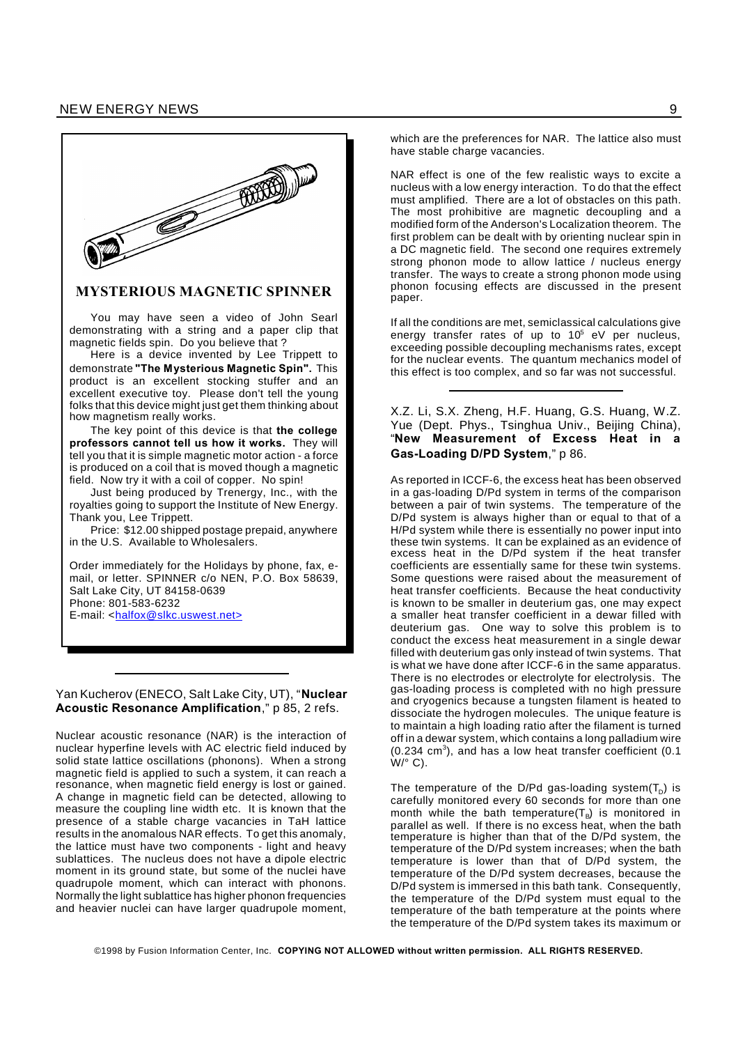## MYSTERIOUS MAGNETIC SPINNER

You may have seen a video of John Searl demonstrating with a string and a paper clip that magnetic fields spin. Do you believe that ?

Here is a device invented by Lee Trippett to demonstrate **"The Mysterious Magnetic Spin".** This product is an excellent stocking stuffer and an excellent executive toy. Please don't tell the young folks that this device might just get them thinking about how magnetism really works.

The key point of this device is that **the college professors cannot tell us how it works.** They will tell you that it is simple magnetic motor action - a force is produced on a coil that is moved though a magnetic field. Now try it with a coil of copper. No spin!

Just being produced by Trenergy, Inc., with the royalties going to support the Institute of New Energy. Thank you, Lee Trippett.

Price: $12.00 shipped postage prepaid, anywhere in the U.S. Available to Wholesalers.

Order immediately for the Holidays by phone, fax, e-mail, or letter. SPINNER c/o NEN, P.O. Box 58639, Salt Lake City, UT 84158-0639
Phone: 801-583-6232
E-mail: <halfox@slkc.uswest.net>

---

Yan Kucherov (ENECO, Salt Lake City, UT), "**Nuclear Acoustic Resonance Amplification**," p 85, 2 refs.

Nuclear acoustic resonance (NAR) is the interaction of nuclear hyperfine levels with AC electric field induced by solid state lattice oscillations (phonons). When a strong magnetic field is applied to such a system, it can reach a resonance, when magnetic field energy is lost or gained. A change in magnetic field can be detected, allowing to measure the coupling line width etc. It is known that the presence of a stable charge vacancies in TaH lattice results in the anomalous NAR effects. To get this anomaly, the lattice must have two components - light and heavy sublattices. The nucleus does not have a dipole electric moment in its ground state, but some of the nuclei have quadrupole moment, which can interact with phonons. Normally the light sublattice has higher phonon frequencies and heavier nuclei can have larger quadrupole moment, which are the preferences for NAR. The lattice also must have stable charge vacancies.

NAR effect is one of the few realistic ways to excite a nucleus with a low energy interaction. To do that the effect must amplified. There are a lot of obstacles on this path. The most prohibitive are magnetic decoupling and a modified form of the Anderson's Localization theorem. The first problem can be dealt with by orienting nuclear spin in a DC magnetic field. The second one requires extremely strong phonon mode to allow lattice / nucleus energy transfer. The ways to create a strong phonon mode using phonon focusing effects are discussed in the present paper.

If all the conditions are met, semiclassical calculations give energy transfer rates of up to $10^5$ eV per nucleus, exceeding possible decoupling mechanisms rates, except for the nuclear events. The quantum mechanics model of this effect is too complex, and so far was not successful.

---

X.Z. Li, S.X. Zheng, H.F. Huang, G.S. Huang, W.Z. Yue (Dept. Phys., Tsinghua Univ., Beijing China), "**New Measurement of Excess Heat in a Gas-Loading D/PD System**," p 86.

As reported in ICCF-6, the excess heat has been observed in a gas-loading D/Pd system in terms of the comparison between a pair of twin systems. The temperature of the D/Pd system is always higher than or equal to that of a H/Pd system while there is essentially no power input into these twin systems. It can be explained as an evidence of excess heat in the D/Pd system if the heat transfer coefficients are essentially same for these twin systems. Some questions were raised about the measurement of heat transfer coefficients. Because the heat conductivity is known to be smaller in deuterium gas, one may expect a smaller heat transfer coefficient in a dewar filled with deuterium gas. One way to solve this problem is to conduct the excess heat measurement in a single dewar filled with deuterium gas only instead of twin systems. That is what we have done after ICCF-6 in the same apparatus. There is no electrodes or electrolyte for electrolysis. The gas-loading process is completed with no high pressure and cryogenics because a tungsten filament is heated to dissociate the hydrogen molecules. The unique feature is to maintain a high loading ratio after the filament is turned off in a dewar system, which contains a long palladium wire ($0.234$ cm$^3$), and has a low heat transfer coefficient (0.1 W/° C).

The temperature of the D/Pd gas-loading system($T_D$) is carefully monitored every 60 seconds for more than one month while the bath temperature($T_B$) is monitored in parallel as well. If there is no excess heat, when the bath temperature is higher than that of the D/Pd system, the temperature of the D/Pd system increases; when the bath temperature is lower than that of D/Pd system, the temperature of the D/Pd system decreases, because the D/Pd system is immersed in this bath tank. Consequently, the temperature of the D/Pd system must equal to the temperature of the bath temperature at the points where the temperature of the D/Pd system takes its maximum or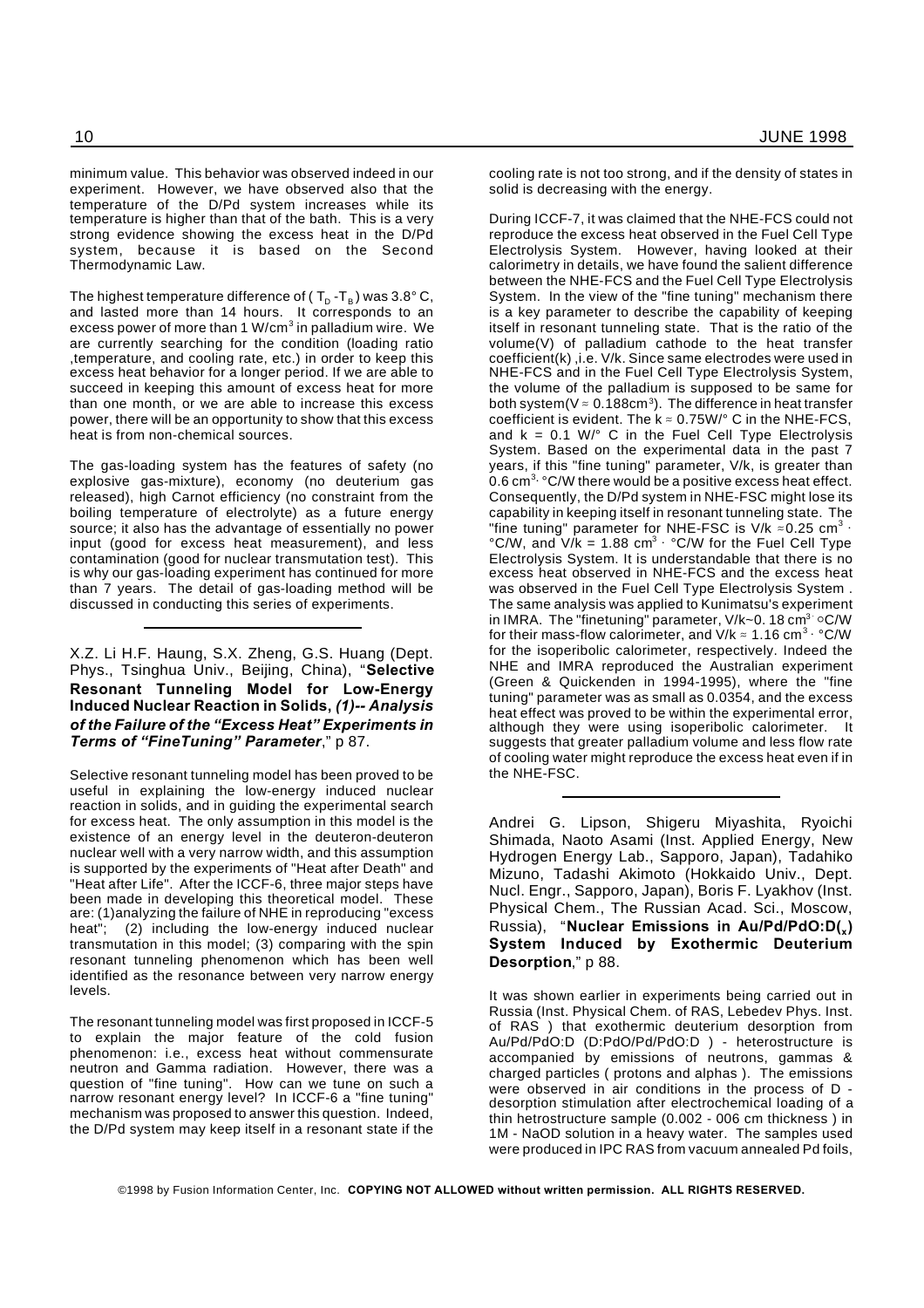minimum value. This behavior was observed indeed in our experiment. However, we have observed also that the temperature of the D/Pd system increases while its temperature is higher than that of the bath. This is a very strong evidence showing the excess heat in the D/Pd system, because it is based on the Second Thermodynamic Law.

The highest temperature difference of ( $T_D$ - $T_B$ ) was 3.8° C, and lasted more than 14 hours. It corresponds to an excess power of more than 1 W/$cm^3$ in palladium wire. We are currently searching for the condition (loading ratio ,temperature, and cooling rate, etc.) in order to keep this excess heat behavior for a longer period. If we are able to succeed in keeping this amount of excess heat for more than one month, or we are able to increase this excess power, there will be an opportunity to show that this excess heat is from non-chemical sources.

The gas-loading system has the features of safety (no explosive gas-mixture), economy (no deuterium gas released), high Carnot efficiency (no constraint from the boiling temperature of electrolyte) as a future energy source; it also has the advantage of essentially no power input (good for excess heat measurement), and less contamination (good for nuclear transmutation test). This is why our gas-loading experiment has continued for more than 7 years. The detail of gas-loading method will be discussed in conducting this series of experiments.

---

X.Z. Li H.F. Haung, S.X. Zheng, G.S. Huang (Dept. Phys., Tsinghua Univ., Beijing, China), "**Selective Resonant Tunneling Model for Low-Energy Induced Nuclear Reaction in Solids, *(1)-- Analysis of the Failure of the "Excess Heat" Experiments in Terms of "FineTuning" Parameter***," p 87.

Selective resonant tunneling model has been proved to be useful in explaining the low-energy induced nuclear reaction in solids, and in guiding the experimental search for excess heat. The only assumption in this model is the existence of an energy level in the deuteron-deuteron nuclear well with a very narrow width, and this assumption is supported by the experiments of "Heat after Death" and "Heat after Life". After the ICCF-6, three major steps have been made in developing this theoretical model. These are: (1)analyzing the failure of NHE in reproducing "excess heat"; (2) including the low-energy induced nuclear transmutation in this model; (3) comparing with the spin resonant tunneling phenomenon which has been well identified as the resonance between very narrow energy levels.

The resonant tunneling model was first proposed in ICCF-5 to explain the major feature of the cold fusion phenomenon: i.e., excess heat without commensurate neutron and Gamma radiation. However, there was a question of "fine tuning". How can we tune on such a narrow resonant energy level? In ICCF-6 a "fine tuning" mechanism was proposed to answer this question. Indeed, the D/Pd system may keep itself in a resonant state if the cooling rate is not too strong, and if the density of states in solid is decreasing with the energy.

During ICCF-7, it was claimed that the NHE-FCS could not reproduce the excess heat observed in the Fuel Cell Type Electrolysis System. However, having looked at their calorimetry in details, we have found the salient difference between the NHE-FCS and the Fuel Cell Type Electrolysis System. In the view of the "fine tuning" mechanism there is a key parameter to describe the capability of keeping itself in resonant tunneling state. That is the ratio of the volume(V) of palladium cathode to the heat transfer coefficient(k) ,i.e. V/k. Since same electrodes were used in NHE-FCS and in the Fuel Cell Type Electrolysis System, the volume of the palladium is supposed to be same for both system($V \approx 0.188cm^3$). The difference in heat transfer coefficient is evident. The $k \approx 0.75$W/° C in the NHE-FCS, and k = 0.1 W/° C in the Fuel Cell Type Electrolysis System. Based on the experimental data in the past 7 years, if this "fine tuning" parameter, V/k, is greater than 0.6 $cm^3$·°C/W there would be a positive excess heat effect. Consequently, the D/Pd system in NHE-FSC might lose its capability in keeping itself in resonant tunneling state. The "fine tuning" parameter for NHE-FSC is V/k ≈0.25 $cm^3$ · °C/W, and V/k = 1.88 $cm^3$ · °C/W for the Fuel Cell Type Electrolysis System. It is understandable that there is no excess heat observed in NHE-FCS and the excess heat was observed in the Fuel Cell Type Electrolysis System . The same analysis was applied to Kunimatsu's experiment in IMRA. The "finetuning" parameter, V/k~0. 18 $cm^3$·°C/W for their mass-flow calorimeter, and V/k ≈ 1.16 $cm^3$ · °C/W for the isoperibolic calorimeter, respectively. Indeed the NHE and IMRA reproduced the Australian experiment (Green & Quickenden in 1994-1995), where the "fine tuning" parameter was as small as 0.0354, and the excess heat effect was proved to be within the experimental error, although they were using isoperibolic calorimeter. It suggests that greater palladium volume and less flow rate of cooling water might reproduce the excess heat even if in the NHE-FSC.

---

Andrei G. Lipson, Shigeru Miyashita, Ryoichi Shimada, Naoto Asami (Inst. Applied Energy, New Hydrogen Energy Lab., Sapporo, Japan), Tadahiko Mizuno, Tadashi Akimoto (Hokkaido Univ., Dept. Nucl. Engr., Sapporo, Japan), Boris F. Lyakhov (Inst. Physical Chem., The Russian Acad. Sci., Moscow, Russia), "**Nuclear Emissions in Au/Pd/PdO:$D_{(x)}$ System Induced by Exothermic Deuterium Desorption**," p 88.

It was shown earlier in experiments being carried out in Russia (Inst. Physical Chem. of RAS, Lebedev Phys. Inst. of RAS ) that exothermic deuterium desorption from Au/Pd/PdO:D (D:PdO/Pd/PdO:D ) - heterostructure is accompanied by emissions of neutrons, gammas & charged particles ( protons and alphas ). The emissions were observed in air conditions in the process of D - desorption stimulation after electrochemical loading of a thin hetrostructure sample (0.002 - 006 cm thickness ) in 1M - NaOD solution in a heavy water. The samples used were produced in IPC RAS from vacuum annealed Pd foils,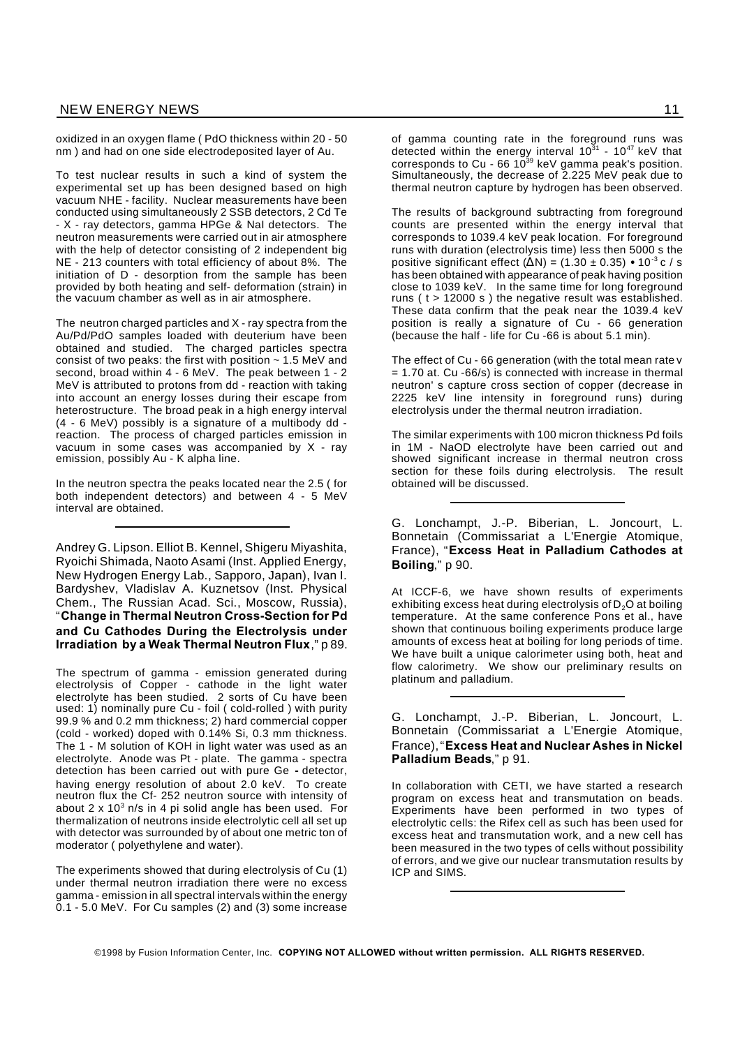oxidized in an oxygen flame ( PdO thickness within 20 - 50 nm ) and had on one side electrodeposited layer of Au.

To test nuclear results in such a kind of system the experimental set up has been designed based on high vacuum NHE - facility. Nuclear measurements have been conducted using simultaneously 2 SSB detectors, 2 Cd Te - X - ray detectors, gamma HPGe & NaI detectors. The neutron measurements were carried out in air atmosphere with the help of detector consisting of 2 independent big NE - 213 counters with total efficiency of about 8%. The initiation of D - desorption from the sample has been provided by both heating and self- deformation (strain) in the vacuum chamber as well as in air atmosphere.

The neutron charged particles and X - ray spectra from the Au/Pd/PdO samples loaded with deuterium have been obtained and studied. The charged particles spectra consist of two peaks: the first with position ~ 1.5 MeV and second, broad within 4 - 6 MeV. The peak between 1 - 2 MeV is attributed to protons from dd - reaction with taking into account an energy losses during their escape from heterostructure. The broad peak in a high energy interval (4 - 6 MeV) possibly is a signature of a multibody dd - reaction. The process of charged particles emission in vacuum in some cases was accompanied by X - ray emission, possibly Au - K alpha line.

In the neutron spectra the peaks located near the 2.5 ( for both independent detectors) and between 4 - 5 MeV interval are obtained.

---

Andrey G. Lipson. Elliot B. Kennel, Shigeru Miyashita, Ryoichi Shimada, Naoto Asami (Inst. Applied Energy, New Hydrogen Energy Lab., Sapporo, Japan), Ivan I. Bardyshev, Vladislav A. Kuznetsov (Inst. Physical Chem., The Russian Acad. Sci., Moscow, Russia), "**Change in Thermal Neutron Cross-Section for Pd and Cu Cathodes During the Electrolysis under Irradiation by a Weak Thermal Neutron Flux**," p 89.

The spectrum of gamma - emission generated during electrolysis of Copper - cathode in the light water electrolyte has been studied. 2 sorts of Cu have been used: 1) nominally pure Cu - foil ( cold-rolled ) with purity 99.9 % and 0.2 mm thickness; 2) hard commercial copper (cold - worked) doped with 0.14% Si, 0.3 mm thickness. The 1 - M solution of KOH in light water was used as an electrolyte. Anode was Pt - plate. The gamma - spectra detection has been carried out with pure Ge - detector, having energy resolution of about 2.0 keV. To create neutron flux the Cf- 252 neutron source with intensity of about $2 \times 10^3$ n/s in 4 pi solid angle has been used. For thermalization of neutrons inside electrolytic cell all set up with detector was surrounded by of about one metric ton of moderator ( polyethylene and water).

The experiments showed that during electrolysis of Cu (1) under thermal neutron irradiation there were no excess gamma - emission in all spectral intervals within the energy 0.1 - 5.0 MeV. For Cu samples (2) and (3) some increase of gamma counting rate in the foreground runs was detected within the energy interval $10^{31}$ - $10^{47}$ keV that corresponds to Cu - 66 $10^{39}$ keV gamma peak's position. Simultaneously, the decrease of 2.225 MeV peak due to thermal neutron capture by hydrogen has been observed.

The results of background subtracting from foreground counts are presented within the energy interval that corresponds to 1039.4 keV peak location. For foreground runs with duration (electrolysis time) less then 5000 s the positive significant effect ($\Delta$N) = $(1.30 \pm 0.35) \bullet 10^{-3}$ c / s has been obtained with appearance of peak having position close to 1039 keV. In the same time for long foreground runs ( t > 12000 s ) the negative result was established. These data confirm that the peak near the 1039.4 keV position is really a signature of Cu - 66 generation (because the half - life for Cu -66 is about 5.1 min).

The effect of Cu - 66 generation (with the total mean rate v = 1.70 at. Cu -66/s) is connected with increase in thermal neutron' s capture cross section of copper (decrease in 2225 keV line intensity in foreground runs) during electrolysis under the thermal neutron irradiation.

The similar experiments with 100 micron thickness Pd foils in 1M - NaOD electrolyte have been carried out and showed significant increase in thermal neutron cross section for these foils during electrolysis. The result obtained will be discussed.

---

G. Lonchampt, J.-P. Biberian, L. Joncourt, L. Bonnetain (Commissariat a L'Energie Atomique, France), "**Excess Heat in Palladium Cathodes at Boiling**," p 90.

At ICCF-6, we have shown results of experiments exhibiting excess heat during electrolysis of $D_2O$ at boiling temperature. At the same conference Pons et al., have shown that continuous boiling experiments produce large amounts of excess heat at boiling for long periods of time. We have built a unique calorimeter using both, heat and flow calorimetry. We show our preliminary results on platinum and palladium.

---

G. Lonchampt, J.-P. Biberian, L. Joncourt, L. Bonnetain (Commissariat a L'Energie Atomique, France), "**Excess Heat and Nuclear Ashes in Nickel Palladium Beads**," p 91.

In collaboration with CETI, we have started a research program on excess heat and transmutation on beads. Experiments have been performed in two types of electrolytic cells: the Rifex cell as such has been used for excess heat and transmutation work, and a new cell has been measured in the two types of cells without possibility of errors, and we give our nuclear transmutation results by ICP and SIMS.

---

©1998 by Fusion Information Center, Inc. **COPYING NOT ALLOWED without written permission. ALL RIGHTS RESERVED.**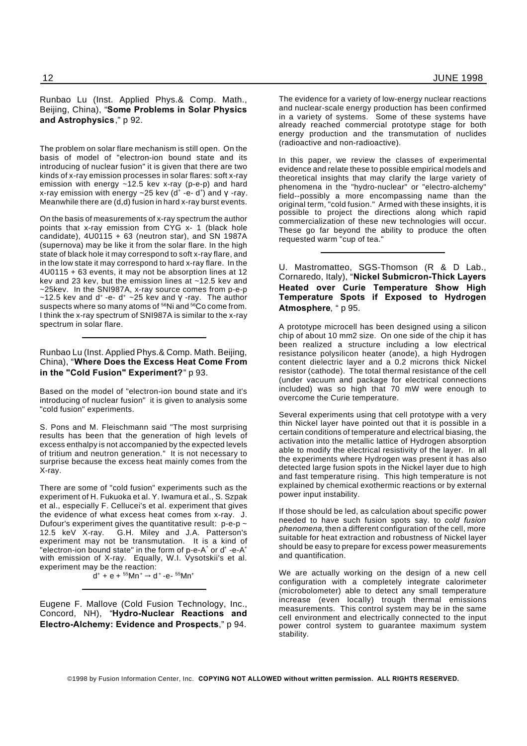Runbao Lu (Inst. Applied Phys.& Comp. Math., Beijing, China), "**Some Problems in Solar Physics and Astrophysics**," p 92.

The problem on solar flare mechanism is still open. On the basis of model of "electron-ion bound state and its introducing of nuclear fusion" it is given that there are two kinds of x-ray emission processes in solar flares: soft x-ray emission with energy ~12.5 kev x-ray (p-e-p) and hard x-ray emission with energy ~25 kev ($d^+$ -e- $d^+$) and γ -ray. Meanwhile there are (d,d) fusion in hard x-ray burst events.

On the basis of measurements of x-ray spectrum the author points that x-ray emission from CYG x- 1 (black hole candidate), 4U0115 + 63 (neutron star), and SN 1987A (supernova) may be like it from the solar flare. In the high state of black hole it may correspond to soft x-ray flare, and in the low state it may correspond to hard x-ray flare. In the 4U0115 + 63 events, it may not be absorption lines at 12 kev and 23 kev, but the emission lines at ~12.5 kev and ~25kev. In the SNI987A, x-ray source comes from p-e-p ~12.5 kev and $d^+$ -e- $d^+$ ~25 kev and γ -ray. The author suspects where so many atoms of $^{56}Ni$ and $^{56}Co$ come from. I think the x-ray spectrum of SNI987A is similar to the x-ray spectrum in solar flare.

---

Runbao Lu (Inst. Applied Phys.& Comp. Math. Beijing, China), "**Where Does the Excess Heat Come From in the "Cold Fusion" Experiment?**" p 93.

Based on the model of "electron-ion bound state and it's introducing of nuclear fusion" it is given to analysis some "cold fusion" experiments.

S. Pons and M. Fleischmann said "The most surprising results has been that the generation of high levels of excess enthalpy is not accompanied by the expected levels of tritium and neutron generation." It is not necessary to surprise because the excess heat mainly comes from the X-ray.

There are some of "cold fusion" experiments such as the experiment of H. Fukuoka et al. Y. Iwamura et al., S. Szpak et al., especially F. Cellucei's et al. experiment that gives the evidence of what excess heat comes from x-ray. J. Dufour's experiment gives the quantitative result: p-e-p ~ 12.5 keV X-ray. G.H. Miley and J.A. Patterson's experiment may not be transmutation. It is a kind of "electron-ion bound state" in the form of p-e-$A^+$ or $d^+$ -e-$A^+$ with emission of X-ray. Equally, W.I. Vysotskii's et al. experiment may be the reaction:

$$d^+ + e + {}^{55}Mn^+ \Rightarrow d^+ \text{-e-} {}^{55}Mn^+$$

---

Eugene F. Mallove (Cold Fusion Technology, Inc., Concord, NH), "**Hydro-Nuclear Reactions and Electro-Alchemy: Evidence and Prospects**," p 94.

The evidence for a variety of low-energy nuclear reactions and nuclear-scale energy production has been confirmed in a variety of systems. Some of these systems have already reached commercial prototype stage for both energy production and the transmutation of nuclides (radioactive and non-radioactive).

In this paper, we review the classes of experimental evidence and relate these to possible empirical models and theoretical insights that may clarify the large variety of phenomena in the "hydro-nuclear" or "electro-alchemy" field--possibly a more encompassing name than the original term, "cold fusion." Armed with these insights, it is possible to project the directions along which rapid commercialization of these new technologies will occur. These go far beyond the ability to produce the often requested warm "cup of tea."

---

U. Mastromatteo, SGS-Thomson (R & D Lab., Cornaredo, Italy), "**Nickel Submicron-Thick Layers Heated over Curie Temperature Show High Temperature Spots if Exposed to Hydrogen Atmosphere**, " p 95.

A prototype microcell has been designed using a silicon chip of about 10 mm2 size. On one side of the chip it has been realized a structure including a low electrical resistance polysilicon heater (anode), a high Hydrogen content dielectric layer and a 0.2 microns thick Nickel resistor (cathode). The total thermal resistance of the cell (under vacuum and package for electrical connections included) was so high that 70 mW were enough to overcome the Curie temperature.

Several experiments using that cell prototype with a very thin Nickel layer have pointed out that it is possible in a certain conditions of temperature and electrical biasing, the activation into the metallic lattice of Hydrogen absorption able to modify the electrical resistivity of the layer. In all the experiments where Hydrogen was present it has also detected large fusion spots in the Nickel layer due to high and fast temperature rising. This high temperature is not explained by chemical exothermic reactions or by external power input instability.

If those should be led, as calculation about specific power needed to have such fusion spots say. to *cold fusion phenomena,* then a different configuration of the cell, more suitable for heat extraction and robustness of Nickel layer should be easy to prepare for excess power measurements and quantification.

We are actually working on the design of a new cell configuration with a completely integrate calorimeter (microbolometer) able to detect any small temperature increase (even locally) trough thermal emissions measurements. This control system may be in the same cell environment and electrically connected to the input power control system to guarantee maximum system stability.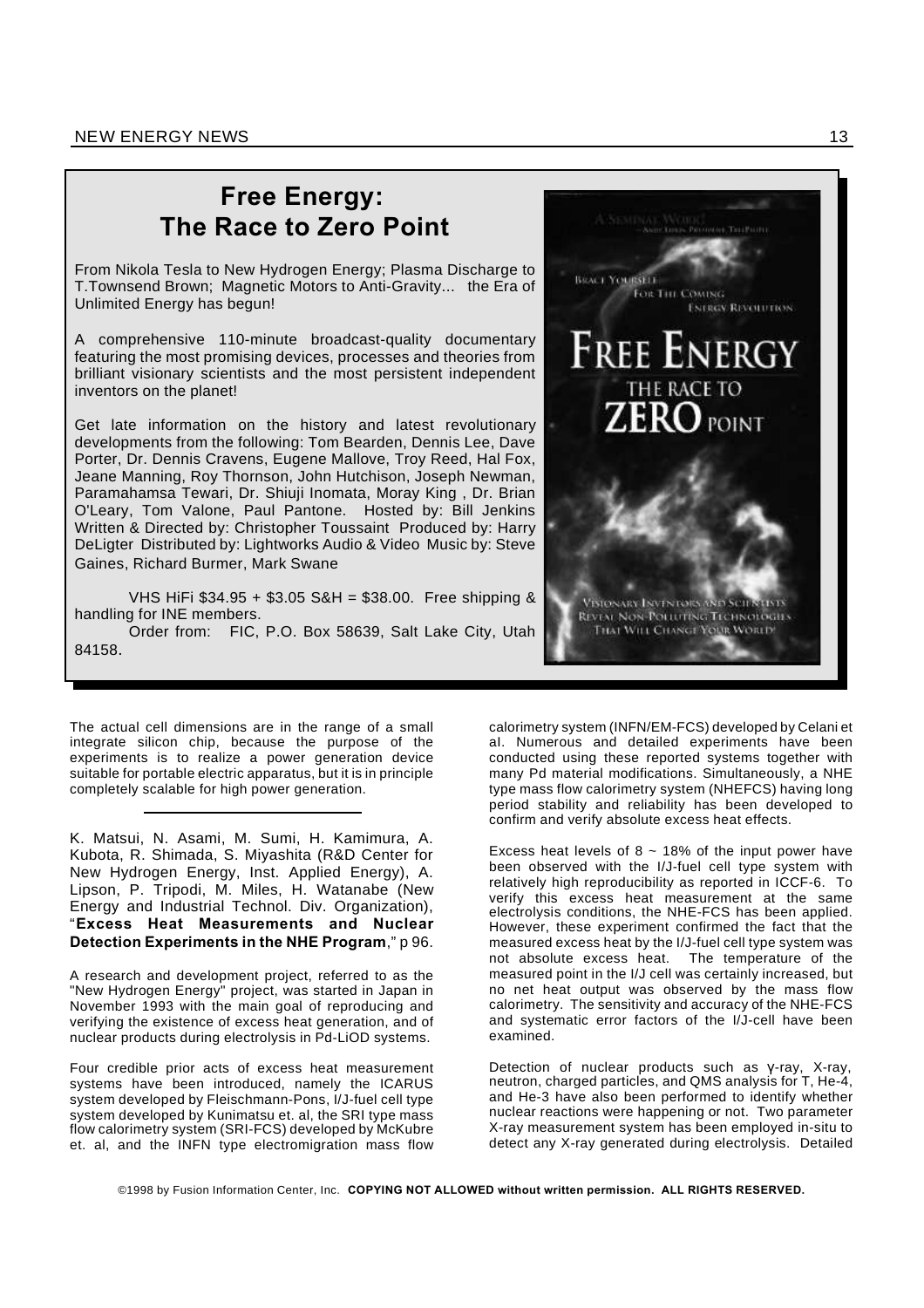## Free Energy: The Race to Zero Point

From Nikola Tesla to New Hydrogen Energy; Plasma Discharge to T.Townsend Brown; Magnetic Motors to Anti-Gravity... the Era of Unlimited Energy has begun!

A comprehensive 110-minute broadcast-quality documentary featuring the most promising devices, processes and theories from brilliant visionary scientists and the most persistent independent inventors on the planet!

Get late information on the history and latest revolutionary developments from the following: Tom Bearden, Dennis Lee, Dave Porter, Dr. Dennis Cravens, Eugene Mallove, Troy Reed, Hal Fox, Jeane Manning, Roy Thornson, John Hutchison, Joseph Newman, Paramahamsa Tewari, Dr. Shiuji Inomata, Moray King , Dr. Brian O'Leary, Tom Valone, Paul Pantone. Hosted by: Bill Jenkins Written & Directed by: Christopher Toussaint Produced by: Harry DeLigter Distributed by: Lightworks Audio & Video Music by: Steve Gaines, Richard Burmer, Mark Swane

VHS HiFi $34.95 + $3.05 S&H = $38.00. Free shipping & handling for INE members.

Order from: FIC, P.O. Box 58639, Salt Lake City, Utah 84158.

The actual cell dimensions are in the range of a small integrate silicon chip, because the purpose of the experiments is to realize a power generation device suitable for portable electric apparatus, but it is in principle completely scalable for high power generation.

---

K. Matsui, N. Asami, M. Sumi, H. Kamimura, A. Kubota, R. Shimada, S. Miyashita (R&D Center for New Hydrogen Energy, Inst. Applied Energy), A. Lipson, P. Tripodi, M. Miles, H. Watanabe (New Energy and Industrial Technol. Div. Organization), "**Excess Heat Measurements and Nuclear Detection Experiments in the NHE Program**," p 96.

A research and development project, referred to as the "New Hydrogen Energy" project, was started in Japan in November 1993 with the main goal of reproducing and verifying the existence of excess heat generation, and of nuclear products during electrolysis in Pd-LiOD systems.

Four credible prior acts of excess heat measurement systems have been introduced, namely the ICARUS system developed by Fleischmann-Pons, I/J-fuel cell type system developed by Kunimatsu et. al, the SRI type mass flow calorimetry system (SRI-FCS) developed by McKubre et. al, and the INFN type electromigration mass flow calorimetry system (INFN/EM-FCS) developed by Celani et al. Numerous and detailed experiments have been conducted using these reported systems together with many Pd material modifications. Simultaneously, a NHE type mass flow calorimetry system (NHEFCS) having long period stability and reliability has been developed to confirm and verify absolute excess heat effects.

Excess heat levels of 8 ~ 18% of the input power have been observed with the I/J-fuel cell type system with relatively high reproducibility as reported in ICCF-6. To verify this excess heat measurement at the same electrolysis conditions, the NHE-FCS has been applied. However, these experiment confirmed the fact that the measured excess heat by the I/J-fuel cell type system was not absolute excess heat. The temperature of the measured point in the I/J cell was certainly increased, but no net heat output was observed by the mass flow calorimetry. The sensitivity and accuracy of the NHE-FCS and systematic error factors of the I/J-cell have been examined.

Detection of nuclear products such as γ-ray, X-ray, neutron, charged particles, and QMS analysis for T, He-4, and He-3 have also been performed to identify whether nuclear reactions were happening or not. Two parameter X-ray measurement system has been employed in-situ to detect any X-ray generated during electrolysis. Detailed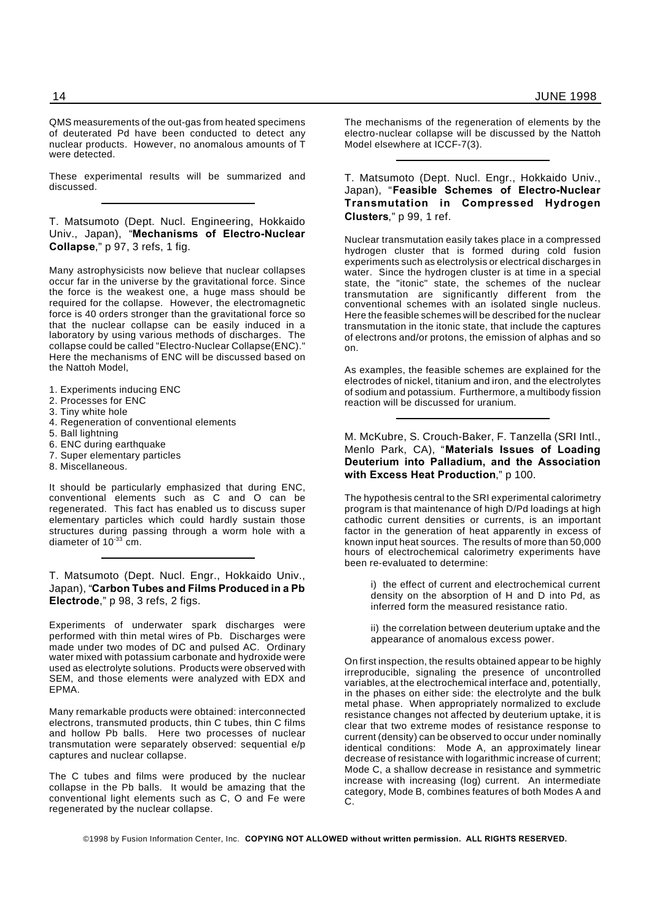QMS measurements of the out-gas from heated specimens of deuterated Pd have been conducted to detect any nuclear products. However, no anomalous amounts of T were detected.

These experimental results will be summarized and discussed.

---

T. Matsumoto (Dept. Nucl. Engineering, Hokkaido Univ., Japan), "**Mechanisms of Electro-Nuclear Collapse**," p 97, 3 refs, 1 fig.

Many astrophysicists now believe that nuclear collapses occur far in the universe by the gravitational force. Since the force is the weakest one, a huge mass should be required for the collapse. However, the electromagnetic force is 40 orders stronger than the gravitational force so that the nuclear collapse can be easily induced in a laboratory by using various methods of discharges. The collapse could be called "Electro-Nuclear Collapse(ENC)." Here the mechanisms of ENC will be discussed based on the Nattoh Model,

1. Experiments inducing ENC
2. Processes for ENC
3. Tiny white hole
4. Regeneration of conventional elements
5. Ball lightning
6. ENC during earthquake
7. Super elementary particles
8. Miscellaneous.

It should be particularly emphasized that during ENC, conventional elements such as C and O can be regenerated. This fact has enabled us to discuss super elementary particles which could hardly sustain those structures during passing through a worm hole with a diameter of $10^{-33}$ cm.

---

T. Matsumoto (Dept. Nucl. Engr., Hokkaido Univ., Japan), "**Carbon Tubes and Films Produced in a Pb Electrode**," p 98, 3 refs, 2 figs.

Experiments of underwater spark discharges were performed with thin metal wires of Pb. Discharges were made under two modes of DC and pulsed AC. Ordinary water mixed with potassium carbonate and hydroxide were used as electrolyte solutions. Products were observed with SEM, and those elements were analyzed with EDX and EPMA.

Many remarkable products were obtained: interconnected electrons, transmuted products, thin C tubes, thin C films and hollow Pb balls. Here two processes of nuclear transmutation were separately observed: sequential e/p captures and nuclear collapse.

The C tubes and films were produced by the nuclear collapse in the Pb balls. It would be amazing that the conventional light elements such as C, O and Fe were regenerated by the nuclear collapse.

The mechanisms of the regeneration of elements by the electro-nuclear collapse will be discussed by the Nattoh Model elsewhere at ICCF-7(3).

---

T. Matsumoto (Dept. Nucl. Engr., Hokkaido Univ., Japan), "**Feasible Schemes of Electro-Nuclear Transmutation in Compressed Hydrogen Clusters**," p 99, 1 ref.

Nuclear transmutation easily takes place in a compressed hydrogen cluster that is formed during cold fusion experiments such as electrolysis or electrical discharges in water. Since the hydrogen cluster is at time in a special state, the "itonic" state, the schemes of the nuclear transmutation are significantly different from the conventional schemes with an isolated single nucleus. Here the feasible schemes will be described for the nuclear transmutation in the itonic state, that include the captures of electrons and/or protons, the emission of alphas and so on.

As examples, the feasible schemes are explained for the electrodes of nickel, titanium and iron, and the electrolytes of sodium and potassium. Furthermore, a multibody fission reaction will be discussed for uranium.

---

M. McKubre, S. Crouch-Baker, F. Tanzella (SRI Intl., Menlo Park, CA), "**Materials Issues of Loading Deuterium into Palladium, and the Association with Excess Heat Production**," p 100.

The hypothesis central to the SRI experimental calorimetry program is that maintenance of high D/Pd loadings at high cathodic current densities or currents, is an important factor in the generation of heat apparently in excess of known input heat sources. The results of more than 50,000 hours of electrochemical calorimetry experiments have been re-evaluated to determine:

> i) the effect of current and electrochemical current density on the absorption of H and D into Pd, as inferred form the measured resistance ratio.
>
> ii) the correlation between deuterium uptake and the appearance of anomalous excess power.

On first inspection, the results obtained appear to be highly irreproducible, signaling the presence of uncontrolled variables, at the electrochemical interface and, potentially, in the phases on either side: the electrolyte and the bulk metal phase. When appropriately normalized to exclude resistance changes not affected by deuterium uptake, it is clear that two extreme modes of resistance response to current (density) can be observed to occur under nominally identical conditions: Mode A, an approximately linear decrease of resistance with logarithmic increase of current; Mode C, a shallow decrease in resistance and symmetric increase with increasing (log) current. An intermediate category, Mode B, combines features of both Modes A and C.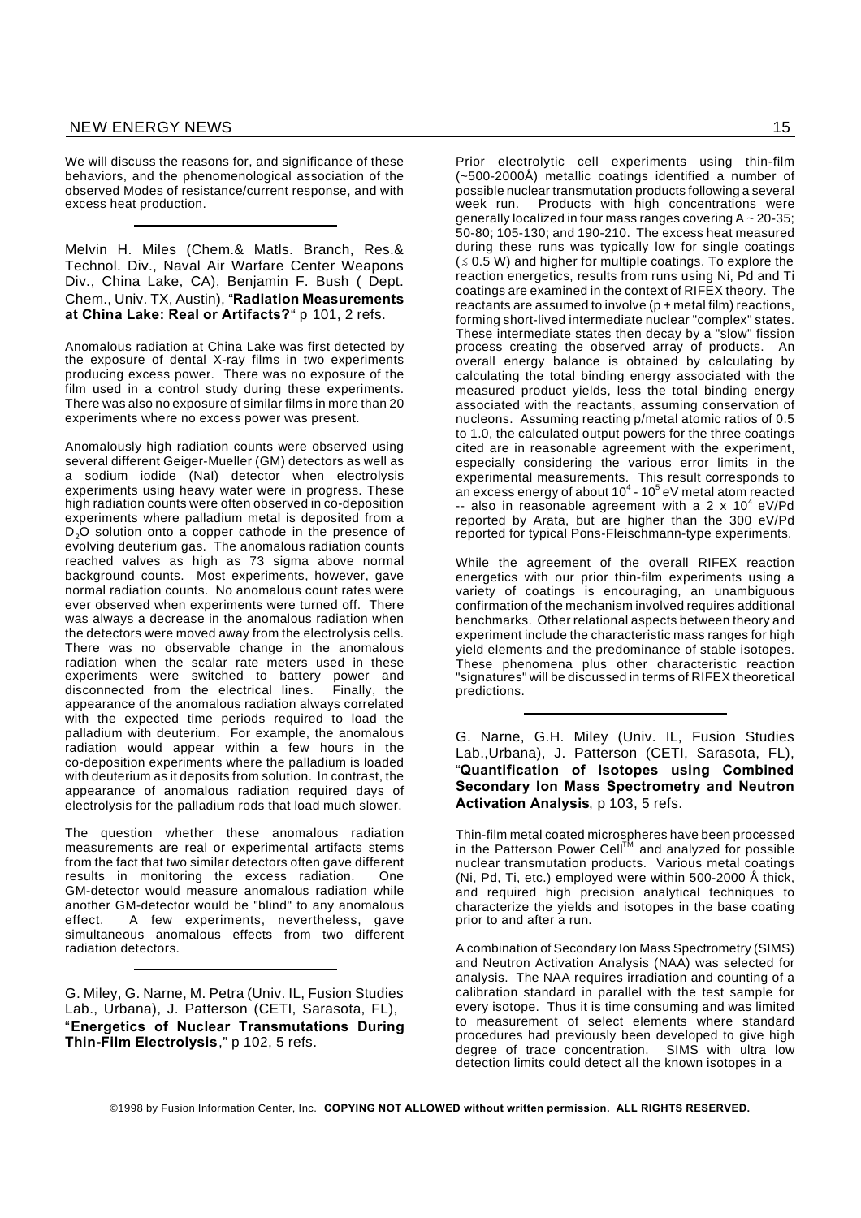We will discuss the reasons for, and significance of these behaviors, and the phenomenological association of the observed Modes of resistance/current response, and with excess heat production.

---

Melvin H. Miles (Chem.& Matls. Branch, Res.& Technol. Div., Naval Air Warfare Center Weapons Div., China Lake, CA), Benjamin F. Bush ( Dept. Chem., Univ. TX, Austin), "**Radiation Measurements at China Lake: Real or Artifacts?**" p 101, 2 refs.

Anomalous radiation at China Lake was first detected by the exposure of dental X-ray films in two experiments producing excess power. There was no exposure of the film used in a control study during these experiments. There was also no exposure of similar films in more than 20 experiments where no excess power was present.

Anomalously high radiation counts were observed using several different Geiger-Mueller (GM) detectors as well as a sodium iodide (NaI) detector when electrolysis experiments using heavy water were in progress. These high radiation counts were often observed in co-deposition experiments where palladium metal is deposited from a $D_2O$ solution onto a copper cathode in the presence of evolving deuterium gas. The anomalous radiation counts reached valves as high as 73 sigma above normal background counts. Most experiments, however, gave normal radiation counts. No anomalous count rates were ever observed when experiments were turned off. There was always a decrease in the anomalous radiation when the detectors were moved away from the electrolysis cells. There was no observable change in the anomalous radiation when the scalar rate meters used in these experiments were switched to battery power and disconnected from the electrical lines. Finally, the appearance of the anomalous radiation always correlated with the expected time periods required to load the palladium with deuterium. For example, the anomalous radiation would appear within a few hours in the co-deposition experiments where the palladium is loaded with deuterium as it deposits from solution. In contrast, the appearance of anomalous radiation required days of electrolysis for the palladium rods that load much slower.

The question whether these anomalous radiation measurements are real or experimental artifacts stems from the fact that two similar detectors often gave different results in monitoring the excess radiation. One GM-detector would measure anomalous radiation while another GM-detector would be "blind" to any anomalous effect. A few experiments, nevertheless, gave simultaneous anomalous effects from two different radiation detectors.

---

G. Miley, G. Narne, M. Petra (Univ. IL, Fusion Studies Lab., Urbana), J. Patterson (CETI, Sarasota, FL), "**Energetics of Nuclear Transmutations During Thin-Film Electrolysis**," p 102, 5 refs.

Prior electrolytic cell experiments using thin-film (~500-2000Å) metallic coatings identified a number of possible nuclear transmutation products following a several week run. Products with high concentrations were generally localized in four mass ranges covering A ~ 20-35; 50-80; 105-130; and 190-210. The excess heat measured during these runs was typically low for single coatings ($\lesssim$ 0.5 W) and higher for multiple coatings. To explore the reaction energetics, results from runs using Ni, Pd and Ti coatings are examined in the context of RIFEX theory. The reactants are assumed to involve (p + metal film) reactions, forming short-lived intermediate nuclear "complex" states. These intermediate states then decay by a "slow" fission process creating the observed array of products. An overall energy balance is obtained by calculating by calculating the total binding energy associated with the measured product yields, less the total binding energy associated with the reactants, assuming conservation of nucleons. Assuming reacting p/metal atomic ratios of 0.5 to 1.0, the calculated output powers for the three coatings cited are in reasonable agreement with the experiment, especially considering the various error limits in the experimental measurements. This result corresponds to an excess energy of about $10^4$ - $10^5$ eV metal atom reacted -- also in reasonable agreement with a 2 x $10^4$ eV/Pd reported by Arata, but are higher than the 300 eV/Pd reported for typical Pons-Fleischmann-type experiments.

While the agreement of the overall RIFEX reaction energetics with our prior thin-film experiments using a variety of coatings is encouraging, an unambiguous confirmation of the mechanism involved requires additional benchmarks. Other relational aspects between theory and experiment include the characteristic mass ranges for high yield elements and the predominance of stable isotopes. These phenomena plus other characteristic reaction "signatures" will be discussed in terms of RIFEX theoretical predictions.

---

G. Narne, G.H. Miley (Univ. IL, Fusion Studies Lab.,Urbana), J. Patterson (CETI, Sarasota, FL), "**Quantification of Isotopes using Combined Secondary Ion Mass Spectrometry and Neutron Activation Analysis**, p 103, 5 refs.

Thin-film metal coated microspheres have been processed in the Patterson Power Cell™ and analyzed for possible nuclear transmutation products. Various metal coatings (Ni, Pd, Ti, etc.) employed were within 500-2000 Å thick, and required high precision analytical techniques to characterize the yields and isotopes in the base coating prior to and after a run.

A combination of Secondary Ion Mass Spectrometry (SIMS) and Neutron Activation Analysis (NAA) was selected for analysis. The NAA requires irradiation and counting of a calibration standard in parallel with the test sample for every isotope. Thus it is time consuming and was limited to measurement of select elements where standard procedures had previously been developed to give high degree of trace concentration. SIMS with ultra low detection limits could detect all the known isotopes in a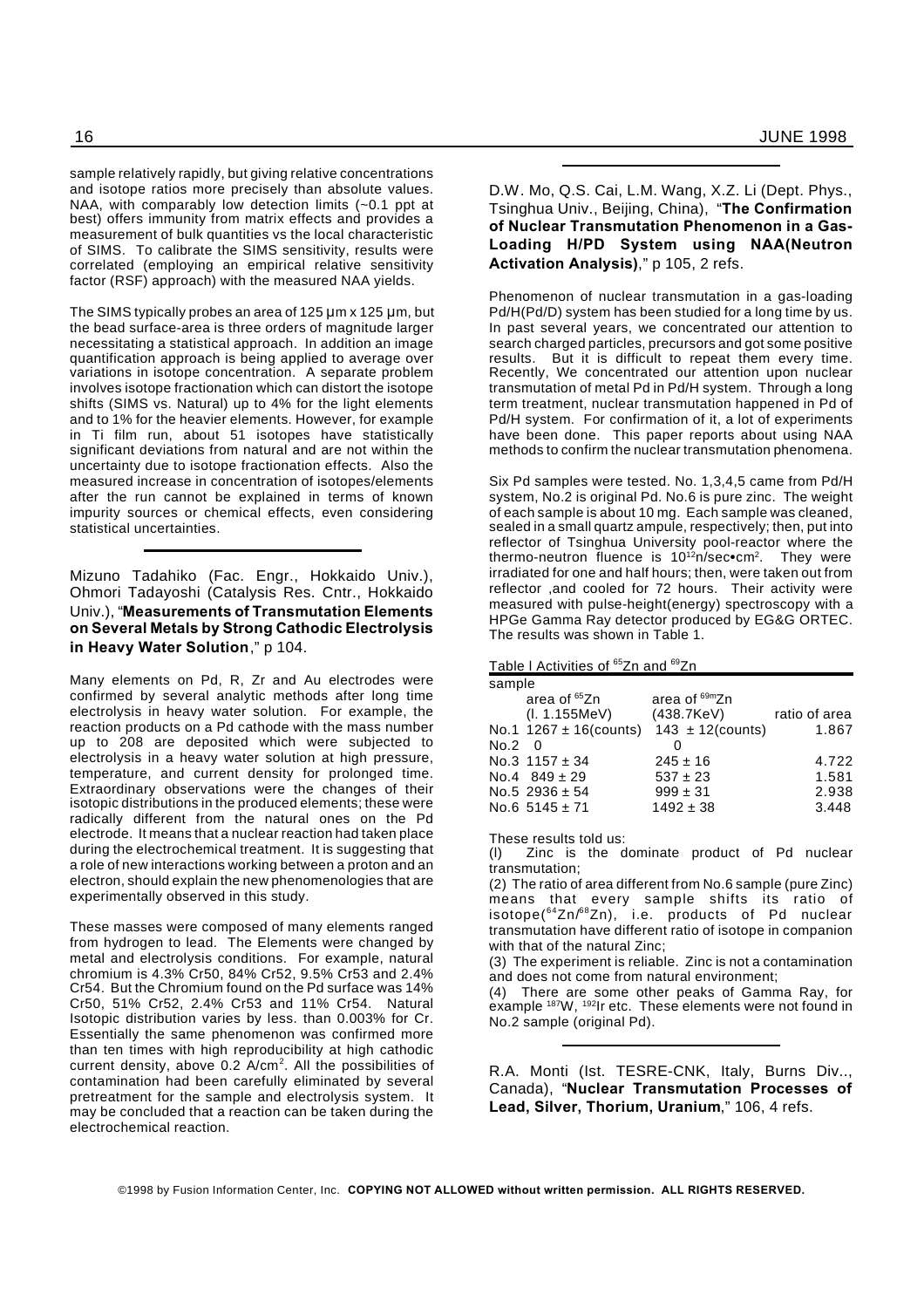sample relatively rapidly, but giving relative concentrations and isotope ratios more precisely than absolute values. NAA, with comparably low detection limits (~0.1 ppt at best) offers immunity from matrix effects and provides a measurement of bulk quantities vs the local characteristic of SIMS. To calibrate the SIMS sensitivity, results were correlated (employing an empirical relative sensitivity factor (RSF) approach) with the measured NAA yields.

The SIMS typically probes an area of 125 µm x 125 µm, but the bead surface-area is three orders of magnitude larger necessitating a statistical approach. In addition an image quantification approach is being applied to average over variations in isotope concentration. A separate problem involves isotope fractionation which can distort the isotope shifts (SIMS vs. Natural) up to 4% for the light elements and to 1% for the heavier elements. However, for example in Ti film run, about 51 isotopes have statistically significant deviations from natural and are not within the uncertainty due to isotope fractionation effects. Also the measured increase in concentration of isotopes/elements after the run cannot be explained in terms of known impurity sources or chemical effects, even considering statistical uncertainties.

---

Mizuno Tadahiko (Fac. Engr., Hokkaido Univ.), Ohmori Tadayoshi (Catalysis Res. Cntr., Hokkaido Univ.), "**Measurements of Transmutation Elements on Several Metals by Strong Cathodic Electrolysis in Heavy Water Solution**," p 104.

Many elements on Pd, R, Zr and Au electrodes were confirmed by several analytic methods after long time electrolysis in heavy water solution. For example, the reaction products on a Pd cathode with the mass number up to 208 are deposited which were subjected to electrolysis in a heavy water solution at high pressure, temperature, and current density for prolonged time. Extraordinary observations were the changes of their isotopic distributions in the produced elements; these were radically different from the natural ones on the Pd electrode. It means that a nuclear reaction had taken place during the electrochemical treatment. It is suggesting that a role of new interactions working between a proton and an electron, should explain the new phenomenologies that are experimentally observed in this study.

These masses were composed of many elements ranged from hydrogen to lead. The Elements were changed by metal and electrolysis conditions. For example, natural chromium is 4.3% Cr50, 84% Cr52, 9.5% Cr53 and 2.4% Cr54. But the Chromium found on the Pd surface was 14% Cr50, 51% Cr52, 2.4% Cr53 and 11% Cr54. Natural Isotopic distribution varies by less. than 0.003% for Cr. Essentially the same phenomenon was confirmed more than ten times with high reproducibility at high cathodic current density, above 0.2 A/cm$^2$. All the possibilities of contamination had been carefully eliminated by several pretreatment for the sample and electrolysis system. It may be concluded that a reaction can be taken during the electrochemical reaction.

---

D.W. Mo, Q.S. Cai, L.M. Wang, X.Z. Li (Dept. Phys., Tsinghua Univ., Beijing, China), "**The Confirmation of Nuclear Transmutation Phenomenon in a Gas-Loading H/PD System using NAA(Neutron Activation Analysis)**," p 105, 2 refs.

Phenomenon of nuclear transmutation in a gas-loading Pd/H(Pd/D) system has been studied for a long time by us. In past several years, we concentrated our attention to search charged particles, precursors and got some positive results. But it is difficult to repeat them every time. Recently, We concentrated our attention upon nuclear transmutation of metal Pd in Pd/H system. Through a long term treatment, nuclear transmutation happened in Pd of Pd/H system. For confirmation of it, a lot of experiments have been done. This paper reports about using NAA methods to confirm the nuclear transmutation phenomena.

Six Pd samples were tested. No. 1,3,4,5 came from Pd/H system, No.2 is original Pd. No.6 is pure zinc. The weight of each sample is about 10 mg. Each sample was cleaned, sealed in a small quartz ampule, respectively; then, put into reflector of Tsinghua University pool-reactor where the thermo-neutron fluence is $10^{12}$n/sec•cm$^2$. They were irradiated for one and half hours; then, were taken out from reflector ,and cooled for 72 hours. Their activity were measured with pulse-height(energy) spectroscopy with a HPGe Gamma Ray detector produced by EG&G ORTEC. The results was shown in Table 1.

Table I Activities of $^{65}$Zn and $^{69}$Zn

| sample | area of $^{65}$Zn (l. 1.155MeV) | area of $^{69m}$Zn (438.7KeV) | ratio of area |
|---|---|---|---|
| No.1 | 1267 ± 16(counts) | 143 ± 12(counts) | 1.867 |
| No.2 | 0 | 0 | |
| No.3 | 1157 ± 34 | 245 ± 16 | 4.722 |
| No.4 | 849 ± 29 | 537 ± 23 | 1.581 |
| No.5 | 2936 ± 54 | 999 ± 31 | 2.938 |
| No.6 | 5145 ± 71 | 1492 ± 38 | 3.448 |

These results told us:

(l) Zinc is the dominate product of Pd nuclear transmutation;

(2) The ratio of area different from No.6 sample (pure Zinc) means that every sample shifts its ratio of isotope($^{64}$Zn/$^{68}$Zn), i.e. products of Pd nuclear transmutation have different ratio of isotope in companion with that of the natural Zinc;

(3) The experiment is reliable. Zinc is not a contamination and does not come from natural environment;

(4) There are some other peaks of Gamma Ray, for example $^{187}$W, $^{192}$Ir etc. These elements were not found in No.2 sample (original Pd).

---

R.A. Monti (Ist. TESRE-CNK, Italy, Burns Div.., Canada), "**Nuclear Transmutation Processes of Lead, Silver, Thorium, Uranium**," 106, 4 refs.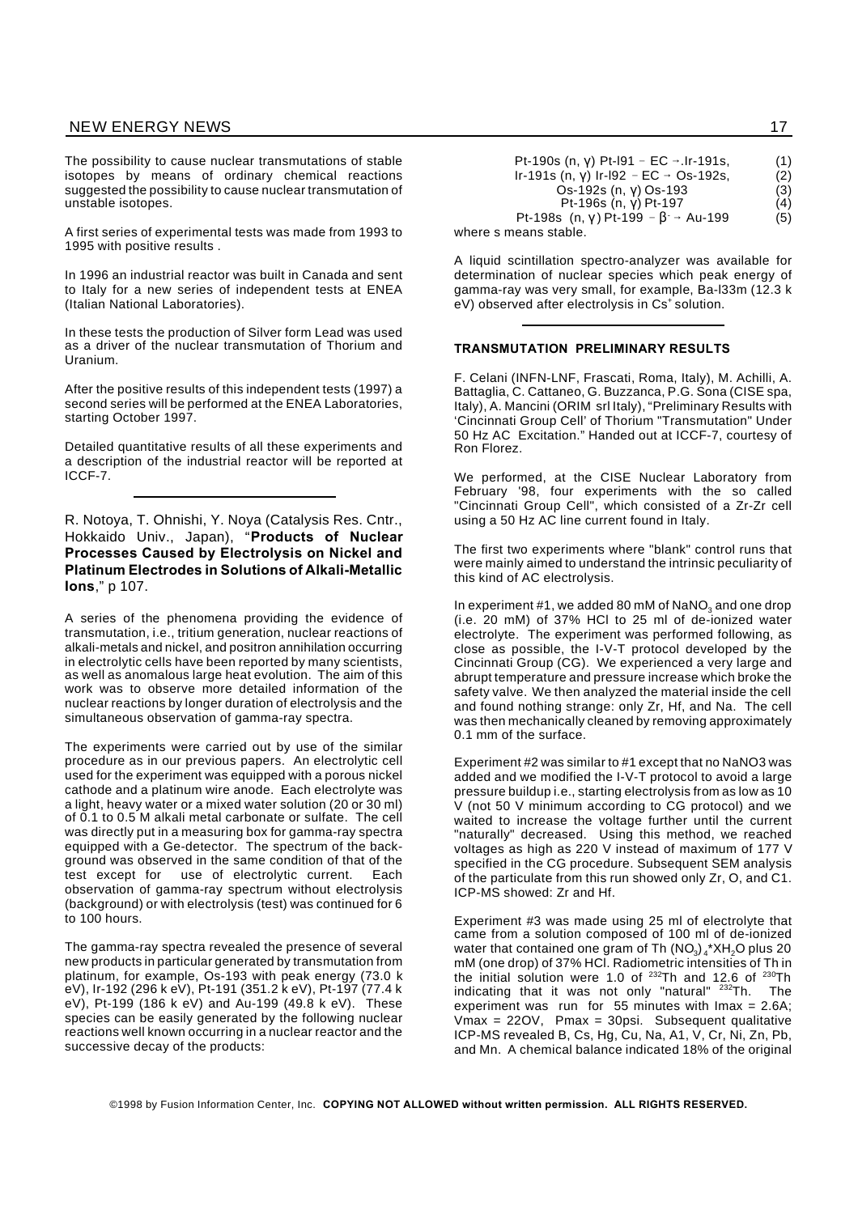The possibility to cause nuclear transmutations of stable isotopes by means of ordinary chemical reactions suggested the possibility to cause nuclear transmutation of unstable isotopes.

A first series of experimental tests was made from 1993 to 1995 with positive results .

In 1996 an industrial reactor was built in Canada and sent to Italy for a new series of independent tests at ENEA (Italian National Laboratories).

In these tests the production of Silver form Lead was used as a driver of the nuclear transmutation of Thorium and Uranium.

After the positive results of this independent tests (1997) a second series will be performed at the ENEA Laboratories, starting October 1997.

Detailed quantitative results of all these experiments and a description of the industrial reactor will be reported at ICCF-7.

---

R. Notoya, T. Ohnishi, Y. Noya (Catalysis Res. Cntr., Hokkaido Univ., Japan), "**Products of Nuclear Processes Caused by Electrolysis on Nickel and Platinum Electrodes in Solutions of Alkali-Metallic Ions**," p 107.

A series of the phenomena providing the evidence of transmutation, i.e., tritium generation, nuclear reactions of alkali-metals and nickel, and positron annihilation occurring in electrolytic cells have been reported by many scientists, as well as anomalous large heat evolution. The aim of this work was to observe more detailed information of the nuclear reactions by longer duration of electrolysis and the simultaneous observation of gamma-ray spectra.

The experiments were carried out by use of the similar procedure as in our previous papers. An electrolytic cell used for the experiment was equipped with a porous nickel cathode and a platinum wire anode. Each electrolyte was a light, heavy water or a mixed water solution (20 or 30 ml) of 0.1 to 0.5 M alkali metal carbonate or sulfate. The cell was directly put in a measuring box for gamma-ray spectra equipped with a Ge-detector. The spectrum of the background was observed in the same condition of that of the test except for use of electrolytic current. Each observation of gamma-ray spectrum without electrolysis (background) or with electrolysis (test) was continued for 6 to 100 hours.

The gamma-ray spectra revealed the presence of several new products in particular generated by transmutation from platinum, for example, Os-193 with peak energy (73.0 k eV), Ir-192 (296 k eV), Pt-191 (351.2 k eV), Pt-197 (77.4 k eV), Pt-199 (186 k eV) and Au-199 (49.8 k eV). These species can be easily generated by the following nuclear reactions well known occurring in a nuclear reactor and the successive decay of the products:

$$\text{Pt-190s } (n, \gamma) \text{ Pt-191} - \text{EC} \rightarrow \text{Ir-191s}, \quad (1)$$

$$\text{Ir-191s } (n, \gamma) \text{ Ir-192} - \text{EC} \rightarrow \text{Os-192s}, \quad (2)$$

$$\text{Os-192s } (n, \gamma) \text{ Os-193} \quad (3)$$

$$\text{Pt-196s } (n, \gamma) \text{ Pt-197} \quad (4)$$

$$\text{Pt-198s } (n, \gamma) \text{ Pt-199} - \beta^- \rightarrow \text{Au-199} \quad (5)$$

where s means stable.

A liquid scintillation spectro-analyzer was available for determination of nuclear species which peak energy of gamma-ray was very small, for example, Ba-133m (12.3 k eV) observed after electrolysis in $Cs^+$ solution.

---

## TRANSMUTATION PRELIMINARY RESULTS

F. Celani (INFN-LNF, Frascati, Roma, Italy), M. Achilli, A. Battaglia, C. Cattaneo, G. Buzzanca, P.G. Sona (CISE spa, Italy), A. Mancini (ORIM srl Italy), "Preliminary Results with 'Cincinnati Group Cell' of Thorium "Transmutation" Under 50 Hz AC Excitation." Handed out at ICCF-7, courtesy of Ron Florez.

We performed, at the CISE Nuclear Laboratory from February '98, four experiments with the so called "Cincinnati Group Cell", which consisted of a Zr-Zr cell using a 50 Hz AC line current found in Italy.

The first two experiments where "blank" control runs that were mainly aimed to understand the intrinsic peculiarity of this kind of AC electrolysis.

In experiment #1, we added 80 mM of $NaNO_3$ and one drop (i.e. 20 mM) of 37% HCl to 25 ml of de-ionized water electrolyte. The experiment was performed following, as close as possible, the I-V-T protocol developed by the Cincinnati Group (CG). We experienced a very large and abrupt temperature and pressure increase which broke the safety valve. We then analyzed the material inside the cell and found nothing strange: only Zr, Hf, and Na. The cell was then mechanically cleaned by removing approximately 0.1 mm of the surface.

Experiment #2 was similar to #1 except that no NaNO3 was added and we modified the I-V-T protocol to avoid a large pressure buildup i.e., starting electrolysis from as low as 10 V (not 50 V minimum according to CG protocol) and we waited to increase the voltage further until the current "naturally" decreased. Using this method, we reached voltages as high as 220 V instead of maximum of 177 V specified in the CG procedure. Subsequent SEM analysis of the particulate from this run showed only Zr, O, and C1. ICP-MS showed: Zr and Hf.

Experiment #3 was made using 25 ml of electrolyte that came from a solution composed of 100 ml of de-ionized water that contained one gram of $Th(NO_3)_4{*}XH_2O$ plus 20 mM (one drop) of 37% HCl. Radiometric intensities of Th in the initial solution were 1.0 of $^{232}$Th and 12.6 of $^{230}$Th indicating that it was not only "natural" $^{232}$Th. The experiment was run for 55 minutes with Imax = 2.6A; Vmax = 22OV, Pmax = 30psi. Subsequent qualitative ICP-MS revealed B, Cs, Hg, Cu, Na, A1, V, Cr, Ni, Zn, Pb, and Mn. A chemical balance indicated 18% of the original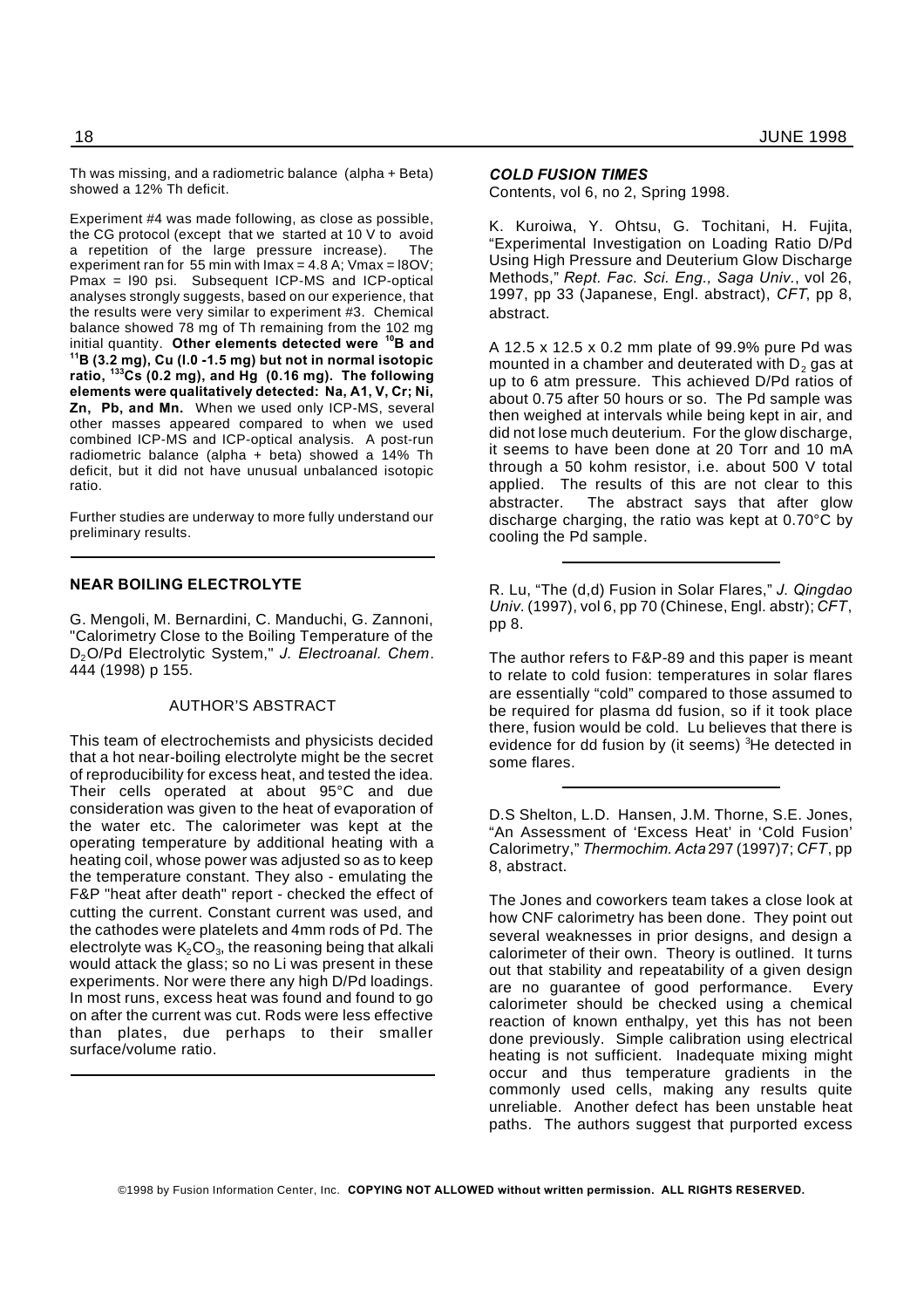Th was missing, and a radiometric balance (alpha + Beta) showed a 12% Th deficit.

Experiment #4 was made following, as close as possible, the CG protocol (except that we started at 10 V to avoid a repetition of the large pressure increase). The experiment ran for 55 min with Imax = 4.8 A; Vmax = l8OV; Pmax = l90 psi. Subsequent ICP-MS and ICP-optical analyses strongly suggests, based on our experience, that the results were very similar to experiment #3. Chemical balance showed 78 mg of Th remaining from the 102 mg initial quantity. **Other elements detected were $^{10}$B and $^{11}$B (3.2 mg), Cu (l.0 -1.5 mg) but not in normal isotopic ratio, $^{133}$Cs (0.2 mg), and Hg (0.16 mg). The following elements were qualitatively detected: Na, A1, V, Cr; Ni, Zn, Pb, and Mn.** When we used only ICP-MS, several other masses appeared compared to when we used combined ICP-MS and ICP-optical analysis. A post-run radiometric balance (alpha + beta) showed a 14% Th deficit, but it did not have unusual unbalanced isotopic ratio.

Further studies are underway to more fully understand our preliminary results.

---

## NEAR BOILING ELECTROLYTE

G. Mengoli, M. Bernardini, C. Manduchi, G. Zannoni, "Calorimetry Close to the Boiling Temperature of the $D_2O$/Pd Electrolytic System," *J. Electroanal. Chem*. 444 (1998) p 155.

AUTHOR'S ABSTRACT

This team of electrochemists and physicists decided that a hot near-boiling electrolyte might be the secret of reproducibility for excess heat, and tested the idea. Their cells operated at about 95°C and due consideration was given to the heat of evaporation of the water etc. The calorimeter was kept at the operating temperature by additional heating with a heating coil, whose power was adjusted so as to keep the temperature constant. They also - emulating the F&P "heat after death" report - checked the effect of cutting the current. Constant current was used, and the cathodes were platelets and 4mm rods of Pd. The electrolyte was $K_2CO_3$, the reasoning being that alkali would attack the glass; so no Li was present in these experiments. Nor were there any high D/Pd loadings. In most runs, excess heat was found and found to go on after the current was cut. Rods were less effective than plates, due perhaps to their smaller surface/volume ratio.

---

### *COLD FUSION TIMES*

Contents, vol 6, no 2, Spring 1998.

K. Kuroiwa, Y. Ohtsu, G. Tochitani, H. Fujita, "Experimental Investigation on Loading Ratio D/Pd Using High Pressure and Deuterium Glow Discharge Methods," *Rept. Fac. Sci. Eng., Saga Univ.*, vol 26, 1997, pp 33 (Japanese, Engl. abstract), *CFT*, pp 8, abstract.

A 12.5 x 12.5 x 0.2 mm plate of 99.9% pure Pd was mounted in a chamber and deuterated with $D_2$ gas at up to 6 atm pressure. This achieved D/Pd ratios of about 0.75 after 50 hours or so. The Pd sample was then weighed at intervals while being kept in air, and did not lose much deuterium. For the glow discharge, it seems to have been done at 20 Torr and 10 mA through a 50 kohm resistor, i.e. about 500 V total applied. The results of this are not clear to this abstracter. The abstract says that after glow discharge charging, the ratio was kept at 0.70°C by cooling the Pd sample.

---

R. Lu, "The (d,d) Fusion in Solar Flares," *J. Qingdao Univ*. (1997), vol 6, pp 70 (Chinese, Engl. abstr); *CFT*, pp 8.

The author refers to F&P-89 and this paper is meant to relate to cold fusion: temperatures in solar flares are essentially "cold" compared to those assumed to be required for plasma dd fusion, so if it took place there, fusion would be cold. Lu believes that there is evidence for dd fusion by (it seems) $^3$He detected in some flares.

---

D.S Shelton, L.D. Hansen, J.M. Thorne, S.E. Jones, "An Assessment of 'Excess Heat' in 'Cold Fusion' Calorimetry," *Thermochim. Acta* 297 (1997)7; *CFT*, pp 8, abstract.

The Jones and coworkers team takes a close look at how CNF calorimetry has been done. They point out several weaknesses in prior designs, and design a calorimeter of their own. Theory is outlined. It turns out that stability and repeatability of a given design are no guarantee of good performance. Every calorimeter should be checked using a chemical reaction of known enthalpy, yet this has not been done previously. Simple calibration using electrical heating is not sufficient. Inadequate mixing might occur and thus temperature gradients in the commonly used cells, making any results quite unreliable. Another defect has been unstable heat paths. The authors suggest that purported excess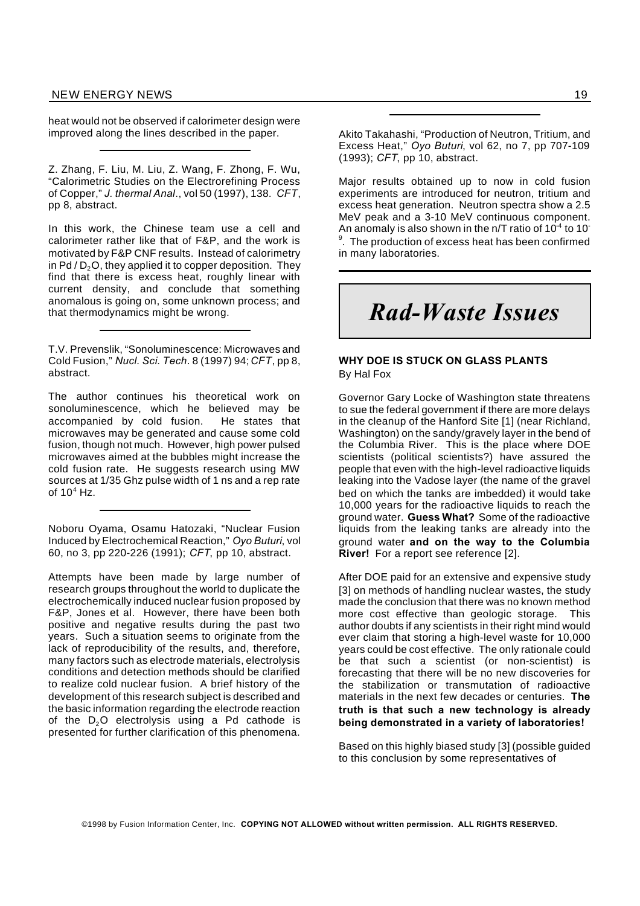heat would not be observed if calorimeter design were improved along the lines described in the paper.

---

Z. Zhang, F. Liu, M. Liu, Z. Wang, F. Zhong, F. Wu, "Calorimetric Studies on the Electrorefining Process of Copper," *J. thermal Anal.*, vol 50 (1997), 138. *CFT*, pp 8, abstract.

In this work, the Chinese team use a cell and calorimeter rather like that of F&P, and the work is motivated by F&P CNF results. Instead of calorimetry in Pd / $D_2O$, they applied it to copper deposition. They find that there is excess heat, roughly linear with current density, and conclude that something anomalous is going on, some unknown process; and that thermodynamics might be wrong.

---

T.V. Prevenslik, "Sonoluminescence: Microwaves and Cold Fusion," *Nucl. Sci. Tech*. 8 (1997) 94; *CFT*, pp 8, abstract.

The author continues his theoretical work on sonoluminescence, which he believed may be accompanied by cold fusion. He states that microwaves may be generated and cause some cold fusion, though not much. However, high power pulsed microwaves aimed at the bubbles might increase the cold fusion rate. He suggests research using MW sources at 1/35 Ghz pulse width of 1 ns and a rep rate of $10^4$ Hz.

---

Noboru Oyama, Osamu Hatozaki, "Nuclear Fusion Induced by Electrochemical Reaction," *Oyo Buturi*, vol 60, no 3, pp 220-226 (1991); *CFT*, pp 10, abstract.

Attempts have been made by large number of research groups throughout the world to duplicate the electrochemically induced nuclear fusion proposed by F&P, Jones et al. However, there have been both positive and negative results during the past two years. Such a situation seems to originate from the lack of reproducibility of the results, and, therefore, many factors such as electrode materials, electrolysis conditions and detection methods should be clarified to realize cold nuclear fusion. A brief history of the development of this research subject is described and the basic information regarding the electrode reaction of the $D_2O$ electrolysis using a Pd cathode is presented for further clarification of this phenomena.

---

Akito Takahashi, "Production of Neutron, Tritium, and Excess Heat," *Oyo Buturi*, vol 62, no 7, pp 707-109 (1993); *CFT*, pp 10, abstract.

Major results obtained up to now in cold fusion experiments are introduced for neutron, tritium and excess heat generation. Neutron spectra show a 2.5 MeV peak and a 3-10 MeV continuous component. An anomaly is also shown in the n/T ratio of $10^{-4}$ to $10^{-9}$. The production of excess heat has been confirmed in many laboratories.

# *Rad-Waste Issues*

### WHY DOE IS STUCK ON GLASS PLANTS

By Hal Fox

Governor Gary Locke of Washington state threatens to sue the federal government if there are more delays in the cleanup of the Hanford Site [1] (near Richland, Washington) on the sandy/gravely layer in the bend of the Columbia River. This is the place where DOE scientists (political scientists?) have assured the people that even with the high-level radioactive liquids leaking into the Vadose layer (the name of the gravel bed on which the tanks are imbedded) it would take 10,000 years for the radioactive liquids to reach the ground water. **Guess What?** Some of the radioactive liquids from the leaking tanks are already into the ground water **and on the way to the Columbia River!** For a report see reference [2].

After DOE paid for an extensive and expensive study [3] on methods of handling nuclear wastes, the study made the conclusion that there was no known method more cost effective than geologic storage. This author doubts if any scientists in their right mind would ever claim that storing a high-level waste for 10,000 years could be cost effective. The only rationale could be that such a scientist (or non-scientist) is forecasting that there will be no new discoveries for the stabilization or transmutation of radioactive materials in the next few decades or centuries. **The truth is that such a new technology is already being demonstrated in a variety of laboratories!**

Based on this highly biased study [3] (possible guided to this conclusion by some representatives of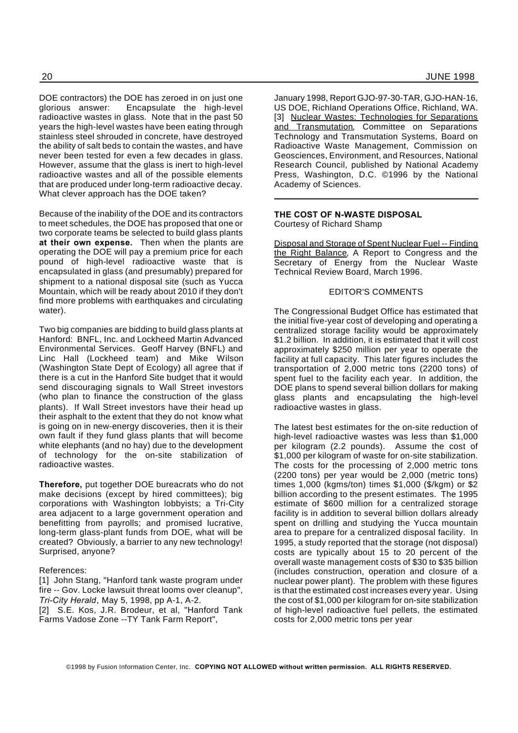DOE contractors) the DOE has zeroed in on just one glorious answer: Encapsulate the high-level radioactive wastes in glass. Note that in the past 50 years the high-level wastes have been eating through stainless steel shrouded in concrete, have destroyed the ability of salt beds to contain the wastes, and have never been tested for even a few decades in glass. However, assume that the glass is inert to high-level radioactive wastes and all of the possible elements that are produced under long-term radioactive decay. What clever approach has the DOE taken?

Because of the inability of the DOE and its contractors to meet schedules, the DOE has proposed that one or two corporate teams be selected to build glass plants **at their own expense.** Then when the plants are operating the DOE will pay a premium price for each pound of high-level radioactive waste that is encapsulated in glass (and presumably) prepared for shipment to a national disposal site (such as Yucca Mountain, which will be ready about 2010 if they don't find more problems with earthquakes and circulating water).

Two big companies are bidding to build glass plants at Hanford: BNFL, Inc. and Lockheed Martin Advanced Environmental Services. Geoff Harvey (BNFL) and Linc Hall (Lockheed team) and Mike Wilson (Washington State Dept of Ecology) all agree that if there is a cut in the Hanford Site budget that it would send discouraging signals to Wall Street investors (who plan to finance the construction of the glass plants). If Wall Street investors have their head up their asphalt to the extent that they do not know what is going on in new-energy discoveries, then it is their own fault if they fund glass plants that will become white elephants (and no hay) due to the development of technology for the on-site stabilization of radioactive wastes.

**Therefore,** put together DOE bureacrats who do not make decisions (except by hired committees); big corporations with Washington lobbyists; a Tri-City area adjacent to a large government operation and benefitting from payrolls; and promised lucrative, long-term glass-plant funds from DOE, what will be created? Obviously, a barrier to any new technology! Surprised, anyone?

References:

[1] John Stang, "Hanford tank waste program under fire -- Gov. Locke lawsuit threat looms over cleanup", *Tri-City Herald*, May 5, 1998, pp A-1, A-2.

[2] S.E. Kos, J.R. Brodeur, et al, "Hanford Tank Farms Vadose Zone --TY Tank Farm Report", January 1998, Report GJO-97-30-TAR, GJO-HAN-16, US DOE, Richland Operations Office, Richland, WA.

[3] Nuclear Wastes: Technologies for Separations and Transmutation, Committee on Separations Technology and Transmutation Systems, Board on Radioactive Waste Management, Commission on Geosciences, Environment, and Resources, National Research Council, published by National Academy Press, Washington, D.C. ©1996 by the National Academy of Sciences.

---

## THE COST OF N-WASTE DISPOSAL

Courtesy of Richard Shamp

Disposal and Storage of Spent Nuclear Fuel -- Finding the Right Balance, A Report to Congress and the Secretary of Energy from the Nuclear Waste Technical Review Board, March 1996.

### EDITOR'S COMMENTS

The Congressional Budget Office has estimated that the initial five-year cost of developing and operating a centralized storage facility would be approximately \$1.2 billion. In addition, it is estimated that it will cost approximately \$250 million per year to operate the facility at full capacity. This later figures includes the transportation of 2,000 metric tons (2200 tons) of spent fuel to the facility each year. In addition, the DOE plans to spend several billion dollars for making glass plants and encapsulating the high-level radioactive wastes in glass.

The latest best estimates for the on-site reduction of high-level radioactive wastes was less than \$1,000 per kilogram (2.2 pounds). Assume the cost of \$1,000 per kilogram of waste for on-site stabilization. The costs for the processing of 2,000 metric tons (2200 tons) per year would be 2,000 (metric tons) times 1,000 (kgms/ton) times \$1,000 (\$/kgm) or \$2 billion according to the present estimates. The 1995 estimate of \$600 million for a centralized storage facility is in addition to several billion dollars already spent on drilling and studying the Yucca mountain area to prepare for a centralized disposal facility. In 1995, a study reported that the storage (not disposal) costs are typically about 15 to 20 percent of the overall waste management costs of \$30 to \$35 billion (includes construction, operation and closure of a nuclear power plant). The problem with these figures is that the estimated cost increases every year. Using the cost of \$1,000 per kilogram for on-site stabilization of high-level radioactive fuel pellets, the estimated costs for 2,000 metric tons per year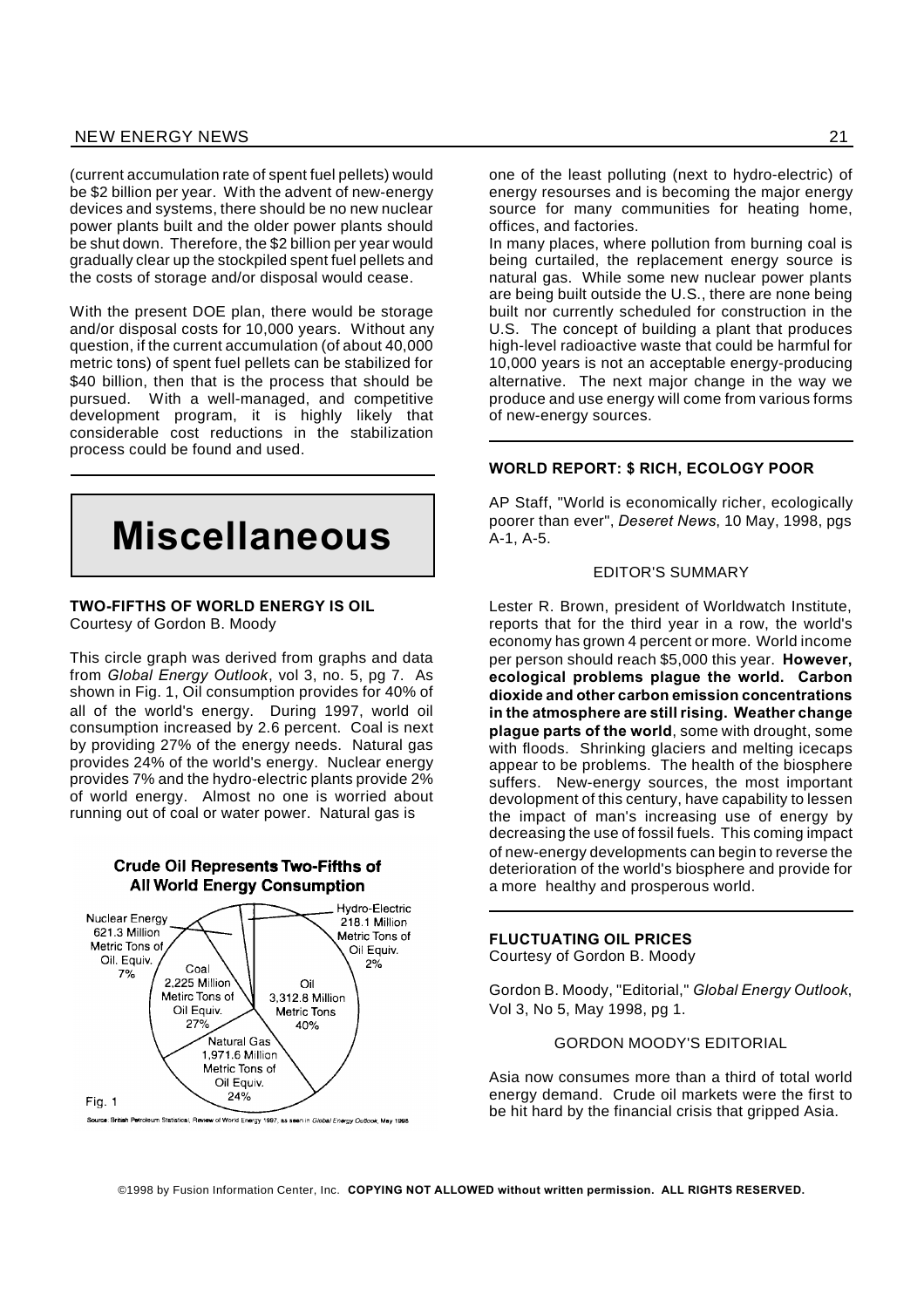(current accumulation rate of spent fuel pellets) would be $2 billion per year. With the advent of new-energy devices and systems, there should be no new nuclear power plants built and the older power plants should be shut down. Therefore, the $2 billion per year would gradually clear up the stockpiled spent fuel pellets and the costs of storage and/or disposal would cease.

With the present DOE plan, there would be storage and/or disposal costs for 10,000 years. Without any question, if the current accumulation (of about 40,000 metric tons) of spent fuel pellets can be stabilized for $40 billion, then that is the process that should be pursued. With a well-managed, and competitive development program, it is highly likely that considerable cost reductions in the stabilization process could be found and used.

# Miscellaneous

### TWO-FIFTHS OF WORLD ENERGY IS OIL

Courtesy of Gordon B. Moody

This circle graph was derived from graphs and data from *Global Energy Outlook*, vol 3, no. 5, pg 7. As shown in Fig. 1, Oil consumption provides for 40% of all of the world's energy. During 1997, world oil consumption increased by 2.6 percent. Coal is next by providing 27% of the energy needs. Natural gas provides 24% of the world's energy. Nuclear energy provides 7% and the hydro-electric plants provide 2% of world energy. Almost no one is worried about running out of coal or water power. Natural gas is one of the least polluting (next to hydro-electric) of energy resourses and is becoming the major energy source for many communities for heating home, offices, and factories.

**Crude Oil Represents Two-Fifths of All World Energy Consumption**

| Source | Amount | Share |
|---|---|---|
| Oil | 3,312.8 Million Metric Tons | 40% |
| Coal | 2,225 Million Metirc Tons of Oil Equiv. | 27% |
| Natural Gas | 1,971.6 Million Metric Tons of Oil Equiv. | 24% |
| Nuclear Energy | 621.3 Million Metric Tons of Oil. Equiv. | 7% |
| Hydro-Electric | 218.1 Million Metric Tons of Oil Equiv. | 2% |

Fig. 1

Source: British Petroleum Statistical Review of World Energy 1997, as seen in *Global Energy Outlook*, May 1998

In many places, where pollution from burning coal is being curtailed, the replacement energy source is natural gas. While some new nuclear power plants are being built outside the U.S., there are none being built nor currently scheduled for construction in the U.S. The concept of building a plant that produces high-level radioactive waste that could be harmful for 10,000 years is not an acceptable energy-producing alternative. The next major change in the way we produce and use energy will come from various forms of new-energy sources.

### WORLD REPORT: $ RICH, ECOLOGY POOR

AP Staff, "World is economically richer, ecologically poorer than ever", *Deseret News*, 10 May, 1998, pgs A-1, A-5.

EDITOR'S SUMMARY

Lester R. Brown, president of Worldwatch Institute, reports that for the third year in a row, the world's economy has grown 4 percent or more. World income per person should reach $5,000 this year. **However, ecological problems plague the world. Carbon dioxide and other carbon emission concentrations in the atmosphere are still rising. Weather change plague parts of the world**, some with drought, some with floods. Shrinking glaciers and melting icecaps appear to be problems. The health of the biosphere suffers. New-energy sources, the most important development of this century, have capability to lessen the impact of man's increasing use of energy by decreasing the use of fossil fuels. This coming impact of new-energy developments can begin to reverse the deterioration of the world's biosphere and provide for a more healthy and prosperous world.

### FLUCTUATING OIL PRICES

Courtesy of Gordon B. Moody

Gordon B. Moody, "Editorial," *Global Energy Outlook*, Vol 3, No 5, May 1998, pg 1.

GORDON MOODY'S EDITORIAL

Asia now consumes more than a third of total world energy demand. Crude oil markets were the first to be hit hard by the financial crisis that gripped Asia.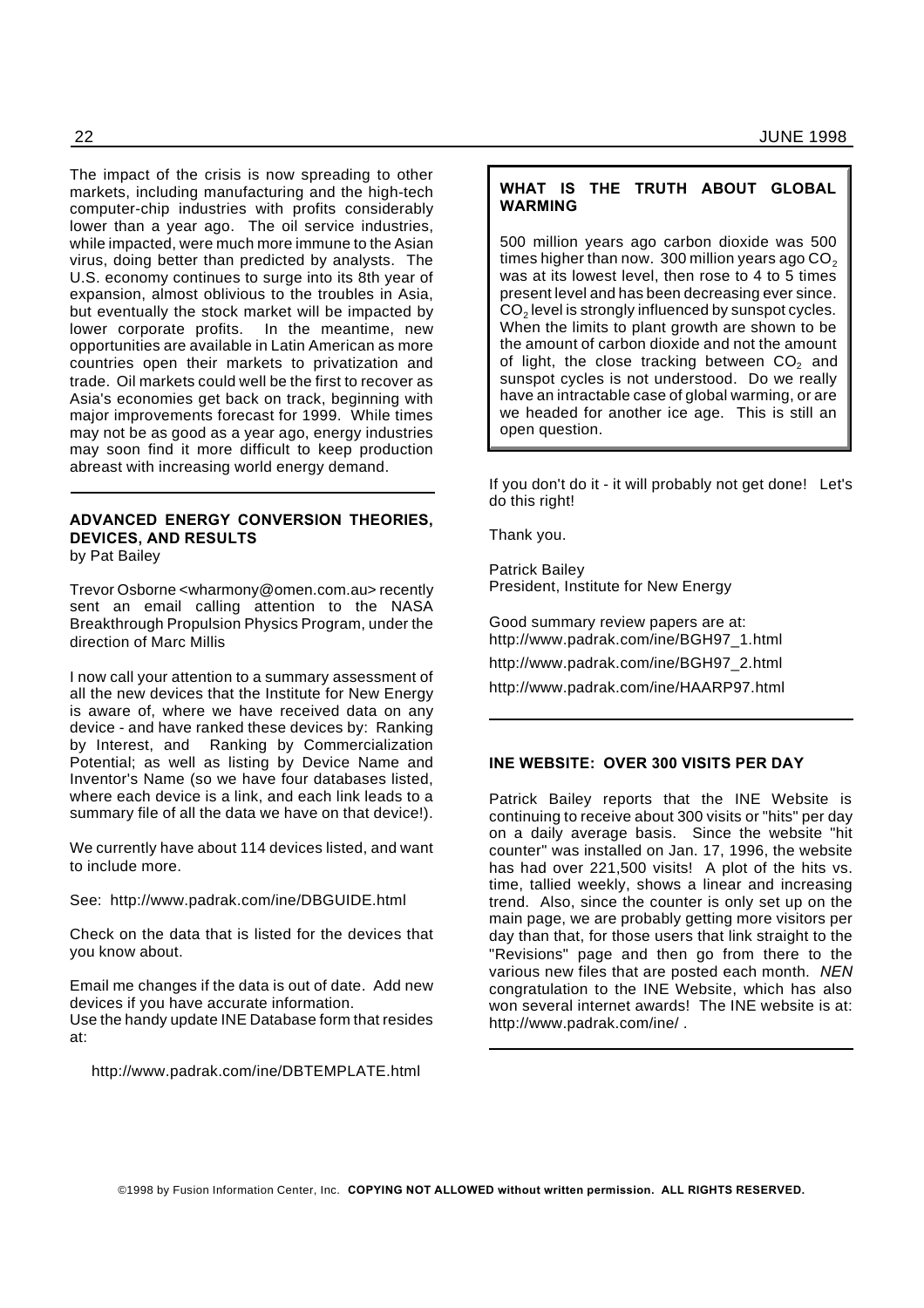The impact of the crisis is now spreading to other markets, including manufacturing and the high-tech computer-chip industries with profits considerably lower than a year ago. The oil service industries, while impacted, were much more immune to the Asian virus, doing better than predicted by analysts. The U.S. economy continues to surge into its 8th year of expansion, almost oblivious to the troubles in Asia, but eventually the stock market will be impacted by lower corporate profits. In the meantime, new opportunities are available in Latin American as more countries open their markets to privatization and trade. Oil markets could well be the first to recover as Asia's economies get back on track, beginning with major improvements forecast for 1999. While times may not be as good as a year ago, energy industries may soon find it more difficult to keep production abreast with increasing world energy demand.

## ADVANCED ENERGY CONVERSION THEORIES, DEVICES, AND RESULTS

by Pat Bailey

Trevor Osborne <wharmony@omen.com.au> recently sent an email calling attention to the NASA Breakthrough Propulsion Physics Program, under the direction of Marc Millis

I now call your attention to a summary assessment of all the new devices that the Institute for New Energy is aware of, where we have received data on any device - and have ranked these devices by: Ranking by Interest, and Ranking by Commercialization Potential; as well as listing by Device Name and Inventor's Name (so we have four databases listed, where each device is a link, and each link leads to a summary file of all the data we have on that device!).

We currently have about 114 devices listed, and want to include more.

See: http://www.padrak.com/ine/DBGUIDE.html

Check on the data that is listed for the devices that you know about.

Email me changes if the data is out of date. Add new devices if you have accurate information.
Use the handy update INE Database form that resides at:

http://www.padrak.com/ine/DBTEMPLATE.html

If you don't do it - it will probably not get done! Let's do this right!

Thank you.

Patrick Bailey
President, Institute for New Energy

Good summary review papers are at:
http://www.padrak.com/ine/BGH97_1.html
http://www.padrak.com/ine/BGH97_2.html
http://www.padrak.com/ine/HAARP97.html

## WHAT IS THE TRUTH ABOUT GLOBAL WARMING

500 million years ago carbon dioxide was 500 times higher than now. 300 million years ago $CO_2$ was at its lowest level, then rose to 4 to 5 times present level and has been decreasing ever since. $CO_2$ level is strongly influenced by sunspot cycles. When the limits to plant growth are shown to be the amount of carbon dioxide and not the amount of light, the close tracking between $CO_2$ and sunspot cycles is not understood. Do we really have an intractable case of global warming, or are we headed for another ice age. This is still an open question.

## INE WEBSITE: OVER 300 VISITS PER DAY

Patrick Bailey reports that the INE Website is continuing to receive about 300 visits or "hits" per day on a daily average basis. Since the website "hit counter" was installed on Jan. 17, 1996, the website has had over 221,500 visits! A plot of the hits vs. time, tallied weekly, shows a linear and increasing trend. Also, since the counter is only set up on the main page, we are probably getting more visitors per day than that, for those users that link straight to the "Revisions" page and then go from there to the various new files that are posted each month. *NEN* congratulation to the INE Website, which has also won several internet awards! The INE website is at: http://www.padrak.com/ine/ .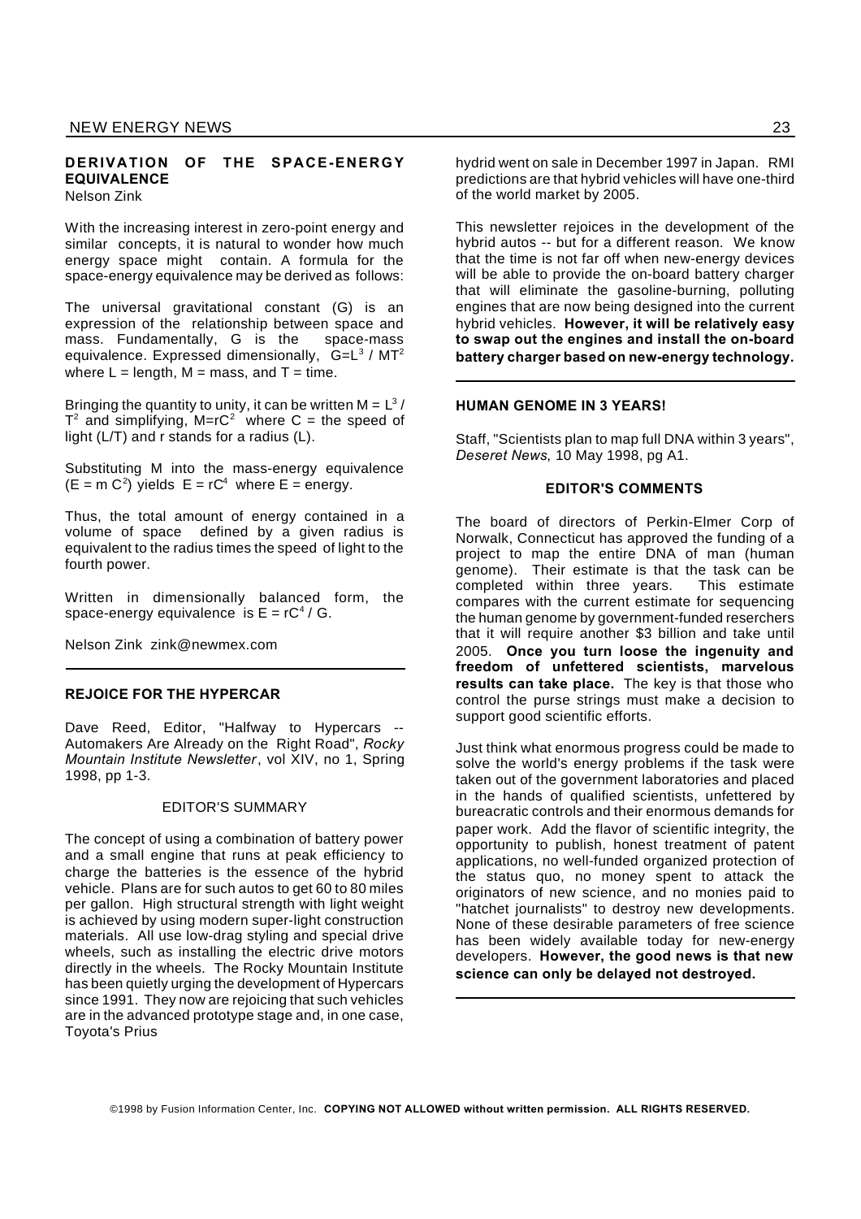### DERIVATION OF THE SPACE-ENERGY EQUIVALENCE

Nelson Zink

With the increasing interest in zero-point energy and similar concepts, it is natural to wonder how much energy space might contain. A formula for the space-energy equivalence may be derived as follows:

The universal gravitational constant (G) is an expression of the relationship between space and mass. Fundamentally, G is the space-mass equivalence. Expressed dimensionally, $G=L^3 / MT^2$ where L = length, M = mass, and T = time.

Bringing the quantity to unity, it can be written $M = L^3 / T^2$ and simplifying, $M=rC^2$ where C = the speed of light (L/T) and r stands for a radius (L).

Substituting M into the mass-energy equivalence ($E = m C^2$) yields $E = rC^4$ where E = energy.

Thus, the total amount of energy contained in a volume of space defined by a given radius is equivalent to the radius times the speed of light to the fourth power.

Written in dimensionally balanced form, the space-energy equivalence is $E = rC^4 / G$.

Nelson Zink zink@newmex.com

---

### REJOICE FOR THE HYPERCAR

Dave Reed, Editor, "Halfway to Hypercars -- Automakers Are Already on the Right Road", *Rocky Mountain Institute Newsletter*, vol XIV, no 1, Spring 1998, pp 1-3.

#### EDITOR'S SUMMARY

The concept of using a combination of battery power and a small engine that runs at peak efficiency to charge the batteries is the essence of the hybrid vehicle. Plans are for such autos to get 60 to 80 miles per gallon. High structural strength with light weight is achieved by using modern super-light construction materials. All use low-drag styling and special drive wheels, such as installing the electric drive motors directly in the wheels. The Rocky Mountain Institute has been quietly urging the development of Hypercars since 1991. They now are rejoicing that such vehicles are in the advanced prototype stage and, in one case, Toyota's Prius hydrid went on sale in December 1997 in Japan. RMI predictions are that hybrid vehicles will have one-third of the world market by 2005.

This newsletter rejoices in the development of the hybrid autos -- but for a different reason. We know that the time is not far off when new-energy devices will be able to provide the on-board battery charger that will eliminate the gasoline-burning, polluting engines that are now being designed into the current hybrid vehicles. **However, it will be relatively easy to swap out the engines and install the on-board battery charger based on new-energy technology.**

---

### HUMAN GENOME IN 3 YEARS!

Staff, "Scientists plan to map full DNA within 3 years", *Deseret News*, 10 May 1998, pg A1.

#### EDITOR'S COMMENTS

The board of directors of Perkin-Elmer Corp of Norwalk, Connecticut has approved the funding of a project to map the entire DNA of man (human genome). Their estimate is that the task can be completed within three years. This estimate compares with the current estimate for sequencing the human genome by government-funded reserchers that it will require another \$3 billion and take until 2005. **Once you turn loose the ingenuity and freedom of unfettered scientists, marvelous results can take place.** The key is that those who control the purse strings must make a decision to support good scientific efforts.

Just think what enormous progress could be made to solve the world's energy problems if the task were taken out of the government laboratories and placed in the hands of qualified scientists, unfettered by bureacratic controls and their enormous demands for paper work. Add the flavor of scientific integrity, the opportunity to publish, honest treatment of patent applications, no well-funded organized protection of the status quo, no money spent to attack the originators of new science, and no monies paid to "hatchet journalists" to destroy new developments. None of these desirable parameters of free science has been widely available today for new-energy developers. **However, the good news is that new science can only be delayed not destroyed.**

---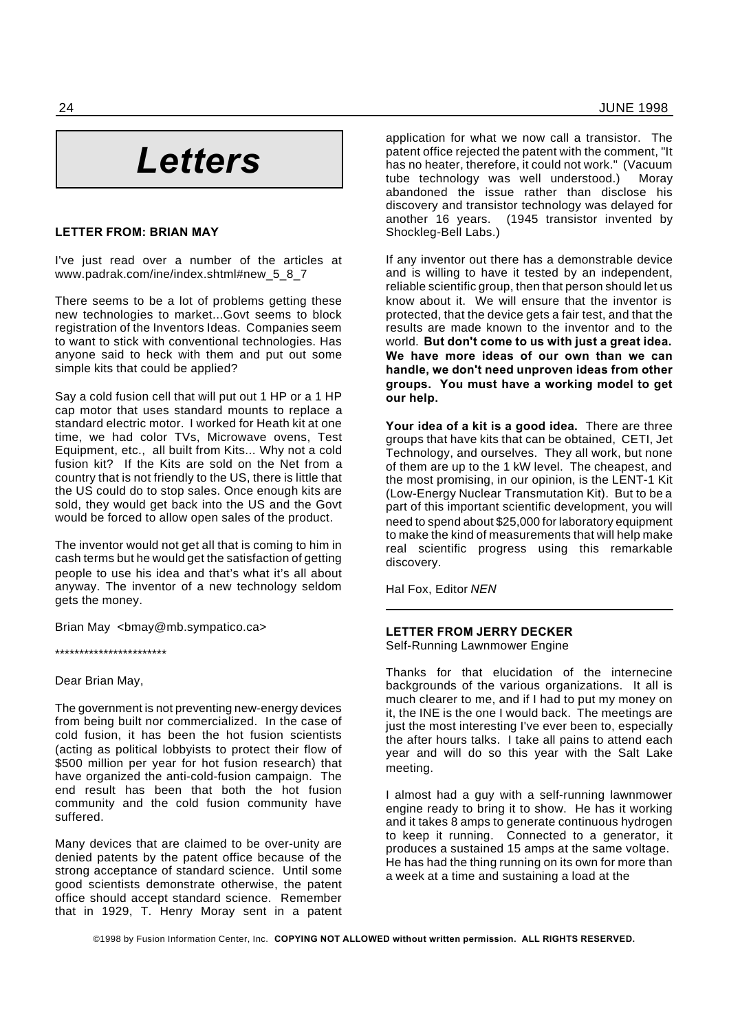# Letters

### LETTER FROM: BRIAN MAY

I've just read over a number of the articles at www.padrak.com/ine/index.shtml#new_5_8_7

There seems to be a lot of problems getting these new technologies to market...Govt seems to block registration of the Inventors Ideas. Companies seem to want to stick with conventional technologies. Has anyone said to heck with them and put out some simple kits that could be applied?

Say a cold fusion cell that will put out 1 HP or a 1 HP cap motor that uses standard mounts to replace a standard electric motor. I worked for Heath kit at one time, we had color TVs, Microwave ovens, Test Equipment, etc., all built from Kits... Why not a cold fusion kit? If the Kits are sold on the Net from a country that is not friendly to the US, there is little that the US could do to stop sales. Once enough kits are sold, they would get back into the US and the Govt would be forced to allow open sales of the product.

The inventor would not get all that is coming to him in cash terms but he would get the satisfaction of getting people to use his idea and that's what it's all about anyway. The inventor of a new technology seldom gets the money.

Brian May <bmay@mb.sympatico.ca>

***********************

Dear Brian May,

The government is not preventing new-energy devices from being built nor commercialized. In the case of cold fusion, it has been the hot fusion scientists (acting as political lobbyists to protect their flow of $500 million per year for hot fusion research) that have organized the anti-cold-fusion campaign. The end result has been that both the hot fusion community and the cold fusion community have suffered.

Many devices that are claimed to be over-unity are denied patents by the patent office because of the strong acceptance of standard science. Until some good scientists demonstrate otherwise, the patent office should accept standard science. Remember that in 1929, T. Henry Moray sent in a patent application for what we now call a transistor. The patent office rejected the patent with the comment, "It has no heater, therefore, it could not work." (Vacuum tube technology was well understood.) Moray abandoned the issue rather than disclose his discovery and transistor technology was delayed for another 16 years. (1945 transistor invented by Shockleg-Bell Labs.)

If any inventor out there has a demonstrable device and is willing to have it tested by an independent, reliable scientific group, then that person should let us know about it. We will ensure that the inventor is protected, that the device gets a fair test, and that the results are made known to the inventor and to the world. **But don't come to us with just a great idea. We have more ideas of our own than we can handle, we don't need unproven ideas from other groups. You must have a working model to get our help.**

**Your idea of a kit is a good idea.** There are three groups that have kits that can be obtained, CETI, Jet Technology, and ourselves. They all work, but none of them are up to the 1 kW level. The cheapest, and the most promising, in our opinion, is the LENT-1 Kit (Low-Energy Nuclear Transmutation Kit). But to be a part of this important scientific development, you will need to spend about $25,000 for laboratory equipment to make the kind of measurements that will help make real scientific progress using this remarkable discovery.

Hal Fox, Editor *NEN*

---

### LETTER FROM JERRY DECKER

Self-Running Lawnmower Engine

Thanks for that elucidation of the internecine backgrounds of the various organizations. It all is much clearer to me, and if I had to put my money on it, the INE is the one I would back. The meetings are just the most interesting I've ever been to, especially the after hours talks. I take all pains to attend each year and will do so this year with the Salt Lake meeting.

I almost had a guy with a self-running lawnmower engine ready to bring it to show. He has it working and it takes 8 amps to generate continuous hydrogen to keep it running. Connected to a generator, it produces a sustained 15 amps at the same voltage. He has had the thing running on its own for more than a week at a time and sustaining a load at the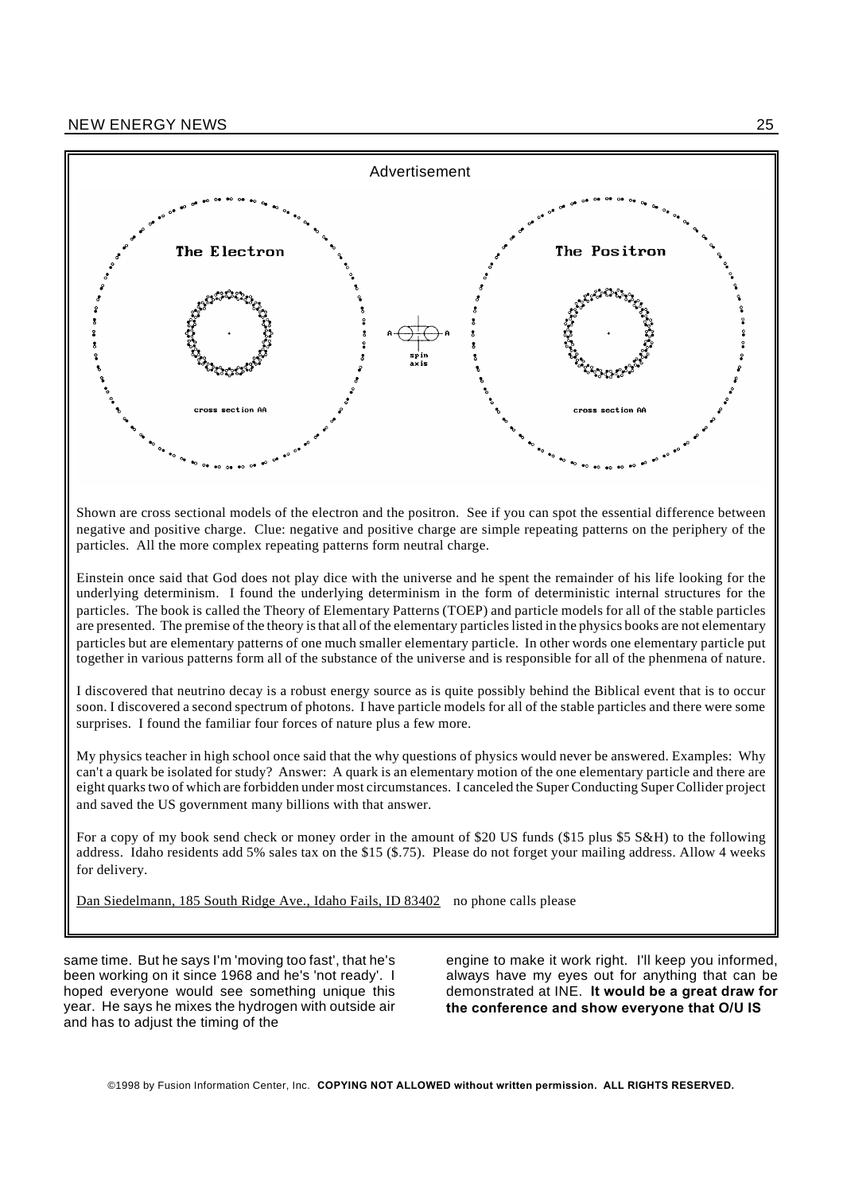Advertisement

The Electron

cross section AA

spin axis

The Positron

cross section AA

Shown are cross sectional models of the electron and the positron. See if you can spot the essential difference between negative and positive charge. Clue: negative and positive charge are simple repeating patterns on the periphery of the particles. All the more complex repeating patterns form neutral charge.

Einstein once said that God does not play dice with the universe and he spent the remainder of his life looking for the underlying determinism. I found the underlying determinism in the form of deterministic internal structures for the particles. The book is called the Theory of Elementary Patterns (TOEP) and particle models for all of the stable particles are presented. The premise of the theory is that all of the elementary particles listed in the physics books are not elementary particles but are elementary patterns of one much smaller elementary particle. In other words one elementary particle put together in various patterns form all of the substance of the universe and is responsible for all of the phenmena of nature.

I discovered that neutrino decay is a robust energy source as is quite possibly behind the Biblical event that is to occur soon. I discovered a second spectrum of photons. I have particle models for all of the stable particles and there were some surprises. I found the familiar four forces of nature plus a few more.

My physics teacher in high school once said that the why questions of physics would never be answered. Examples: Why can't a quark be isolated for study? Answer: A quark is an elementary motion of the one elementary particle and there are eight quarks two of which are forbidden under most circumstances. I canceled the Super Conducting Super Collider project and saved the US government many billions with that answer.

For a copy of my book send check or money order in the amount of $20 US funds ($15 plus $5 S&H) to the following address. Idaho residents add 5% sales tax on the $15 ($.75). Please do not forget your mailing address. Allow 4 weeks for delivery.

Dan Siedelmann, 185 South Ridge Ave., Idaho Fails, ID 83402 no phone calls please

same time. But he says I'm 'moving too fast', that he's been working on it since 1968 and he's 'not ready'. I hoped everyone would see something unique this year. He says he mixes the hydrogen with outside air and has to adjust the timing of the engine to make it work right. I'll keep you informed, always have my eyes out for anything that can be demonstrated at INE. **It would be a great draw for the conference and show everyone that O/U IS**

©1998 by Fusion Information Center, Inc. **COPYING NOT ALLOWED without written permission. ALL RIGHTS RESERVED.**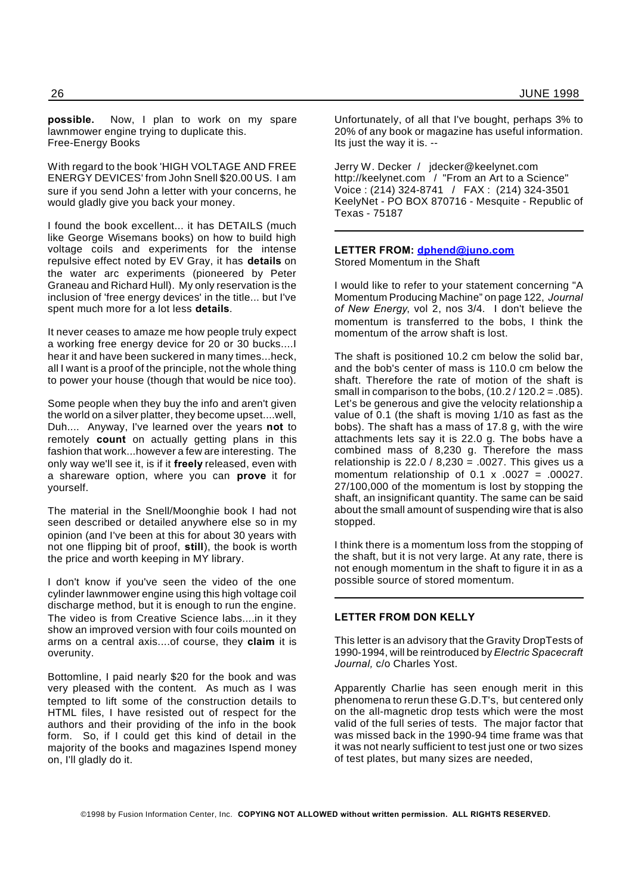**possible.** Now, I plan to work on my spare lawnmower engine trying to duplicate this.
Free-Energy Books

With regard to the book 'HIGH VOLTAGE AND FREE ENERGY DEVICES' from John Snell $20.00 US. I am sure if you send John a letter with your concerns, he would gladly give you back your money.

I found the book excellent... it has DETAILS (much like George Wisemans books) on how to build high voltage coils and experiments for the intense repulsive effect noted by EV Gray, it has **details** on the water arc experiments (pioneered by Peter Graneau and Richard Hull). My only reservation is the inclusion of 'free energy devices' in the title... but I've spent much more for a lot less **details**.

It never ceases to amaze me how people truly expect a working free energy device for 20 or 30 bucks....I hear it and have been suckered in many times...heck, all I want is a proof of the principle, not the whole thing to power your house (though that would be nice too).

Some people when they buy the info and aren't given the world on a silver platter, they become upset....well, Duh.... Anyway, I've learned over the years **not** to remotely **count** on actually getting plans in this fashion that work...however a few are interesting. The only way we'll see it, is if it **freely** released, even with a shareware option, where you can **prove** it for yourself.

The material in the Snell/Moonghie book I had not seen described or detailed anywhere else so in my opinion (and I've been at this for about 30 years with not one flipping bit of proof, **still**), the book is worth the price and worth keeping in MY library.

I don't know if you've seen the video of the one cylinder lawnmower engine using this high voltage coil discharge method, but it is enough to run the engine. The video is from Creative Science labs....in it they show an improved version with four coils mounted on arms on a central axis....of course, they **claim** it is overunity.

Bottomline, I paid nearly $20 for the book and was very pleased with the content. As much as I was tempted to lift some of the construction details to HTML files, I have resisted out of respect for the authors and their providing of the info in the book form. So, if I could get this kind of detail in the majority of the books and magazines Ispend money on, I'll gladly do it.

Unfortunately, of all that I've bought, perhaps 3% to 20% of any book or magazine has useful information. Its just the way it is. --

Jerry W. Decker / jdecker@keelynet.com
http://keelynet.com / "From an Art to a Science"
Voice : (214) 324-8741 / FAX : (214) 324-3501
KeelyNet - PO BOX 870716 - Mesquite - Republic of Texas - 75187

---

### LETTER FROM: dphend@juno.com

Stored Momentum in the Shaft

I would like to refer to your statement concerning "A Momentum Producing Machine" on page 122, *Journal of New Energy*, vol 2, nos 3/4. I don't believe the momentum is transferred to the bobs, I think the momentum of the arrow shaft is lost.

The shaft is positioned 10.2 cm below the solid bar, and the bob's center of mass is 110.0 cm below the shaft. Therefore the rate of motion of the shaft is small in comparison to the bobs, (10.2 / 120.2 = .085). Let's be generous and give the velocity relationship a value of 0.1 (the shaft is moving 1/10 as fast as the bobs). The shaft has a mass of 17.8 g, with the wire attachments lets say it is 22.0 g. The bobs have a combined mass of 8,230 g. Therefore the mass relationship is 22.0 / 8,230 = .0027. This gives us a momentum relationship of 0.1 x .0027 = .00027. 27/100,000 of the momentum is lost by stopping the shaft, an insignificant quantity. The same can be said about the small amount of suspending wire that is also stopped.

I think there is a momentum loss from the stopping of the shaft, but it is not very large. At any rate, there is not enough momentum in the shaft to figure it in as a possible source of stored momentum.

---

### LETTER FROM DON KELLY

This letter is an advisory that the Gravity DropTests of 1990-1994, will be reintroduced by *Electric Spacecraft Journal,* c/o Charles Yost.

Apparently Charlie has seen enough merit in this phenomena to rerun these G.D.T's, but centered only on the all-magnetic drop tests which were the most valid of the full series of tests. The major factor that was missed back in the 1990-94 time frame was that it was not nearly sufficient to test just one or two sizes of test plates, but many sizes are needed,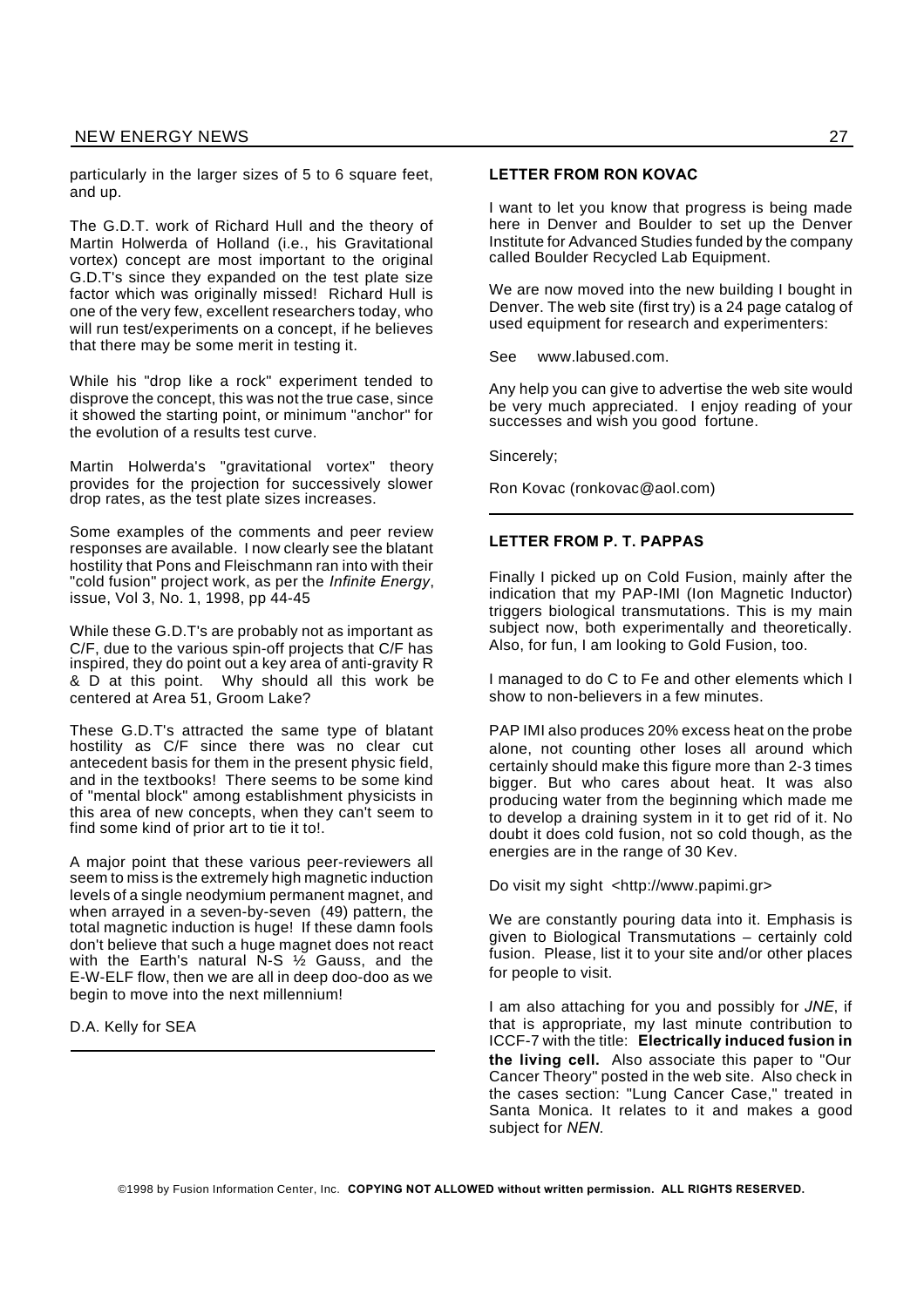particularly in the larger sizes of 5 to 6 square feet, and up.

The G.D.T. work of Richard Hull and the theory of Martin Holwerda of Holland (i.e., his Gravitational vortex) concept are most important to the original G.D.T's since they expanded on the test plate size factor which was originally missed! Richard Hull is one of the very few, excellent researchers today, who will run test/experiments on a concept, if he believes that there may be some merit in testing it.

While his "drop like a rock" experiment tended to disprove the concept, this was not the true case, since it showed the starting point, or minimum "anchor" for the evolution of a results test curve.

Martin Holwerda's "gravitational vortex" theory provides for the projection for successively slower drop rates, as the test plate sizes increases.

Some examples of the comments and peer review responses are available. I now clearly see the blatant hostility that Pons and Fleischmann ran into with their "cold fusion" project work, as per the *Infinite Energy*, issue, Vol 3, No. 1, 1998, pp 44-45

While these G.D.T's are probably not as important as C/F, due to the various spin-off projects that C/F has inspired, they do point out a key area of anti-gravity R & D at this point. Why should all this work be centered at Area 51, Groom Lake?

These G.D.T's attracted the same type of blatant hostility as C/F since there was no clear cut antecedent basis for them in the present physic field, and in the textbooks! There seems to be some kind of "mental block" among establishment physicists in this area of new concepts, when they can't seem to find some kind of prior art to tie it to!.

A major point that these various peer-reviewers all seem to miss is the extremely high magnetic induction levels of a single neodymium permanent magnet, and when arrayed in a seven-by-seven (49) pattern, the total magnetic induction is huge! If these damn fools don't believe that such a huge magnet does not react with the Earth's natural N-S ½ Gauss, and the E-W-ELF flow, then we are all in deep doo-doo as we begin to move into the next millennium!

D.A. Kelly for SEA

---

**LETTER FROM RON KOVAC**

I want to let you know that progress is being made here in Denver and Boulder to set up the Denver Institute for Advanced Studies funded by the company called Boulder Recycled Lab Equipment.

We are now moved into the new building I bought in Denver. The web site (first try) is a 24 page catalog of used equipment for research and experimenters:

See www.labused.com.

Any help you can give to advertise the web site would be very much appreciated. I enjoy reading of your successes and wish you good fortune.

Sincerely;

Ron Kovac (ronkovac@aol.com)

---

**LETTER FROM P. T. PAPPAS**

Finally I picked up on Cold Fusion, mainly after the indication that my PAP-IMI (Ion Magnetic Inductor) triggers biological transmutations. This is my main subject now, both experimentally and theoretically. Also, for fun, I am looking to Gold Fusion, too.

I managed to do C to Fe and other elements which I show to non-believers in a few minutes.

PAP IMI also produces 20% excess heat on the probe alone, not counting other loses all around which certainly should make this figure more than 2-3 times bigger. But who cares about heat. It was also producing water from the beginning which made me to develop a draining system in it to get rid of it. No doubt it does cold fusion, not so cold though, as the energies are in the range of 30 Kev.

Do visit my sight <http://www.papimi.gr>

We are constantly pouring data into it. Emphasis is given to Biological Transmutations – certainly cold fusion. Please, list it to your site and/or other places for people to visit.

I am also attaching for you and possibly for *JNE*, if that is appropriate, my last minute contribution to ICCF-7 with the title: **Electrically induced fusion in the living cell.** Also associate this paper to "Our Cancer Theory" posted in the web site. Also check in the cases section: "Lung Cancer Case," treated in Santa Monica. It relates to it and makes a good subject for *NEN*.

©1998 by Fusion Information Center, Inc. **COPYING NOT ALLOWED without written permission. ALL RIGHTS RESERVED.**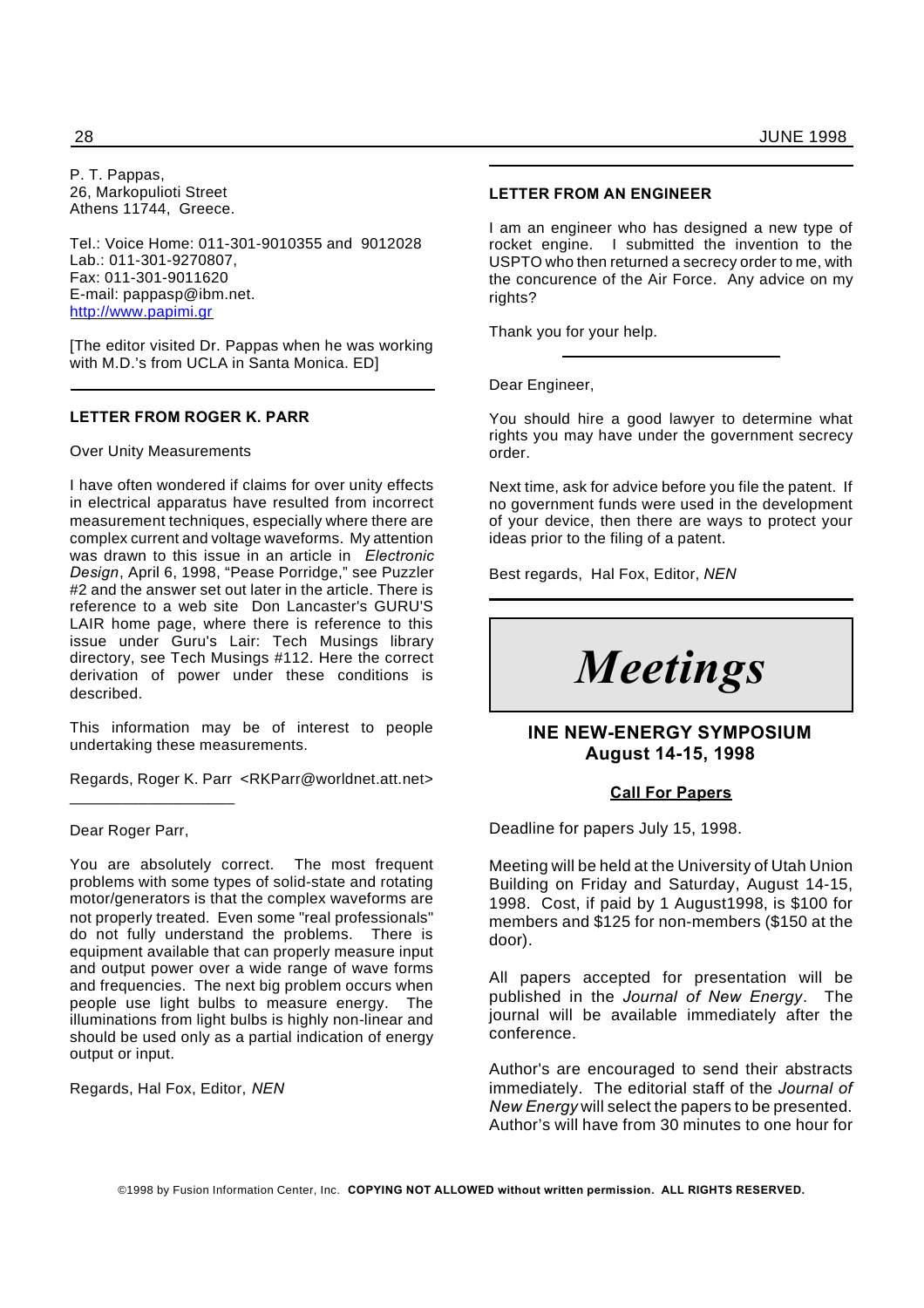P. T. Pappas,
26, Markopulioti Street
Athens 11744, Greece.

Tel.: Voice Home: 011-301-9010355 and 9012028
Lab.: 011-301-9270807,
Fax: 011-301-9011620
E-mail: pappasp@ibm.net.
http://www.papimi.gr

[The editor visited Dr. Pappas when he was working with M.D.'s from UCLA in Santa Monica. ED]

---

### LETTER FROM ROGER K. PARR

Over Unity Measurements

I have often wondered if claims for over unity effects in electrical apparatus have resulted from incorrect measurement techniques, especially where there are complex current and voltage waveforms. My attention was drawn to this issue in an article in *Electronic Design*, April 6, 1998, "Pease Porridge," see Puzzler #2 and the answer set out later in the article. There is reference to a web site Don Lancaster's GURU'S LAIR home page, where there is reference to this issue under Guru's Lair: Tech Musings library directory, see Tech Musings #112. Here the correct derivation of power under these conditions is described.

This information may be of interest to people undertaking these measurements.

Regards, Roger K. Parr <RKParr@worldnet.att.net>

---

Dear Roger Parr,

You are absolutely correct. The most frequent problems with some types of solid-state and rotating motor/generators is that the complex waveforms are not properly treated. Even some "real professionals" do not fully understand the problems. There is equipment available that can properly measure input and output power over a wide range of wave forms and frequencies. The next big problem occurs when people use light bulbs to measure energy. The illuminations from light bulbs is highly non-linear and should be used only as a partial indication of energy output or input.

Regards, Hal Fox, Editor, *NEN*

---

### LETTER FROM AN ENGINEER

I am an engineer who has designed a new type of rocket engine. I submitted the invention to the USPTO who then returned a secrecy order to me, with the concurence of the Air Force. Any advice on my rights?

Thank you for your help.

---

Dear Engineer,

You should hire a good lawyer to determine what rights you may have under the government secrecy order.

Next time, ask for advice before you file the patent. If no government funds were used in the development of your device, then there are ways to protect your ideas prior to the filing of a patent.

Best regards, Hal Fox, Editor, *NEN*

---

# *Meetings*

## INE NEW-ENERGY SYMPOSIUM
## August 14-15, 1998

**Call For Papers**

Deadline for papers July 15, 1998.

Meeting will be held at the University of Utah Union Building on Friday and Saturday, August 14-15, 1998. Cost, if paid by 1 August1998, is $100 for members and $125 for non-members ($150 at the door).

All papers accepted for presentation will be published in the *Journal of New Energy*. The journal will be available immediately after the conference.

Author's are encouraged to send their abstracts immediately. The editorial staff of the *Journal of New Energy* will select the papers to be presented. Author's will have from 30 minutes to one hour for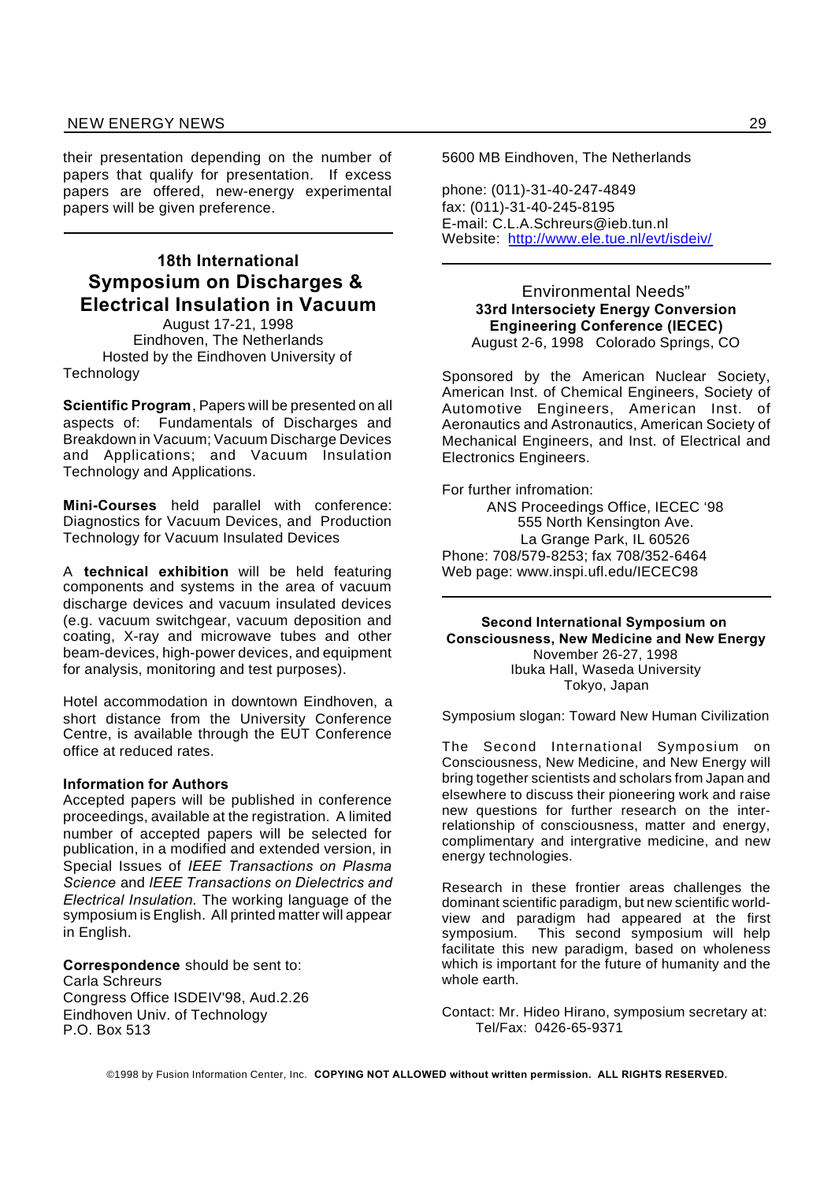their presentation depending on the number of papers that qualify for presentation. If excess papers are offered, new-energy experimental papers will be given preference.

---

## 18th International Symposium on Discharges & Electrical Insulation in Vacuum

August 17-21, 1998
Eindhoven, The Netherlands
Hosted by the Eindhoven University of Technology

**Scientific Program**, Papers will be presented on all aspects of: Fundamentals of Discharges and Breakdown in Vacuum; Vacuum Discharge Devices and Applications; and Vacuum Insulation Technology and Applications.

**Mini-Courses** held parallel with conference: Diagnostics for Vacuum Devices, and Production Technology for Vacuum Insulated Devices

A **technical exhibition** will be held featuring components and systems in the area of vacuum discharge devices and vacuum insulated devices (e.g. vacuum switchgear, vacuum deposition and coating, X-ray and microwave tubes and other beam-devices, high-power devices, and equipment for analysis, monitoring and test purposes).

Hotel accommodation in downtown Eindhoven, a short distance from the University Conference Centre, is available through the EUT Conference office at reduced rates.

**Information for Authors**
Accepted papers will be published in conference proceedings, available at the registration. A limited number of accepted papers will be selected for publication, in a modified and extended version, in Special Issues of *IEEE Transactions on Plasma Science* and *IEEE Transactions on Dielectrics and Electrical Insulation.* The working language of the symposium is English. All printed matter will appear in English.

**Correspondence** should be sent to:
Carla Schreurs
Congress Office ISDEIV'98, Aud.2.26
Eindhoven Univ. of Technology
P.O. Box 513
5600 MB Eindhoven, The Netherlands

phone: (011)-31-40-247-4849
fax: (011)-31-40-245-8195
E-mail: C.L.A.Schreurs@ieb.tun.nl
Website: http://www.ele.tue.nl/evt/isdeiv/

---

Environmental Needs"

### 33rd Intersociety Energy Conversion Engineering Conference (IECEC)

August 2-6, 1998 Colorado Springs, CO

Sponsored by the American Nuclear Society, American Inst. of Chemical Engineers, Society of Automotive Engineers, American Inst. of Aeronautics and Astronautics, American Society of Mechanical Engineers, and Inst. of Electrical and Electronics Engineers.

For further infromation:
ANS Proceedings Office, IECEC '98
555 North Kensington Ave.
La Grange Park, IL 60526
Phone: 708/579-8253; fax 708/352-6464
Web page: www.inspi.ufl.edu/IECEC98

---

### Second International Symposium on Consciousness, New Medicine and New Energy

November 26-27, 1998
Ibuka Hall, Waseda University
Tokyo, Japan

Symposium slogan: Toward New Human Civilization

The Second International Symposium on Consciousness, New Medicine, and New Energy will bring together scientists and scholars from Japan and elsewhere to discuss their pioneering work and raise new questions for further research on the inter-relationship of consciousness, matter and energy, complimentary and intergrative medicine, and new energy technologies.

Research in these frontier areas challenges the dominant scientific paradigm, but new scientific world-view and paradigm had appeared at the first symposium. This second symposium will help facilitate this new paradigm, based on wholeness which is important for the future of humanity and the whole earth.

Contact: Mr. Hideo Hirano, symposium secretary at:
Tel/Fax: 0426-65-9371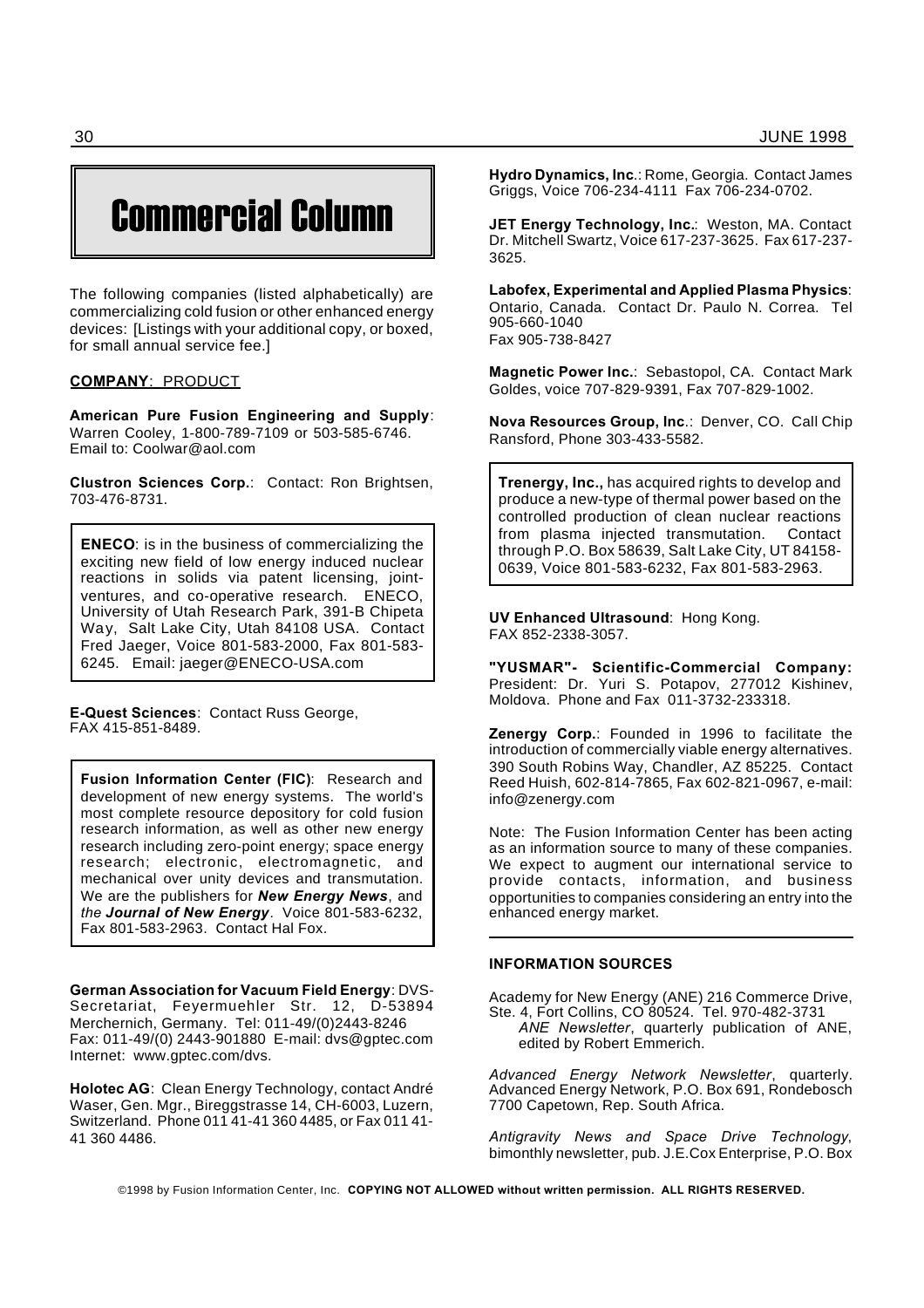# Commercial Column

The following companies (listed alphabetically) are commercializing cold fusion or other enhanced energy devices: [Listings with your additional copy, or boxed, for small annual service fee.]

**COMPANY**: PRODUCT

**American Pure Fusion Engineering and Supply**: Warren Cooley, 1-800-789-7109 or 503-585-6746. Email to: Coolwar@aol.com

**Clustron Sciences Corp.**: Contact: Ron Brightsen, 703-476-8731.

**ENECO**: is in the business of commercializing the exciting new field of low energy induced nuclear reactions in solids via patent licensing, joint-ventures, and co-operative research. ENECO, University of Utah Research Park, 391-B Chipeta Way, Salt Lake City, Utah 84108 USA. Contact Fred Jaeger, Voice 801-583-2000, Fax 801-583-6245. Email: jaeger@ENECO-USA.com

**E-Quest Sciences**: Contact Russ George, FAX 415-851-8489.

**Fusion Information Center (FIC)**: Research and development of new energy systems. The world's most complete resource depository for cold fusion research information, as well as other new energy research including zero-point energy; space energy research; electronic, electromagnetic, and mechanical over unity devices and transmutation. We are the publishers for ***New Energy News***, and *the* ***Journal of New Energy***. Voice 801-583-6232, Fax 801-583-2963. Contact Hal Fox.

**German Association for Vacuum Field Energy**: DVS-Secretariat, Feyermuehler Str. 12, D-53894 Merchernich, Germany. Tel: 011-49/(0)2443-8246 Fax: 011-49/(0) 2443-901880 E-mail: dvs@gptec.com Internet: www.gptec.com/dvs.

**Holotec AG**: Clean Energy Technology, contact André Waser, Gen. Mgr., Bireggstrasse 14, CH-6003, Luzern, Switzerland. Phone 011 41-41 360 4485, or Fax 011 41-41 360 4486.

**Hydro Dynamics, Inc.**: Rome, Georgia. Contact James Griggs, Voice 706-234-4111 Fax 706-234-0702.

**JET Energy Technology, Inc.**: Weston, MA. Contact Dr. Mitchell Swartz, Voice 617-237-3625. Fax 617-237-3625.

**Labofex, Experimental and Applied Plasma Physics**: Ontario, Canada. Contact Dr. Paulo N. Correa. Tel 905-660-1040
Fax 905-738-8427

**Magnetic Power Inc.**: Sebastopol, CA. Contact Mark Goldes, voice 707-829-9391, Fax 707-829-1002.

**Nova Resources Group, Inc.**: Denver, CO. Call Chip Ransford, Phone 303-433-5582.

**Trenergy, Inc.,** has acquired rights to develop and produce a new-type of thermal power based on the controlled production of clean nuclear reactions from plasma injected transmutation. Contact through P.O. Box 58639, Salt Lake City, UT 84158-0639, Voice 801-583-6232, Fax 801-583-2963.

**UV Enhanced Ultrasound**: Hong Kong. FAX 852-2338-3057.

**"YUSMAR"- Scientific-Commercial Company:** President: Dr. Yuri S. Potapov, 277012 Kishinev, Moldova. Phone and Fax 011-3732-233318.

**Zenergy Corp.**: Founded in 1996 to facilitate the introduction of commercially viable energy alternatives. 390 South Robins Way, Chandler, AZ 85225. Contact Reed Huish, 602-814-7865, Fax 602-821-0967, e-mail: info@zenergy.com

Note: The Fusion Information Center has been acting as an information source to many of these companies. We expect to augment our international service to provide contacts, information, and business opportunities to companies considering an entry into the enhanced energy market.

#### INFORMATION SOURCES

Academy for New Energy (ANE) 216 Commerce Drive, Ste. 4, Fort Collins, CO 80524. Tel. 970-482-3731
*ANE Newsletter*, quarterly publication of ANE, edited by Robert Emmerich.

*Advanced Energy Network Newsletter*, quarterly. Advanced Energy Network, P.O. Box 691, Rondebosch 7700 Capetown, Rep. South Africa.

*Antigravity News and Space Drive Technology*, bimonthly newsletter, pub. J.E.Cox Enterprise, P.O. Box

©1998 by Fusion Information Center, Inc. **COPYING NOT ALLOWED without written permission. ALL RIGHTS RESERVED.**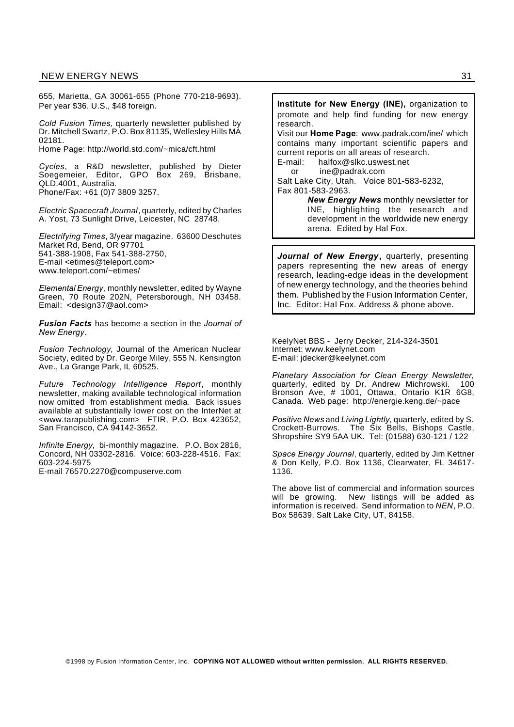655, Marietta, GA 30061-655 (Phone 770-218-9693). Per year $36. U.S., $48 foreign.

*Cold Fusion Times,* quarterly newsletter published by Dr. Mitchell Swartz, P.O. Box 81135, Wellesley Hills MA 02181.
Home Page: http://world.std.com/~mica/cft.html

*Cycles*, a R&D newsletter, published by Dieter Soegemeier, Editor, GPO Box 269, Brisbane, QLD.4001, Australia.
Phone/Fax: +61 (0)7 3809 3257.

*Electric Spacecraft Journal*, quarterly, edited by Charles A. Yost, 73 Sunlight Drive, Leicester, NC 28748.

*Electrifying Times*, 3/year magazine. 63600 Deschutes Market Rd, Bend, OR 97701
541-388-1908, Fax 541-388-2750,
E-mail <etimes@teleport.com>
www.teleport.com/~etimes/

*Elemental Energy*, monthly newsletter, edited by Wayne Green, 70 Route 202N, Petersborough, NH 03458. Email: <design37@aol.com>

***Fusion Facts*** has become a section in the *Journal of New Energy*.

*Fusion Technology,* Journal of the American Nuclear Society, edited by Dr. George Miley, 555 N. Kensington Ave., La Grange Park, IL 60525.

*Future Technology Intelligence Report*, monthly newsletter, making available technological information now omitted from establishment media. Back issues available at substantially lower cost on the InterNet at <www.tarapublishing.com> FTIR, P.O. Box 423652, San Francisco, CA 94142-3652.

*Infinite Energy,* bi-monthly magazine. P.O. Box 2816, Concord, NH 03302-2816. Voice: 603-228-4516. Fax: 603-224-5975
E-mail 76570.2270@compuserve.com

**Institute for New Energy (INE),** organization to promote and help find funding for new energy research.
Visit our **Home Page**: www.padrak.com/ine/ which contains many important scientific papers and current reports on all areas of research.
E-mail: halfox@slkc.uswest.net
or ine@padrak.com
Salt Lake City, Utah. Voice 801-583-6232,
Fax 801-583-2963.

***New Energy News*** monthly newsletter for INE, highlighting the research and development in the worldwide new energy arena. Edited by Hal Fox.

***Journal of New Energy*****,** quarterly, presenting papers representing the new areas of energy research, leading-edge ideas in the development of new energy technology, and the theories behind them. Published by the Fusion Information Center, Inc. Editor: Hal Fox. Address & phone above.

KeelyNet BBS - Jerry Decker, 214-324-3501
Internet: www.keelynet.com
E-mail: jdecker@keelynet.com

*Planetary Association for Clean Energy Newsletter*, quarterly, edited by Dr. Andrew Michrowski. 100 Bronson Ave, # 1001, Ottawa, Ontario K1R 6G8, Canada. Web page: http://energie.keng.de/~pace

*Positive News* and *Living Lightly*, quarterly, edited by S. Crockett-Burrows. The Six Bells, Bishops Castle, Shropshire SY9 5AA UK. Tel: (01588) 630-121 / 122

*Space Energy Journal*, quarterly, edited by Jim Kettner & Don Kelly, P.O. Box 1136, Clearwater, FL 34617-1136.

The above list of commercial and information sources will be growing. New listings will be added as information is received. Send information to *NEN*, P.O. Box 58639, Salt Lake City, UT, 84158.

©1998 by Fusion Information Center, Inc. **COPYING NOT ALLOWED without written permission. ALL RIGHTS RESERVED.**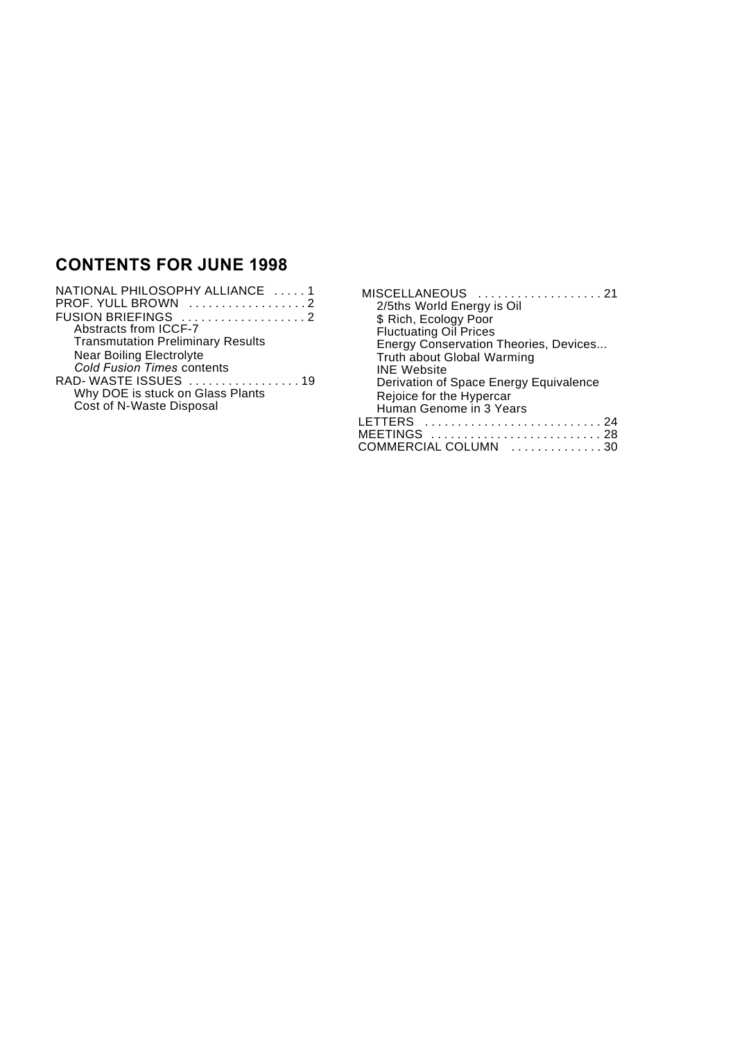## CONTENTS FOR JUNE 1998

NATIONAL PHILOSOPHY ALLIANCE . . . . . 1
PROF. YULL BROWN . . . . . . . . . . . . . . . . . . 2
FUSION BRIEFINGS . . . . . . . . . . . . . . . . . . . 2
- Abstracts from ICCF-7
- Transmutation Preliminary Results
- Near Boiling Electrolyte
- *Cold Fusion Times* contents

RAD- WASTE ISSUES . . . . . . . . . . . . . . . . . 19
- Why DOE is stuck on Glass Plants
- Cost of N-Waste Disposal

MISCELLANEOUS . . . . . . . . . . . . . . . . . . . 21
- 2/5ths World Energy is Oil
- $ Rich, Ecology Poor
- Fluctuating Oil Prices
- Energy Conservation Theories, Devices...
- Truth about Global Warming
- INE Website
- Derivation of Space Energy Equivalence
- Rejoice for the Hypercar
- Human Genome in 3 Years

LETTERS . . . . . . . . . . . . . . . . . . . . . . . . . . . 24
MEETINGS . . . . . . . . . . . . . . . . . . . . . . . . . . 28
COMMERCIAL COLUMN . . . . . . . . . . . . . . 30